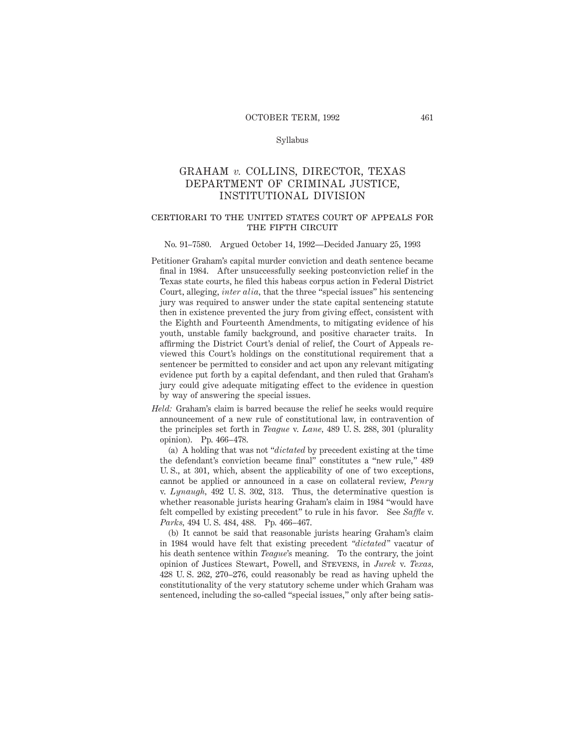Syllabus

# GRAHAM *v.* COLLINS, DIRECTOR, TEXAS DEPARTMENT OF CRIMINAL JUSTICE, INSTITUTIONAL DIVISION

## CERTIORARI TO THE UNITED STATES COURT OF APPEALS FOR THE FIFTH CIRCUIT

No. 91–7580. Argued October 14, 1992—Decided January 25, 1993

Petitioner Graham's capital murder conviction and death sentence became final in 1984. After unsuccessfully seeking postconviction relief in the Texas state courts, he filed this habeas corpus action in Federal District Court, alleging, *inter alia*, that the three "special issues" his sentencing jury was required to answer under the state capital sentencing statute then in existence prevented the jury from giving effect, consistent with the Eighth and Fourteenth Amendments, to mitigating evidence of his youth, unstable family background, and positive character traits. In affirming the District Court's denial of relief, the Court of Appeals reviewed this Court's holdings on the constitutional requirement that a sentencer be permitted to consider and act upon any relevant mitigating evidence put forth by a capital defendant, and then ruled that Graham's jury could give adequate mitigating effect to the evidence in question by way of answering the special issues.

*Held:* Graham's claim is barred because the relief he seeks would require announcement of a new rule of constitutional law, in contravention of the principles set forth in *Teague* v. *Lane*, 489 U. S. 288, 301 (plurality opinion). Pp. 466–478.

(a) A holding that was not "*dictated* by precedent existing at the time the defendant's conviction became final" constitutes a "new rule," 489 U. S., at 301, which, absent the applicability of one of two exceptions, cannot be applied or announced in a case on collateral review, *Penry* v. *Lynaugh*, 492 U. S. 302, 313. Thus, the determinative question is whether reasonable jurists hearing Graham's claim in 1984 "would have felt compelled by existing precedent" to rule in his favor. See *Saffle* v. *Parks*, 494 U. S. 484, 488. Pp. 466–467.

(b) It cannot be said that reasonable jurists hearing Graham's claim in 1984 would have felt that existing precedent "*dictated*" vacatur of his death sentence within *Teague*'s meaning. To the contrary, the joint opinion of Justices Stewart, Powell, and Stevens, in *Jurek* v. *Texas*, 428 U. S. 262, 270–276, could reasonably be read as having upheld the constitutionality of the very statutory scheme under which Graham was sentenced, including the so-called "special issues," only after being satis-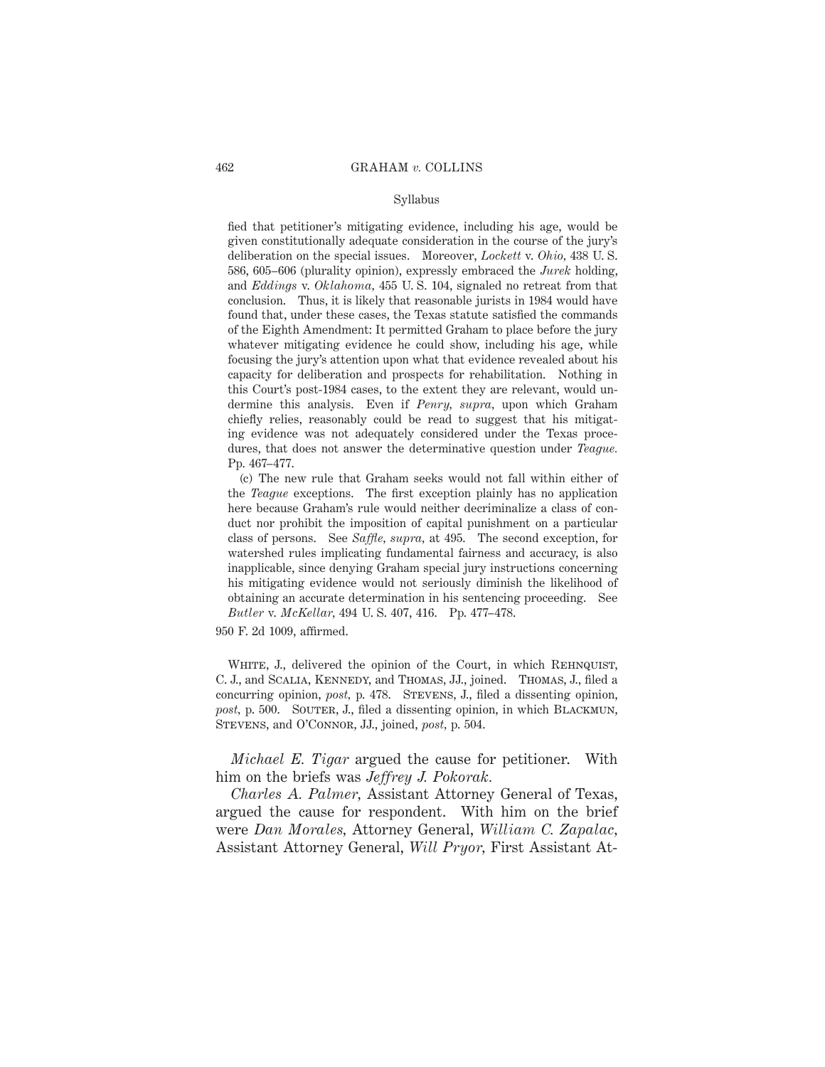fied that petitioner's mitigating evidence, including his age, would be given constitutionally adequate consideration in the course of the jury's deliberation on the special issues. Moreover, *Lockett* v. *Ohio*, 438 U. S. 586, 605–606 (plurality opinion), expressly embraced the *Jurek* holding, and *Eddings* v. *Oklahoma*, 455 U. S. 104, signaled no retreat from that conclusion. Thus, it is likely that reasonable jurists in 1984 would have found that, under these cases, the Texas statute satisfied the commands of the Eighth Amendment: It permitted Graham to place before the jury whatever mitigating evidence he could show, including his age, while focusing the jury's attention upon what that evidence revealed about his capacity for deliberation and prospects for rehabilitation. Nothing in this Court's post-1984 cases, to the extent they are relevant, would undermine this analysis. Even if *Penry, supra*, upon which Graham chiefly relies, reasonably could be read to suggest that his mitigating evidence was not adequately considered under the Texas procedures, that does not answer the determinative question under *Teague*. Pp. 467–477.

(c) The new rule that Graham seeks would not fall within either of the *Teague* exceptions. The first exception plainly has no application here because Graham's rule would neither decriminalize a class of conduct nor prohibit the imposition of capital punishment on a particular class of persons. See *Saffle, supra*, at 495. The second exception, for watershed rules implicating fundamental fairness and accuracy, is also inapplicable, since denying Graham special jury instructions concerning his mitigating evidence would not seriously diminish the likelihood of obtaining an accurate determination in his sentencing proceeding. See *Butler* v. *McKellar*, 494 U. S. 407, 416. Pp. 477–478.

950 F. 2d 1009, affirmed.

White, J., delivered the opinion of the Court, in which Rehnquist, C. J., and Scalia, Kennedy, and Thomas, JJ., joined. Thomas, J., filed a concurring opinion, *post*, p. 478. Stevens, J., filed a dissenting opinion, *post*, p. 500. Souter, J., filed a dissenting opinion, in which Blackmun, Stevens, and O'Connor, JJ., joined, *post*, p. 504.

*Michael E. Tigar* argued the cause for petitioner. With him on the briefs was *Jeffrey J. Pokorak*.

*Charles A. Palmer*, Assistant Attorney General of Texas, argued the cause for respondent. With him on the brief were *Dan Morales*, Attorney General, *William C. Zapalac*, Assistant Attorney General, *Will Pryor*, First Assistant At-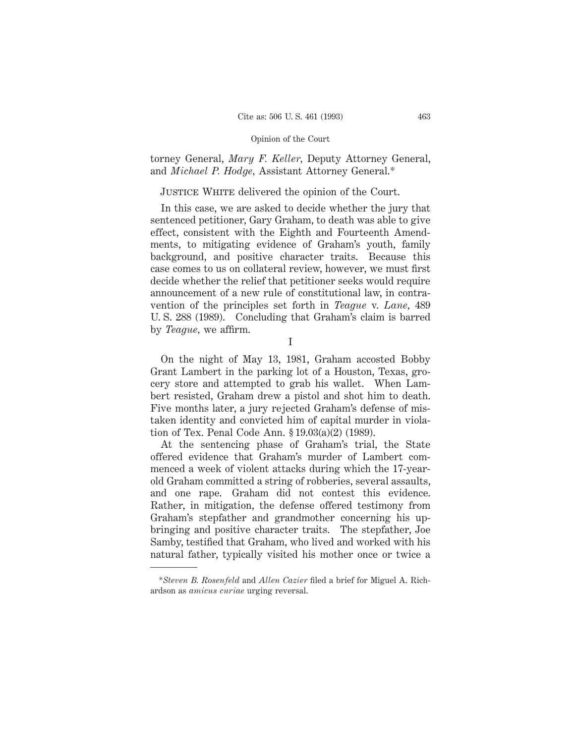torney General, *Mary F. Keller*, Deputy Attorney General, and *Michael P. Hodge*, Assistant Attorney General.*

Justice White delivered the opinion of the Court.

In this case, we are asked to decide whether the jury that sentenced petitioner, Gary Graham, to death was able to give effect, consistent with the Eighth and Fourteenth Amendments, to mitigating evidence of Graham's youth, family background, and positive character traits. Because this case comes to us on collateral review, however, we must first decide whether the relief that petitioner seeks would require announcement of a new rule of constitutional law, in contravention of the principles set forth in *Teague* v. *Lane*, 489 U. S. 288 (1989). Concluding that Graham's claim is barred by *Teague*, we affirm.

## I

On the night of May 13, 1981, Graham accosted Bobby Grant Lambert in the parking lot of a Houston, Texas, grocery store and attempted to grab his wallet. When Lambert resisted, Graham drew a pistol and shot him to death. Five months later, a jury rejected Graham's defense of mistaken identity and convicted him of capital murder in violation of Tex. Penal Code Ann. § 19.03(a)(2) (1989).

At the sentencing phase of Graham's trial, the State offered evidence that Graham's murder of Lambert commenced a week of violent attacks during which the 17-year-old Graham committed a string of robberies, several assaults, and one rape. Graham did not contest this evidence. Rather, in mitigation, the defense offered testimony from Graham's stepfather and grandmother concerning his upbringing and positive character traits. The stepfather, Joe Samby, testified that Graham, who lived and worked with his natural father, typically visited his mother once or twice a

---

*\*Steven B. Rosenfeld* and *Allen Cazier* filed a brief for Miguel A. Richardson as *amicus curiae* urging reversal.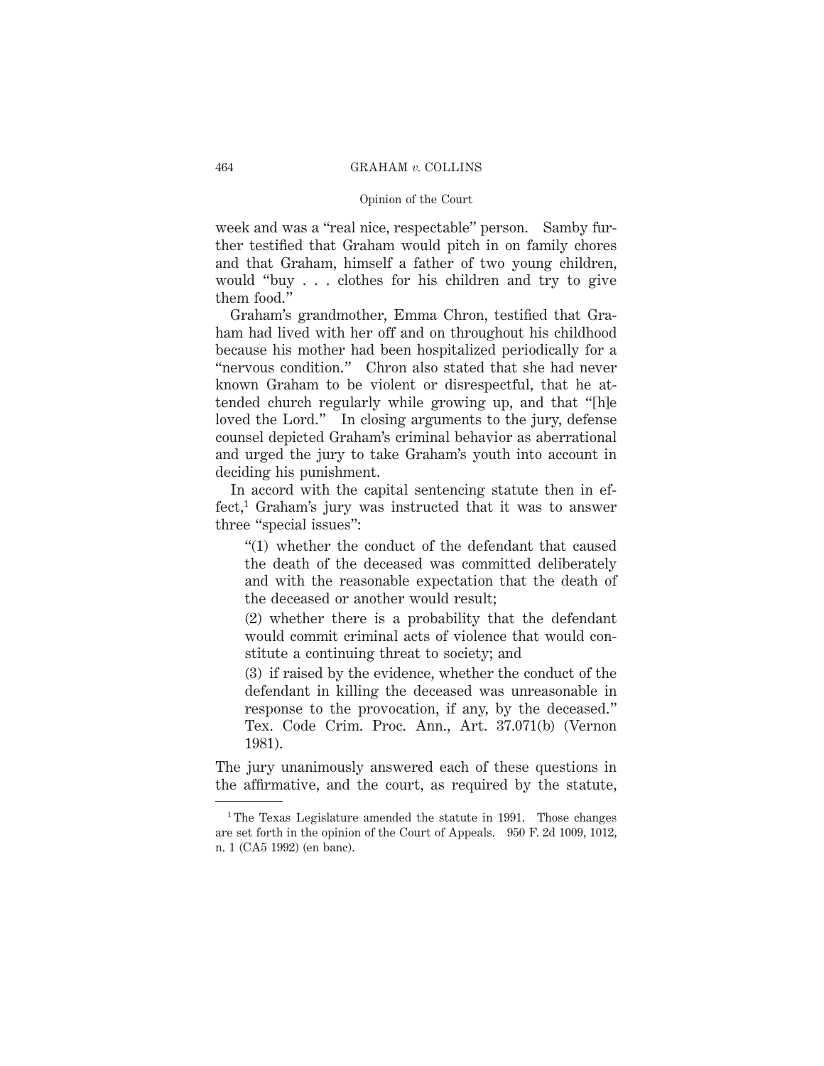week and was a "real nice, respectable" person. Samby further testified that Graham would pitch in on family chores and that Graham, himself a father of two young children, would "buy . . . clothes for his children and try to give them food."

Graham's grandmother, Emma Chron, testified that Graham had lived with her off and on throughout his childhood because his mother had been hospitalized periodically for a "nervous condition." Chron also stated that she had never known Graham to be violent or disrespectful, that he attended church regularly while growing up, and that "[h]e loved the Lord." In closing arguments to the jury, defense counsel depicted Graham's criminal behavior as aberrational and urged the jury to take Graham's youth into account in deciding his punishment.

In accord with the capital sentencing statute then in effect,[1] Graham's jury was instructed that it was to answer three "special issues":

> "(1) whether the conduct of the defendant that caused the death of the deceased was committed deliberately and with the reasonable expectation that the death of the deceased or another would result;
>
> (2) whether there is a probability that the defendant would commit criminal acts of violence that would constitute a continuing threat to society; and
>
> (3) if raised by the evidence, whether the conduct of the defendant in killing the deceased was unreasonable in response to the provocation, if any, by the deceased." Tex. Code Crim. Proc. Ann., Art. 37.071(b) (Vernon 1981).

The jury unanimously answered each of these questions in the affirmative, and the court, as required by the statute,

---

[1] The Texas Legislature amended the statute in 1991. Those changes are set forth in the opinion of the Court of Appeals. 950 F. 2d 1009, 1012, n. 1 (CA5 1992) (en banc).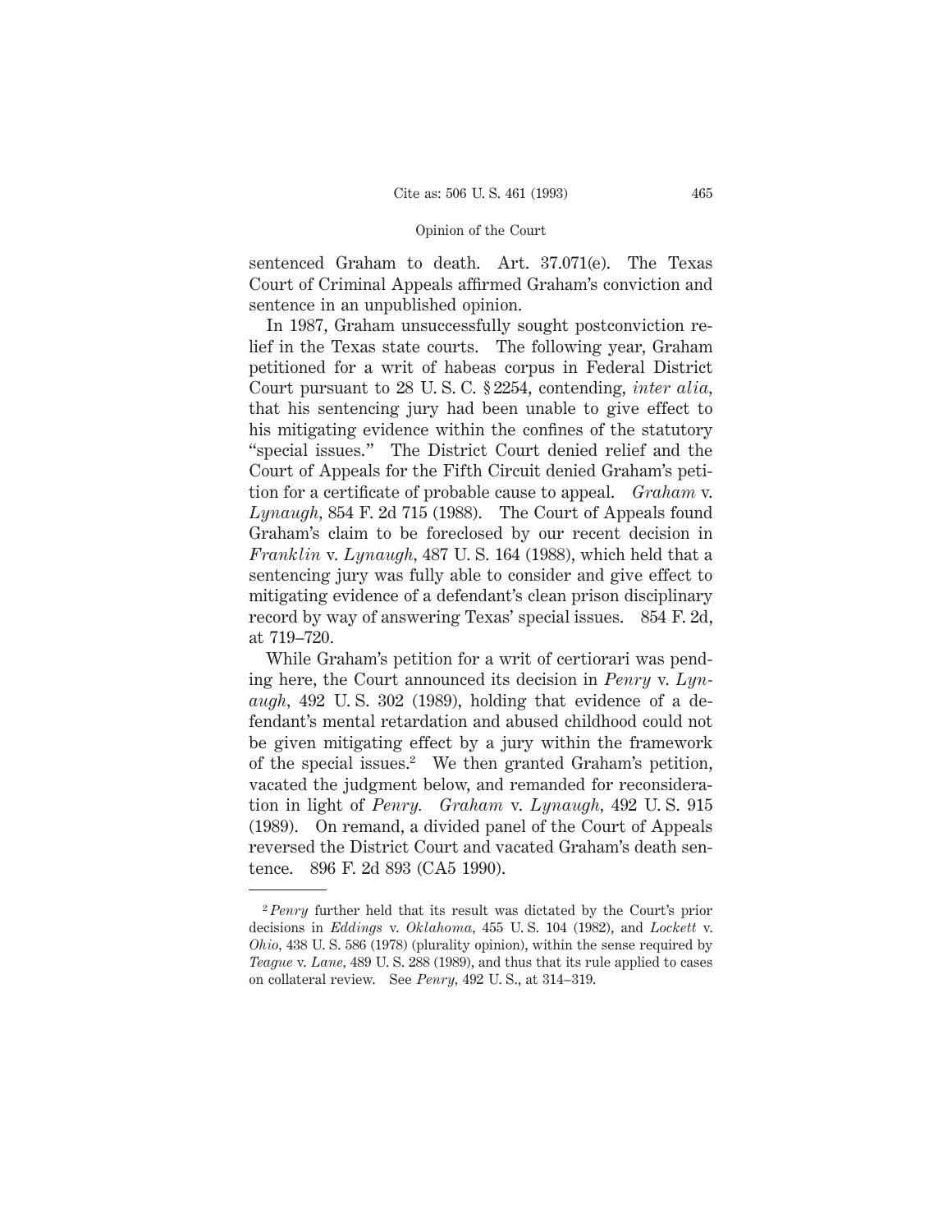sentenced Graham to death. Art. 37.071(e). The Texas Court of Criminal Appeals affirmed Graham's conviction and sentence in an unpublished opinion.

In 1987, Graham unsuccessfully sought postconviction relief in the Texas state courts. The following year, Graham petitioned for a writ of habeas corpus in Federal District Court pursuant to 28 U. S. C. § 2254, contending, *inter alia*, that his sentencing jury had been unable to give effect to his mitigating evidence within the confines of the statutory "special issues." The District Court denied relief and the Court of Appeals for the Fifth Circuit denied Graham's petition for a certificate of probable cause to appeal. *Graham* v. *Lynaugh*, 854 F. 2d 715 (1988). The Court of Appeals found Graham's claim to be foreclosed by our recent decision in *Franklin* v. *Lynaugh*, 487 U. S. 164 (1988), which held that a sentencing jury was fully able to consider and give effect to mitigating evidence of a defendant's clean prison disciplinary record by way of answering Texas' special issues. 854 F. 2d, at 719–720.

While Graham's petition for a writ of certiorari was pending here, the Court announced its decision in *Penry* v. *Lynaugh*, 492 U. S. 302 (1989), holding that evidence of a defendant's mental retardation and abused childhood could not be given mitigating effect by a jury within the framework of the special issues.[2] We then granted Graham's petition, vacated the judgment below, and remanded for reconsideration in light of *Penry*. *Graham* v. *Lynaugh*, 492 U. S. 915 (1989). On remand, a divided panel of the Court of Appeals reversed the District Court and vacated Graham's death sentence. 896 F. 2d 893 (CA5 1990).

---

[2] *Penry* further held that its result was dictated by the Court's prior decisions in *Eddings* v. *Oklahoma*, 455 U. S. 104 (1982), and *Lockett* v. *Ohio*, 438 U. S. 586 (1978) (plurality opinion), within the sense required by *Teague* v. *Lane*, 489 U. S. 288 (1989), and thus that its rule applied to cases on collateral review. See *Penry*, 492 U. S., at 314–319.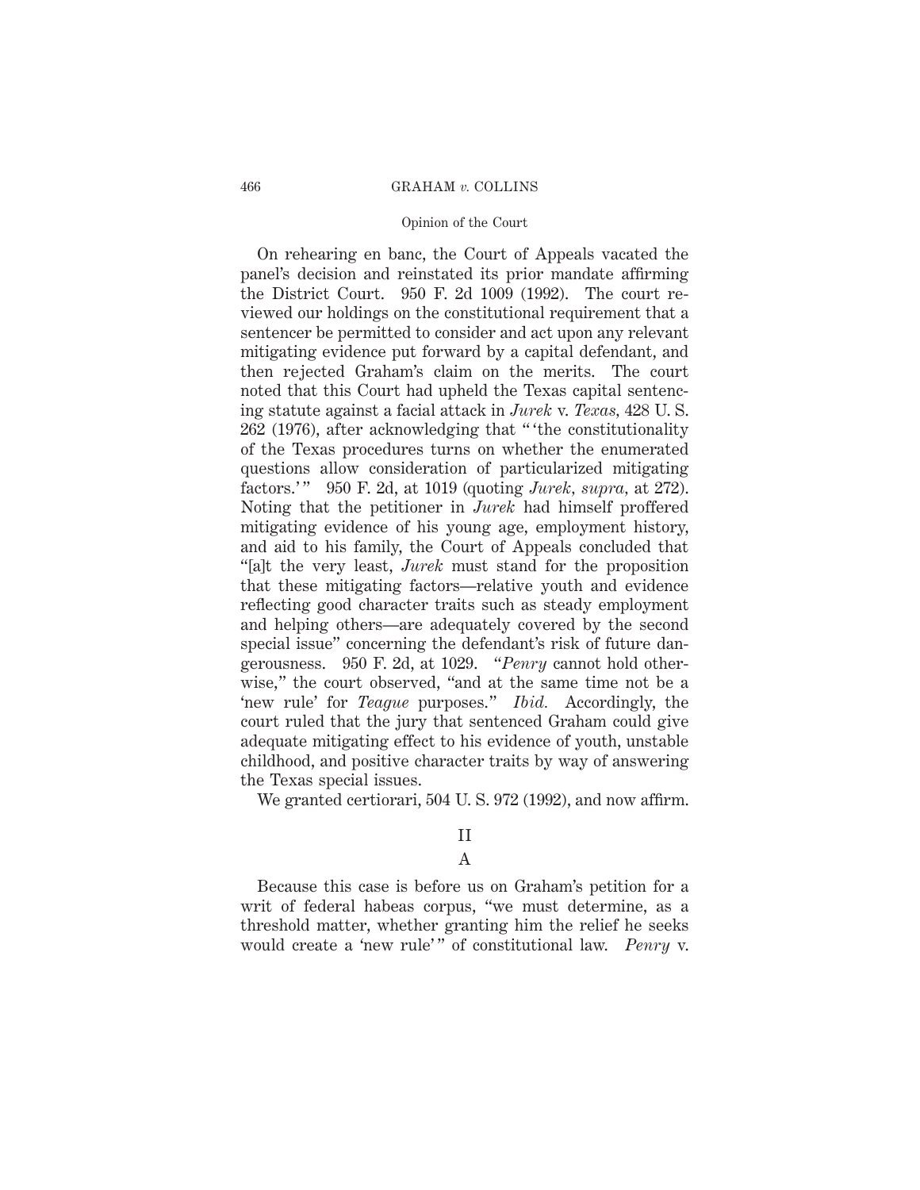On rehearing en banc, the Court of Appeals vacated the panel's decision and reinstated its prior mandate affirming the District Court. 950 F. 2d 1009 (1992). The court reviewed our holdings on the constitutional requirement that a sentencer be permitted to consider and act upon any relevant mitigating evidence put forward by a capital defendant, and then rejected Graham's claim on the merits. The court noted that this Court had upheld the Texas capital sentencing statute against a facial attack in *Jurek* v. *Texas*, 428 U. S. 262 (1976), after acknowledging that " 'the constitutionality of the Texas procedures turns on whether the enumerated questions allow consideration of particularized mitigating factors.' " 950 F. 2d, at 1019 (quoting *Jurek*, *supra*, at 272). Noting that the petitioner in *Jurek* had himself proffered mitigating evidence of his young age, employment history, and aid to his family, the Court of Appeals concluded that "[a]t the very least, *Jurek* must stand for the proposition that these mitigating factors—relative youth and evidence reflecting good character traits such as steady employment and helping others—are adequately covered by the second special issue" concerning the defendant's risk of future dangerousness. 950 F. 2d, at 1029. "*Penry* cannot hold otherwise," the court observed, "and at the same time not be a 'new rule' for *Teague* purposes." *Ibid.* Accordingly, the court ruled that the jury that sentenced Graham could give adequate mitigating effect to his evidence of youth, unstable childhood, and positive character traits by way of answering the Texas special issues.

We granted certiorari, 504 U. S. 972 (1992), and now affirm.

## II

### A

Because this case is before us on Graham's petition for a writ of federal habeas corpus, "we must determine, as a threshold matter, whether granting him the relief he seeks would create a 'new rule' " of constitutional law. *Penry* v.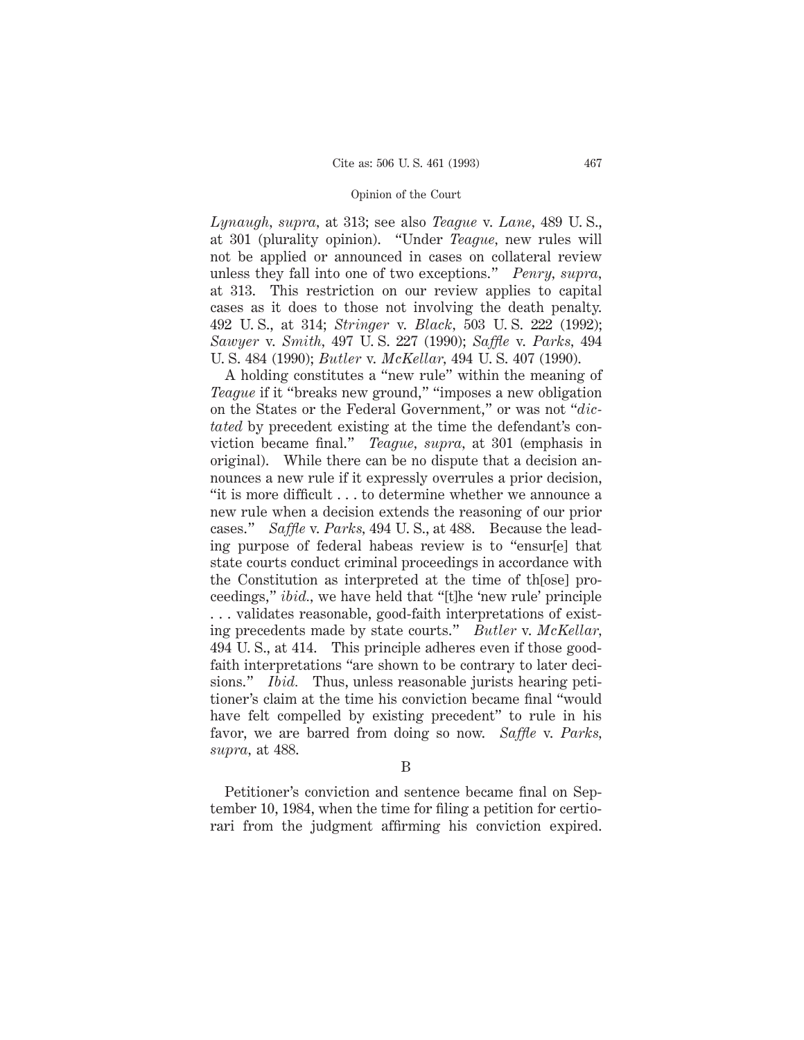*Lynaugh, supra,* at 313; see also *Teague* v. *Lane,* 489 U. S., at 301 (plurality opinion). "Under *Teague,* new rules will not be applied or announced in cases on collateral review unless they fall into one of two exceptions." *Penry, supra,* at 313. This restriction on our review applies to capital cases as it does to those not involving the death penalty. 492 U. S., at 314; *Stringer* v. *Black,* 503 U. S. 222 (1992); *Sawyer* v. *Smith,* 497 U. S. 227 (1990); *Saffle* v. *Parks,* 494 U. S. 484 (1990); *Butler* v. *McKellar,* 494 U. S. 407 (1990).

A holding constitutes a "new rule" within the meaning of *Teague* if it "breaks new ground," "imposes a new obligation on the States or the Federal Government," or was not "*dictated* by precedent existing at the time the defendant's conviction became final." *Teague, supra,* at 301 (emphasis in original). While there can be no dispute that a decision announces a new rule if it expressly overrules a prior decision, "it is more difficult . . . to determine whether we announce a new rule when a decision extends the reasoning of our prior cases." *Saffle* v. *Parks,* 494 U. S., at 488. Because the leading purpose of federal habeas review is to "ensur[e] that state courts conduct criminal proceedings in accordance with the Constitution as interpreted at the time of th[ose] proceedings," *ibid.,* we have held that "[t]he 'new rule' principle . . . validates reasonable, good-faith interpretations of existing precedents made by state courts." *Butler* v. *McKellar,* 494 U. S., at 414. This principle adheres even if those good-faith interpretations "are shown to be contrary to later decisions." *Ibid.* Thus, unless reasonable jurists hearing petitioner's claim at the time his conviction became final "would have felt compelled by existing precedent" to rule in his favor, we are barred from doing so now. *Saffle* v. *Parks, supra,* at 488.

B

Petitioner's conviction and sentence became final on September 10, 1984, when the time for filing a petition for certiorari from the judgment affirming his conviction expired.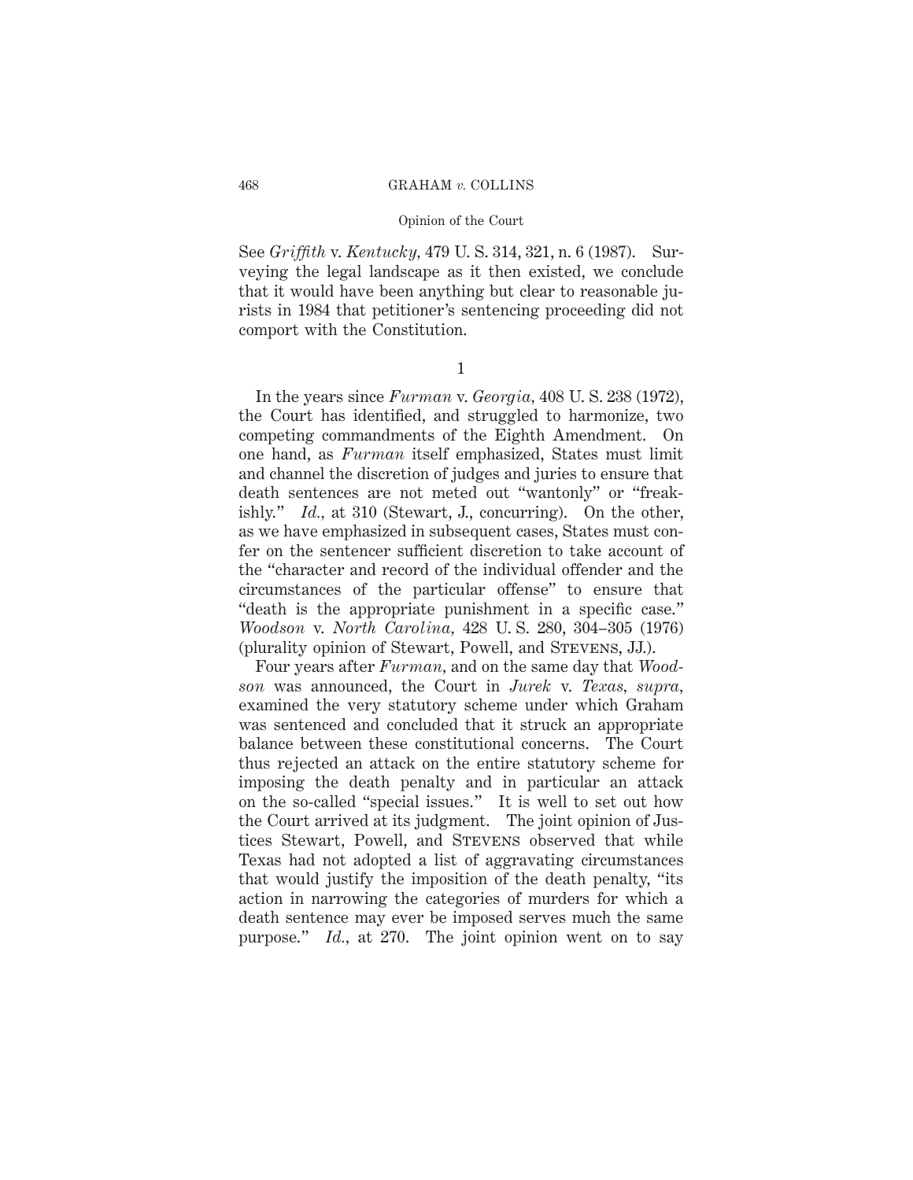See *Griffith* v. *Kentucky,* 479 U. S. 314, 321, n. 6 (1987). Surveying the legal landscape as it then existed, we conclude that it would have been anything but clear to reasonable jurists in 1984 that petitioner's sentencing proceeding did not comport with the Constitution.

1

In the years since *Furman* v. *Georgia,* 408 U. S. 238 (1972), the Court has identified, and struggled to harmonize, two competing commandments of the Eighth Amendment. On one hand, as *Furman* itself emphasized, States must limit and channel the discretion of judges and juries to ensure that death sentences are not meted out "wantonly" or "freakishly." *Id.,* at 310 (Stewart, J., concurring). On the other, as we have emphasized in subsequent cases, States must confer on the sentencer sufficient discretion to take account of the "character and record of the individual offender and the circumstances of the particular offense" to ensure that "death is the appropriate punishment in a specific case." *Woodson* v. *North Carolina,* 428 U. S. 280, 304–305 (1976) (plurality opinion of Stewart, Powell, and Stevens, JJ.).

Four years after *Furman,* and on the same day that *Woodson* was announced, the Court in *Jurek* v. *Texas, supra,* examined the very statutory scheme under which Graham was sentenced and concluded that it struck an appropriate balance between these constitutional concerns. The Court thus rejected an attack on the entire statutory scheme for imposing the death penalty and in particular an attack on the so-called "special issues." It is well to set out how the Court arrived at its judgment. The joint opinion of Justices Stewart, Powell, and Stevens observed that while Texas had not adopted a list of aggravating circumstances that would justify the imposition of the death penalty, "its action in narrowing the categories of murders for which a death sentence may ever be imposed serves much the same purpose." *Id.,* at 270. The joint opinion went on to say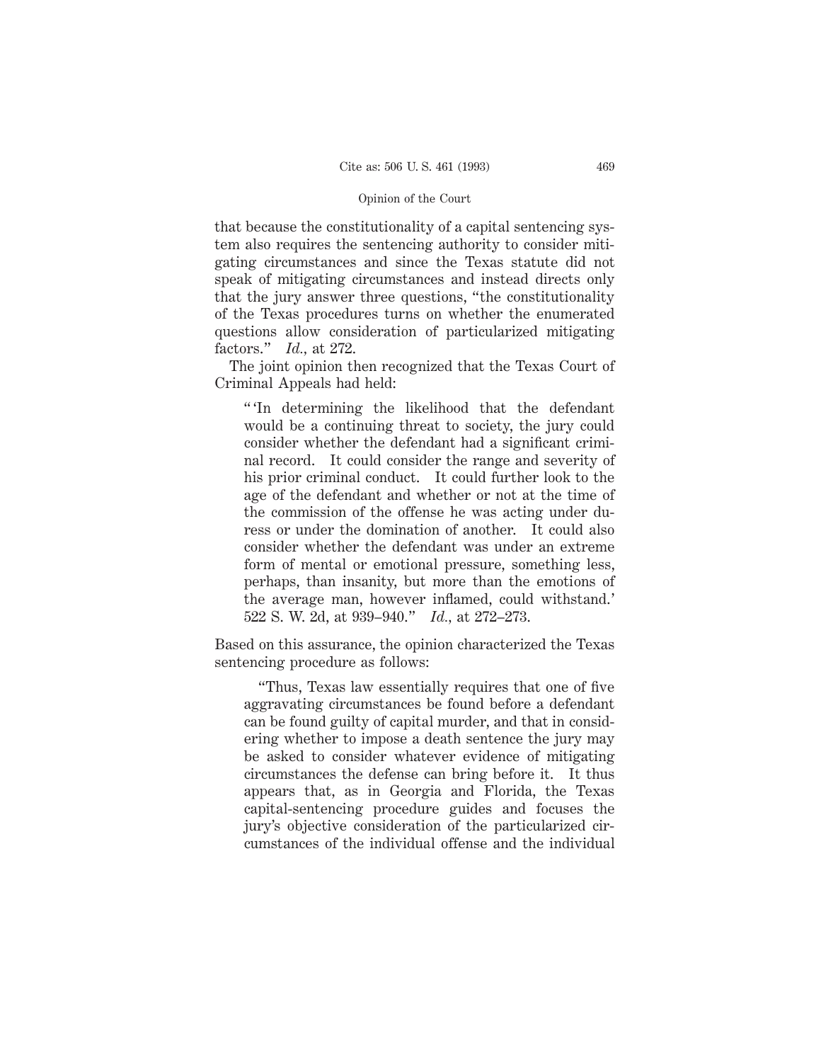that because the constitutionality of a capital sentencing system also requires the sentencing authority to consider mitigating circumstances and since the Texas statute did not speak of mitigating circumstances and instead directs only that the jury answer three questions, "the constitutionality of the Texas procedures turns on whether the enumerated questions allow consideration of particularized mitigating factors." *Id.*, at 272.

The joint opinion then recognized that the Texas Court of Criminal Appeals had held:

> "'In determining the likelihood that the defendant would be a continuing threat to society, the jury could consider whether the defendant had a significant criminal record. It could consider the range and severity of his prior criminal conduct. It could further look to the age of the defendant and whether or not at the time of the commission of the offense he was acting under duress or under the domination of another. It could also consider whether the defendant was under an extreme form of mental or emotional pressure, something less, perhaps, than insanity, but more than the emotions of the average man, however inflamed, could withstand.' 522 S. W. 2d, at 939–940." *Id.*, at 272–273.

Based on this assurance, the opinion characterized the Texas sentencing procedure as follows:

> "Thus, Texas law essentially requires that one of five aggravating circumstances be found before a defendant can be found guilty of capital murder, and that in considering whether to impose a death sentence the jury may be asked to consider whatever evidence of mitigating circumstances the defense can bring before it. It thus appears that, as in Georgia and Florida, the Texas capital-sentencing procedure guides and focuses the jury's objective consideration of the particularized circumstances of the individual offense and the individual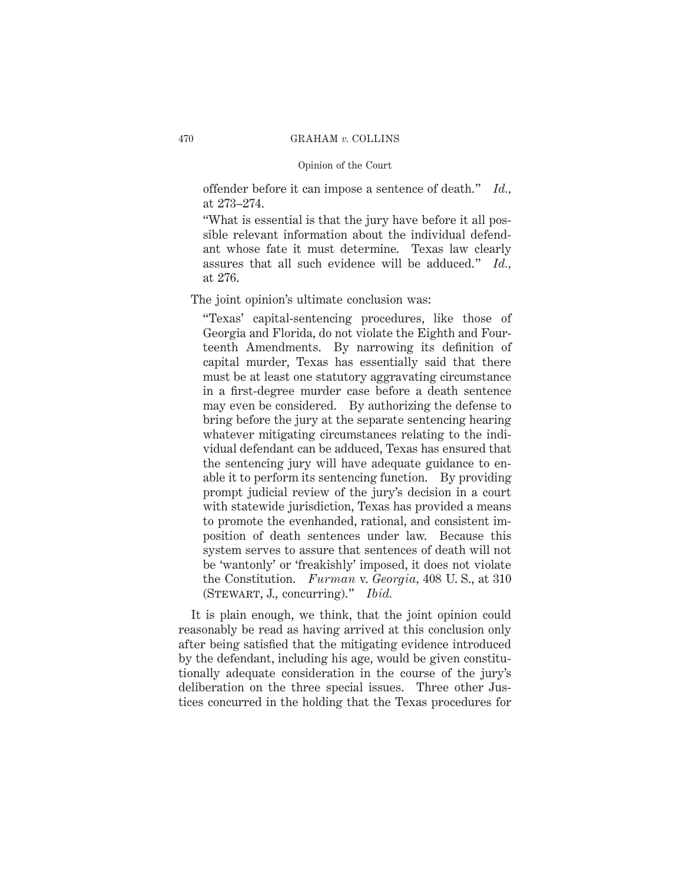offender before it can impose a sentence of death." *Id.*, at 273–274.

> "What is essential is that the jury have before it all possible relevant information about the individual defendant whose fate it must determine. Texas law clearly assures that all such evidence will be adduced." *Id.*, at 276.

The joint opinion's ultimate conclusion was:

> "Texas' capital-sentencing procedures, like those of Georgia and Florida, do not violate the Eighth and Fourteenth Amendments. By narrowing its definition of capital murder, Texas has essentially said that there must be at least one statutory aggravating circumstance in a first-degree murder case before a death sentence may even be considered. By authorizing the defense to bring before the jury at the separate sentencing hearing whatever mitigating circumstances relating to the individual defendant can be adduced, Texas has ensured that the sentencing jury will have adequate guidance to enable it to perform its sentencing function. By providing prompt judicial review of the jury's decision in a court with statewide jurisdiction, Texas has provided a means to promote the evenhanded, rational, and consistent imposition of death sentences under law. Because this system serves to assure that sentences of death will not be 'wantonly' or 'freakishly' imposed, it does not violate the Constitution. *Furman* v. *Georgia*, 408 U. S., at 310 (Stewart, J., concurring)." *Ibid.*

It is plain enough, we think, that the joint opinion could reasonably be read as having arrived at this conclusion only after being satisfied that the mitigating evidence introduced by the defendant, including his age, would be given constitutionally adequate consideration in the course of the jury's deliberation on the three special issues. Three other Justices concurred in the holding that the Texas procedures for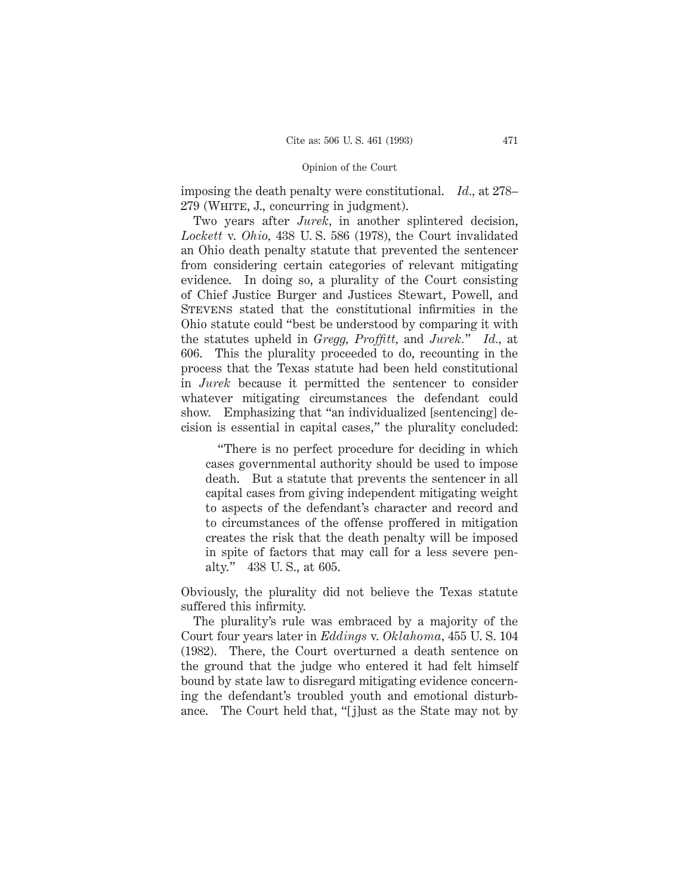imposing the death penalty were constitutional. *Id.*, at 278–279 (White, J., concurring in judgment).

Two years after *Jurek*, in another splintered decision, *Lockett* v. *Ohio*, 438 U. S. 586 (1978), the Court invalidated an Ohio death penalty statute that prevented the sentencer from considering certain categories of relevant mitigating evidence. In doing so, a plurality of the Court consisting of Chief Justice Burger and Justices Stewart, Powell, and Stevens stated that the constitutional infirmities in the Ohio statute could "best be understood by comparing it with the statutes upheld in *Gregg, Proffitt,* and *Jurek.*" *Id.*, at 606. This the plurality proceeded to do, recounting in the process that the Texas statute had been held constitutional in *Jurek* because it permitted the sentencer to consider whatever mitigating circumstances the defendant could show. Emphasizing that "an individualized [sentencing] decision is essential in capital cases," the plurality concluded:

> "There is no perfect procedure for deciding in which cases governmental authority should be used to impose death. But a statute that prevents the sentencer in all capital cases from giving independent mitigating weight to aspects of the defendant's character and record and to circumstances of the offense proffered in mitigation creates the risk that the death penalty will be imposed in spite of factors that may call for a less severe penalty." 438 U. S., at 605.

Obviously, the plurality did not believe the Texas statute suffered this infirmity.

The plurality's rule was embraced by a majority of the Court four years later in *Eddings* v. *Oklahoma*, 455 U. S. 104 (1982). There, the Court overturned a death sentence on the ground that the judge who entered it had felt himself bound by state law to disregard mitigating evidence concerning the defendant's troubled youth and emotional disturbance. The Court held that, "[j]ust as the State may not by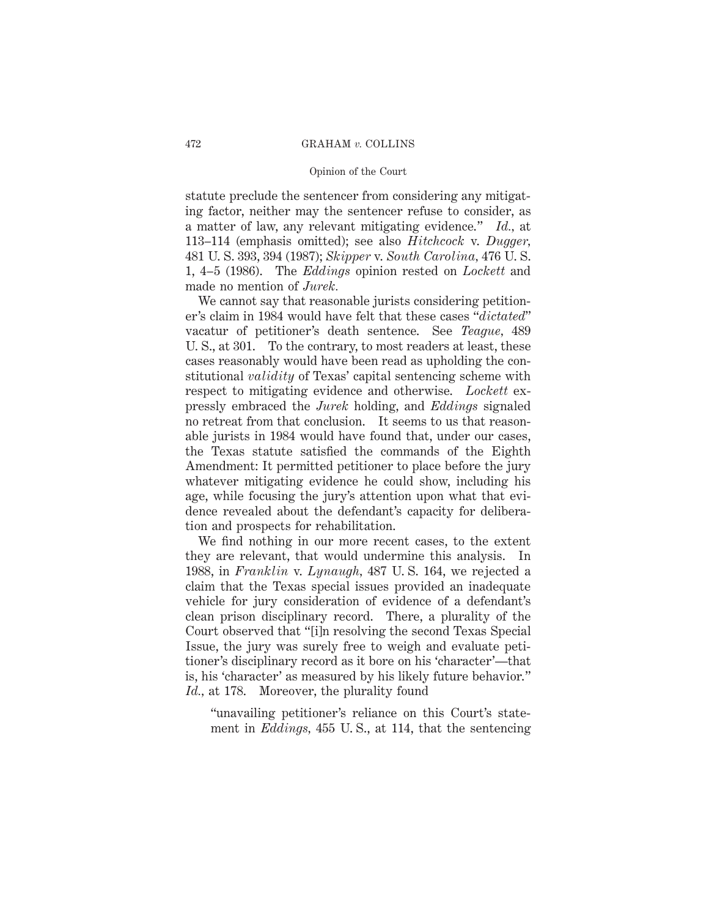statute preclude the sentencer from considering any mitigating factor, neither may the sentencer refuse to consider, as a matter of law, any relevant mitigating evidence." *Id.*, at 113–114 (emphasis omitted); see also *Hitchcock* v. *Dugger*, 481 U. S. 393, 394 (1987); *Skipper* v. *South Carolina*, 476 U. S. 1, 4–5 (1986). The *Eddings* opinion rested on *Lockett* and made no mention of *Jurek*.

We cannot say that reasonable jurists considering petitioner's claim in 1984 would have felt that these cases "*dictated*" vacatur of petitioner's death sentence. See *Teague*, 489 U. S., at 301. To the contrary, to most readers at least, these cases reasonably would have been read as upholding the constitutional *validity* of Texas' capital sentencing scheme with respect to mitigating evidence and otherwise. *Lockett* expressly embraced the *Jurek* holding, and *Eddings* signaled no retreat from that conclusion. It seems to us that reasonable jurists in 1984 would have found that, under our cases, the Texas statute satisfied the commands of the Eighth Amendment: It permitted petitioner to place before the jury whatever mitigating evidence he could show, including his age, while focusing the jury's attention upon what that evidence revealed about the defendant's capacity for deliberation and prospects for rehabilitation.

We find nothing in our more recent cases, to the extent they are relevant, that would undermine this analysis. In 1988, in *Franklin* v. *Lynaugh*, 487 U. S. 164, we rejected a claim that the Texas special issues provided an inadequate vehicle for jury consideration of evidence of a defendant's clean prison disciplinary record. There, a plurality of the Court observed that "[i]n resolving the second Texas Special Issue, the jury was surely free to weigh and evaluate petitioner's disciplinary record as it bore on his 'character'—that is, his 'character' as measured by his likely future behavior." *Id.*, at 178. Moreover, the plurality found

> "unavailing petitioner's reliance on this Court's statement in *Eddings*, 455 U. S., at 114, that the sentencing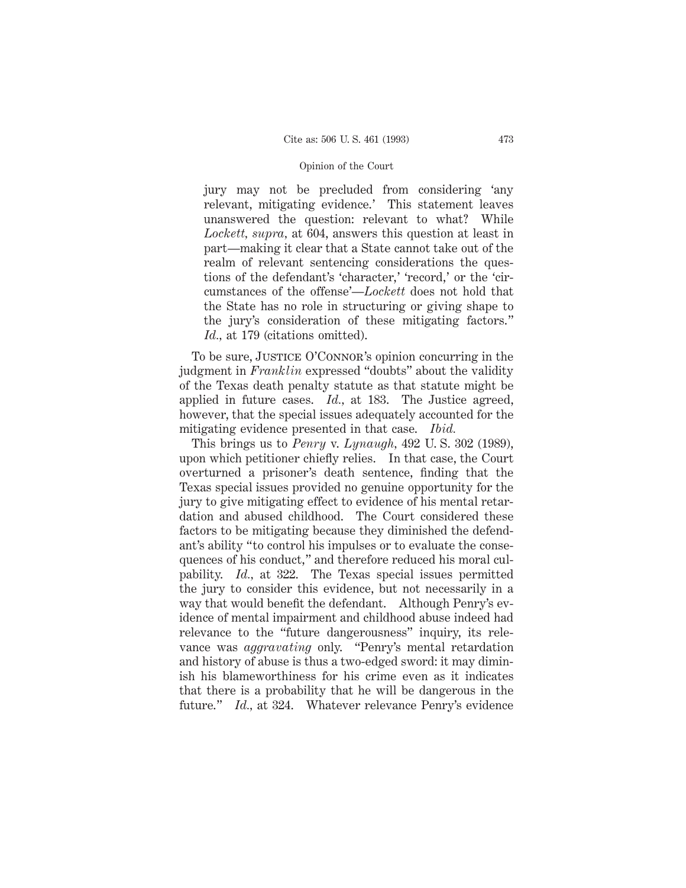> jury may not be precluded from considering 'any relevant, mitigating evidence.' This statement leaves unanswered the question: relevant to what? While *Lockett, supra,* at 604, answers this question at least in part—making it clear that a State cannot take out of the realm of relevant sentencing considerations the questions of the defendant's 'character,' 'record,' or the 'circumstances of the offense'—*Lockett* does not hold that the State has no role in structuring or giving shape to the jury's consideration of these mitigating factors." *Id.,* at 179 (citations omitted).

To be sure, JUSTICE O'CONNOR's opinion concurring in the judgment in *Franklin* expressed "doubts" about the validity of the Texas death penalty statute as that statute might be applied in future cases. *Id.,* at 183. The Justice agreed, however, that the special issues adequately accounted for the mitigating evidence presented in that case. *Ibid.*

This brings us to *Penry* v. *Lynaugh,* 492 U. S. 302 (1989), upon which petitioner chiefly relies. In that case, the Court overturned a prisoner's death sentence, finding that the Texas special issues provided no genuine opportunity for the jury to give mitigating effect to evidence of his mental retardation and abused childhood. The Court considered these factors to be mitigating because they diminished the defendant's ability "to control his impulses or to evaluate the consequences of his conduct," and therefore reduced his moral culpability. *Id.,* at 322. The Texas special issues permitted the jury to consider this evidence, but not necessarily in a way that would benefit the defendant. Although Penry's evidence of mental impairment and childhood abuse indeed had relevance to the "future dangerousness" inquiry, its relevance was *aggravating* only. "Penry's mental retardation and history of abuse is thus a two-edged sword: it may diminish his blameworthiness for his crime even as it indicates that there is a probability that he will be dangerous in the future." *Id.,* at 324. Whatever relevance Penry's evidence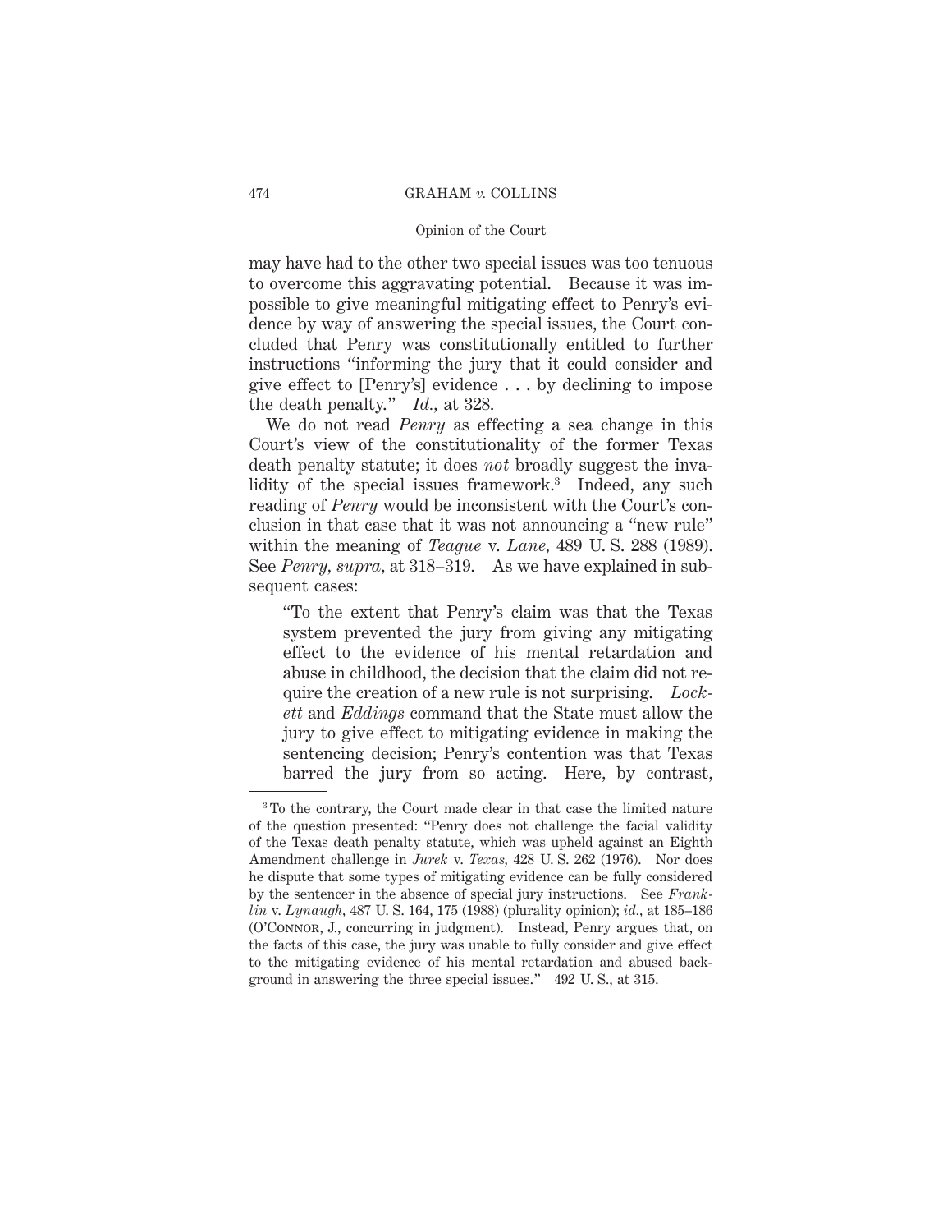may have had to the other two special issues was too tenuous to overcome this aggravating potential. Because it was impossible to give meaningful mitigating effect to Penry's evidence by way of answering the special issues, the Court concluded that Penry was constitutionally entitled to further instructions "informing the jury that it could consider and give effect to [Penry's] evidence . . . by declining to impose the death penalty." *Id.*, at 328.

We do not read *Penry* as effecting a sea change in this Court's view of the constitutionality of the former Texas death penalty statute; it does *not* broadly suggest the invalidity of the special issues framework.[3] Indeed, any such reading of *Penry* would be inconsistent with the Court's conclusion in that case that it was not announcing a "new rule" within the meaning of *Teague* v. *Lane*, 489 U. S. 288 (1989). See *Penry, supra*, at 318–319. As we have explained in subsequent cases:

> "To the extent that Penry's claim was that the Texas system prevented the jury from giving any mitigating effect to the evidence of his mental retardation and abuse in childhood, the decision that the claim did not require the creation of a new rule is not surprising. *Lockett* and *Eddings* command that the State must allow the jury to give effect to mitigating evidence in making the sentencing decision; Penry's contention was that Texas barred the jury from so acting. Here, by contrast,

[3] To the contrary, the Court made clear in that case the limited nature of the question presented: "Penry does not challenge the facial validity of the Texas death penalty statute, which was upheld against an Eighth Amendment challenge in *Jurek* v. *Texas*, 428 U. S. 262 (1976). Nor does he dispute that some types of mitigating evidence can be fully considered by the sentencer in the absence of special jury instructions. See *Franklin* v. *Lynaugh*, 487 U. S. 164, 175 (1988) (plurality opinion); *id.*, at 185–186 (O'Connor, J., concurring in judgment). Instead, Penry argues that, on the facts of this case, the jury was unable to fully consider and give effect to the mitigating evidence of his mental retardation and abused background in answering the three special issues." 492 U. S., at 315.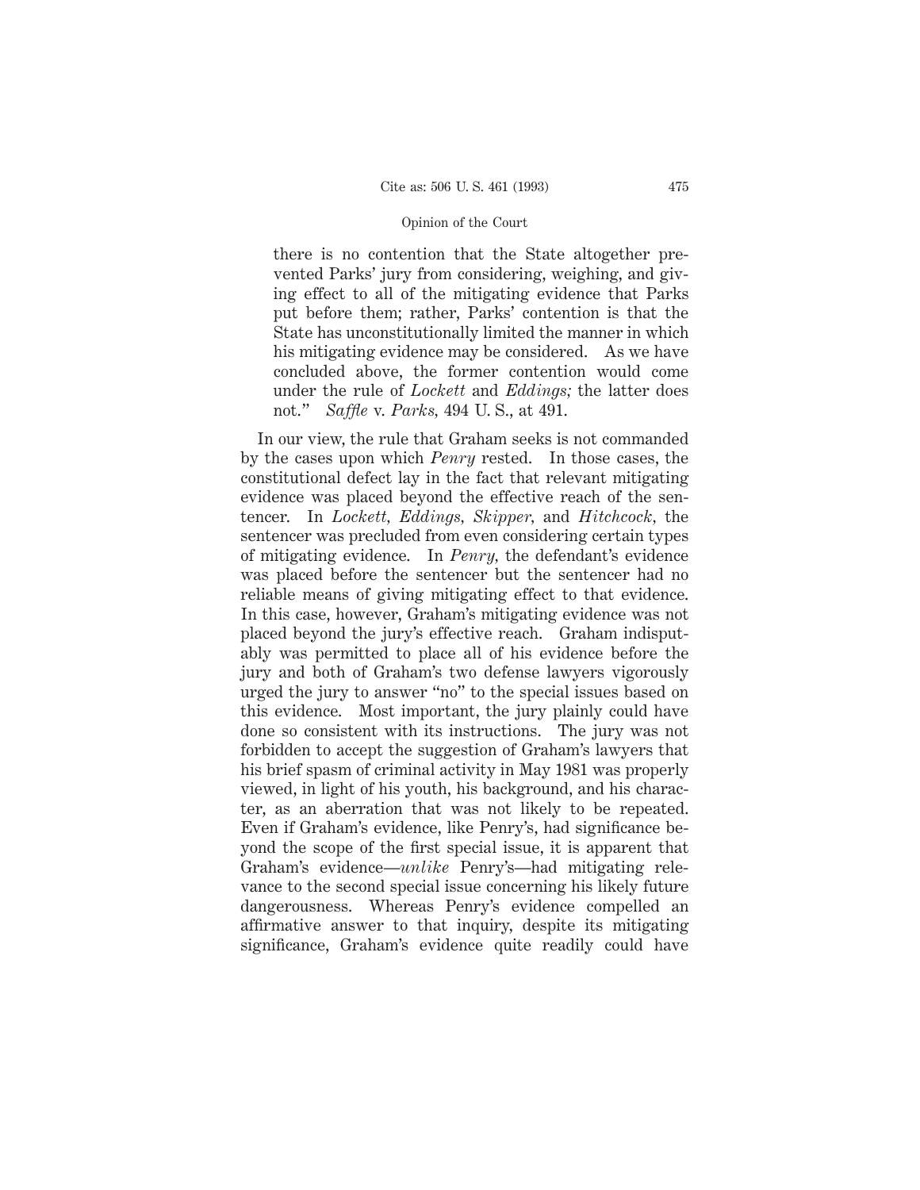> there is no contention that the State altogether prevented Parks' jury from considering, weighing, and giving effect to all of the mitigating evidence that Parks put before them; rather, Parks' contention is that the State has unconstitutionally limited the manner in which his mitigating evidence may be considered. As we have concluded above, the former contention would come under the rule of *Lockett* and *Eddings;* the latter does not." *Saffle* v. *Parks,* 494 U. S., at 491.

In our view, the rule that Graham seeks is not commanded by the cases upon which *Penry* rested. In those cases, the constitutional defect lay in the fact that relevant mitigating evidence was placed beyond the effective reach of the sentencer. In *Lockett, Eddings, Skipper,* and *Hitchcock,* the sentencer was precluded from even considering certain types of mitigating evidence. In *Penry,* the defendant's evidence was placed before the sentencer but the sentencer had no reliable means of giving mitigating effect to that evidence. In this case, however, Graham's mitigating evidence was not placed beyond the jury's effective reach. Graham indisputably was permitted to place all of his evidence before the jury and both of Graham's two defense lawyers vigorously urged the jury to answer "no" to the special issues based on this evidence. Most important, the jury plainly could have done so consistent with its instructions. The jury was not forbidden to accept the suggestion of Graham's lawyers that his brief spasm of criminal activity in May 1981 was properly viewed, in light of his youth, his background, and his character, as an aberration that was not likely to be repeated. Even if Graham's evidence, like Penry's, had significance beyond the scope of the first special issue, it is apparent that Graham's evidence—*unlike* Penry's—had mitigating relevance to the second special issue concerning his likely future dangerousness. Whereas Penry's evidence compelled an affirmative answer to that inquiry, despite its mitigating significance, Graham's evidence quite readily could have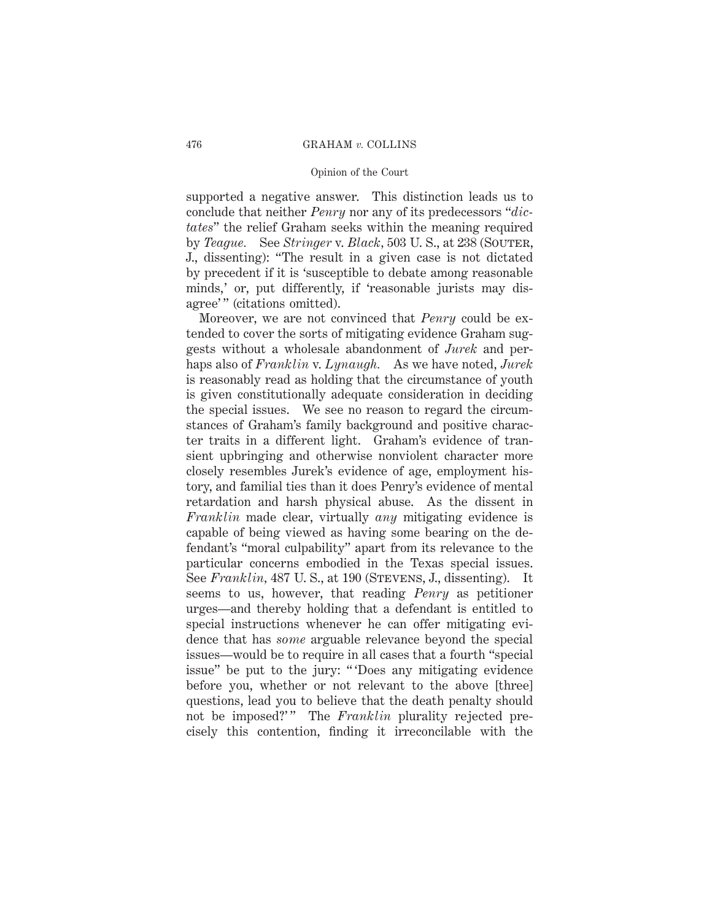supported a negative answer. This distinction leads us to conclude that neither *Penry* nor any of its predecessors "*dictates*" the relief Graham seeks within the meaning required by *Teague.* See *Stringer* v. *Black*, 503 U. S., at 238 (Souter, J., dissenting): "The result in a given case is not dictated by precedent if it is 'susceptible to debate among reasonable minds,' or, put differently, if 'reasonable jurists may disagree' " (citations omitted).

Moreover, we are not convinced that *Penry* could be extended to cover the sorts of mitigating evidence Graham suggests without a wholesale abandonment of *Jurek* and perhaps also of *Franklin* v. *Lynaugh.* As we have noted, *Jurek* is reasonably read as holding that the circumstance of youth is given constitutionally adequate consideration in deciding the special issues. We see no reason to regard the circumstances of Graham's family background and positive character traits in a different light. Graham's evidence of transient upbringing and otherwise nonviolent character more closely resembles Jurek's evidence of age, employment history, and familial ties than it does Penry's evidence of mental retardation and harsh physical abuse. As the dissent in *Franklin* made clear, virtually *any* mitigating evidence is capable of being viewed as having some bearing on the defendant's "moral culpability" apart from its relevance to the particular concerns embodied in the Texas special issues. See *Franklin*, 487 U. S., at 190 (Stevens, J., dissenting). It seems to us, however, that reading *Penry* as petitioner urges—and thereby holding that a defendant is entitled to special instructions whenever he can offer mitigating evidence that has *some* arguable relevance beyond the special issues—would be to require in all cases that a fourth "special issue" be put to the jury: " 'Does any mitigating evidence before you, whether or not relevant to the above [three] questions, lead you to believe that the death penalty should not be imposed?' " The *Franklin* plurality rejected precisely this contention, finding it irreconcilable with the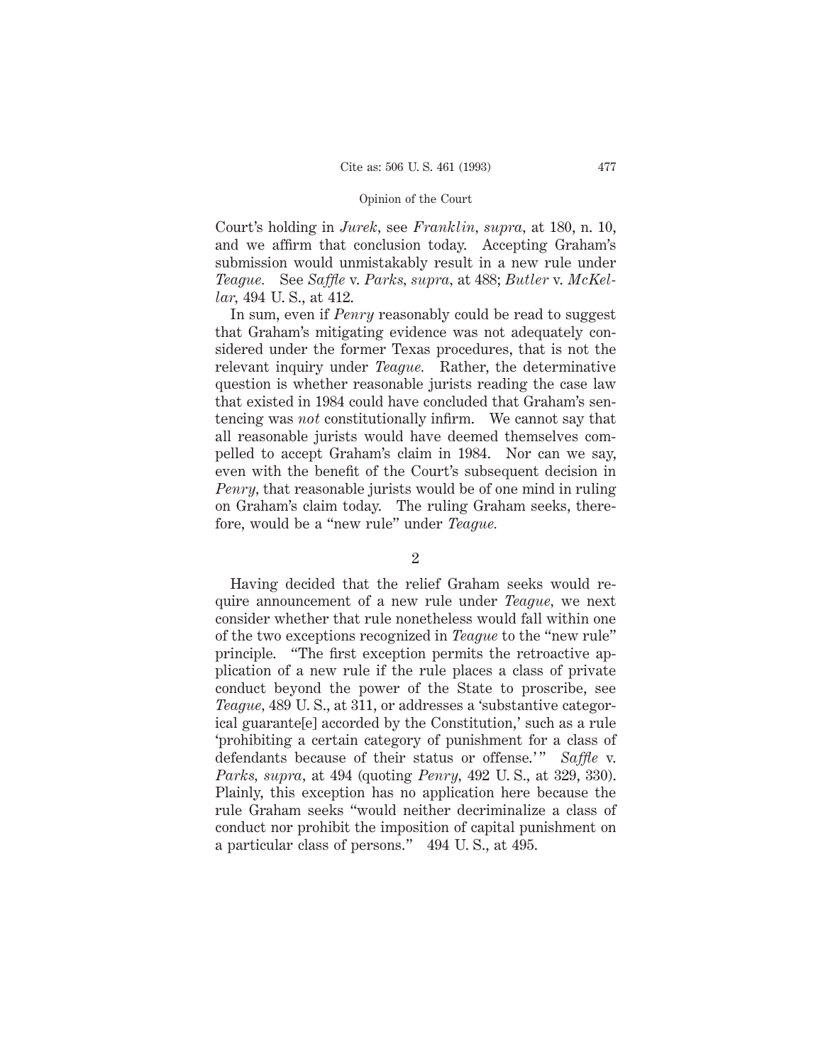Court's holding in *Jurek*, see *Franklin, supra,* at 180, n. 10, and we affirm that conclusion today. Accepting Graham's submission would unmistakably result in a new rule under *Teague.* See *Saffle* v. *Parks, supra,* at 488; *Butler* v. *McKellar,* 494 U. S., at 412.

In sum, even if *Penry* reasonably could be read to suggest that Graham's mitigating evidence was not adequately considered under the former Texas procedures, that is not the relevant inquiry under *Teague.* Rather, the determinative question is whether reasonable jurists reading the case law that existed in 1984 could have concluded that Graham's sentencing was *not* constitutionally infirm. We cannot say that all reasonable jurists would have deemed themselves compelled to accept Graham's claim in 1984. Nor can we say, even with the benefit of the Court's subsequent decision in *Penry,* that reasonable jurists would be of one mind in ruling on Graham's claim today. The ruling Graham seeks, therefore, would be a "new rule" under *Teague.*

2

Having decided that the relief Graham seeks would require announcement of a new rule under *Teague,* we next consider whether that rule nonetheless would fall within one of the two exceptions recognized in *Teague* to the "new rule" principle. "The first exception permits the retroactive application of a new rule if the rule places a class of private conduct beyond the power of the State to proscribe, see *Teague,* 489 U. S., at 311, or addresses a 'substantive categorical guarante[e] accorded by the Constitution,' such as a rule 'prohibiting a certain category of punishment for a class of defendants because of their status or offense.'" *Saffle* v. *Parks, supra,* at 494 (quoting *Penry,* 492 U. S., at 329, 330). Plainly, this exception has no application here because the rule Graham seeks "would neither decriminalize a class of conduct nor prohibit the imposition of capital punishment on a particular class of persons." 494 U. S., at 495.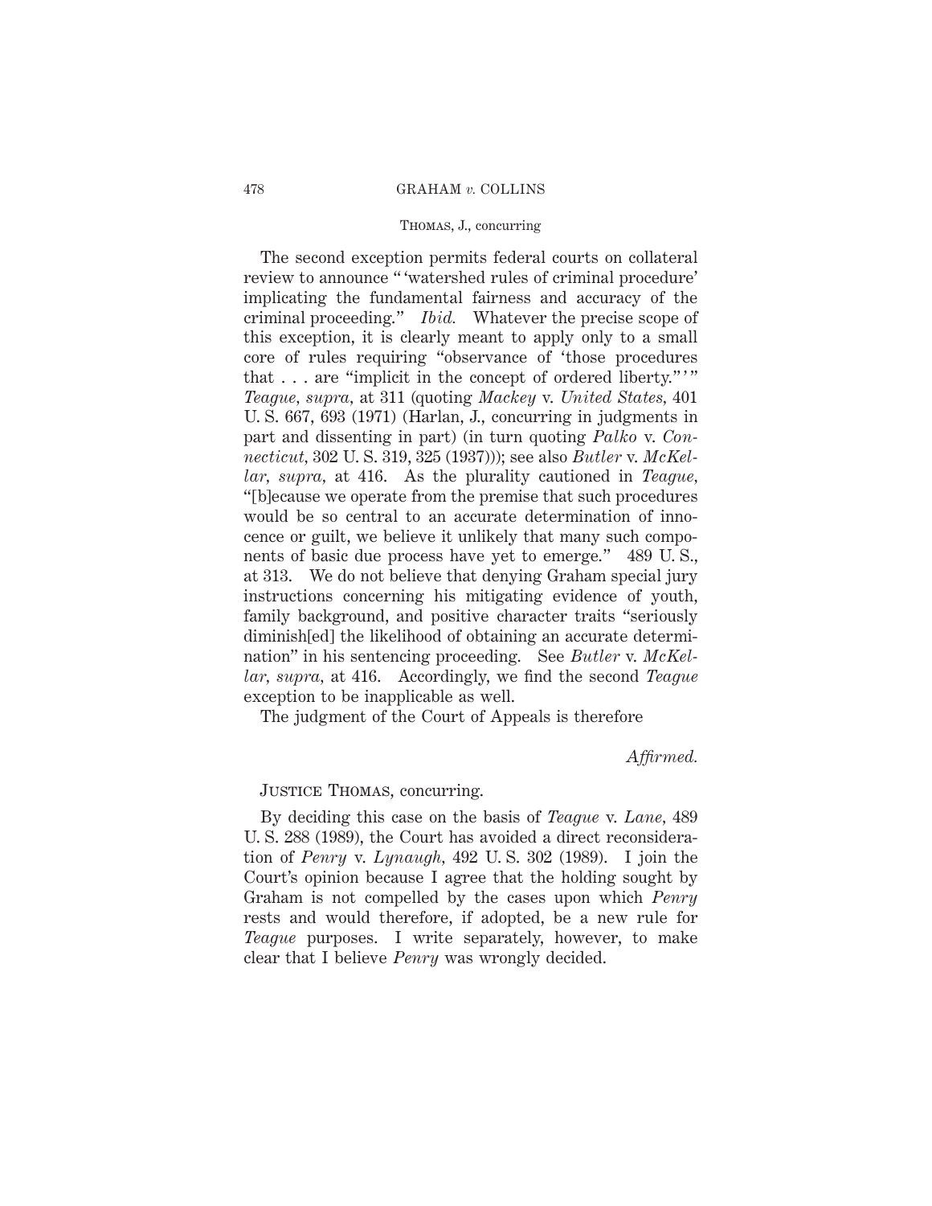The second exception permits federal courts on collateral review to announce "'watershed rules of criminal procedure' implicating the fundamental fairness and accuracy of the criminal proceeding." *Ibid.* Whatever the precise scope of this exception, it is clearly meant to apply only to a small core of rules requiring "observance of 'those procedures that . . . are "implicit in the concept of ordered liberty."'" *Teague, supra,* at 311 (quoting *Mackey* v. *United States,* 401 U. S. 667, 693 (1971) (Harlan, J., concurring in judgments in part and dissenting in part) (in turn quoting *Palko* v. *Connecticut,* 302 U. S. 319, 325 (1937))); see also *Butler* v. *McKellar, supra,* at 416. As the plurality cautioned in *Teague,* "[b]ecause we operate from the premise that such procedures would be so central to an accurate determination of innocence or guilt, we believe it unlikely that many such components of basic due process have yet to emerge." 489 U. S., at 313. We do not believe that denying Graham special jury instructions concerning his mitigating evidence of youth, family background, and positive character traits "seriously diminish[ed] the likelihood of obtaining an accurate determination" in his sentencing proceeding. See *Butler* v. *McKellar, supra,* at 416. Accordingly, we find the second *Teague* exception to be inapplicable as well.

The judgment of the Court of Appeals is therefore

*Affirmed.*

Justice Thomas, concurring.

By deciding this case on the basis of *Teague* v. *Lane,* 489 U. S. 288 (1989), the Court has avoided a direct reconsideration of *Penry* v. *Lynaugh,* 492 U. S. 302 (1989). I join the Court's opinion because I agree that the holding sought by Graham is not compelled by the cases upon which *Penry* rests and would therefore, if adopted, be a new rule for *Teague* purposes. I write separately, however, to make clear that I believe *Penry* was wrongly decided.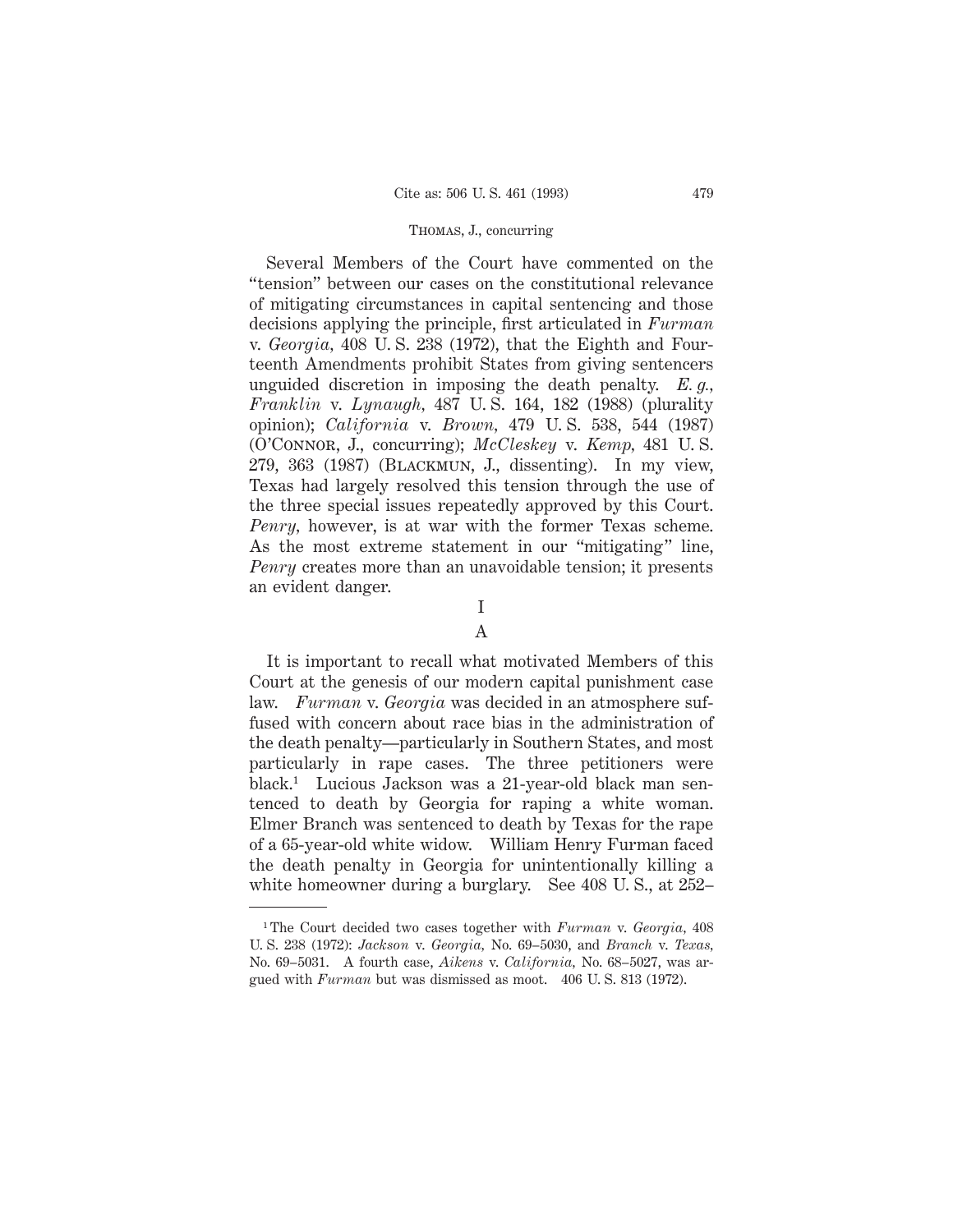Several Members of the Court have commented on the "tension" between our cases on the constitutional relevance of mitigating circumstances in capital sentencing and those decisions applying the principle, first articulated in *Furman* v. *Georgia*, 408 U. S. 238 (1972), that the Eighth and Fourteenth Amendments prohibit States from giving sentencers unguided discretion in imposing the death penalty. *E. g.*, *Franklin* v. *Lynaugh*, 487 U. S. 164, 182 (1988) (plurality opinion); *California* v. *Brown*, 479 U. S. 538, 544 (1987) (O'Connor, J., concurring); *McCleskey* v. *Kemp*, 481 U. S. 279, 363 (1987) (Blackmun, J., dissenting). In my view, Texas had largely resolved this tension through the use of the three special issues repeatedly approved by this Court. *Penry*, however, is at war with the former Texas scheme. As the most extreme statement in our "mitigating" line, *Penry* creates more than an unavoidable tension; it presents an evident danger.

# I

## A

It is important to recall what motivated Members of this Court at the genesis of our modern capital punishment case law. *Furman* v. *Georgia* was decided in an atmosphere suffused with concern about race bias in the administration of the death penalty—particularly in Southern States, and most particularly in rape cases. The three petitioners were black.[1] Lucious Jackson was a 21-year-old black man sentenced to death by Georgia for raping a white woman. Elmer Branch was sentenced to death by Texas for the rape of a 65-year-old white widow. William Henry Furman faced the death penalty in Georgia for unintentionally killing a white homeowner during a burglary. See 408 U. S., at 252–

---

[1] The Court decided two cases together with *Furman* v. *Georgia*, 408 U. S. 238 (1972): *Jackson* v. *Georgia*, No. 69–5030, and *Branch* v. *Texas*, No. 69–5031. A fourth case, *Aikens* v. *California*, No. 68–5027, was argued with *Furman* but was dismissed as moot. 406 U. S. 813 (1972).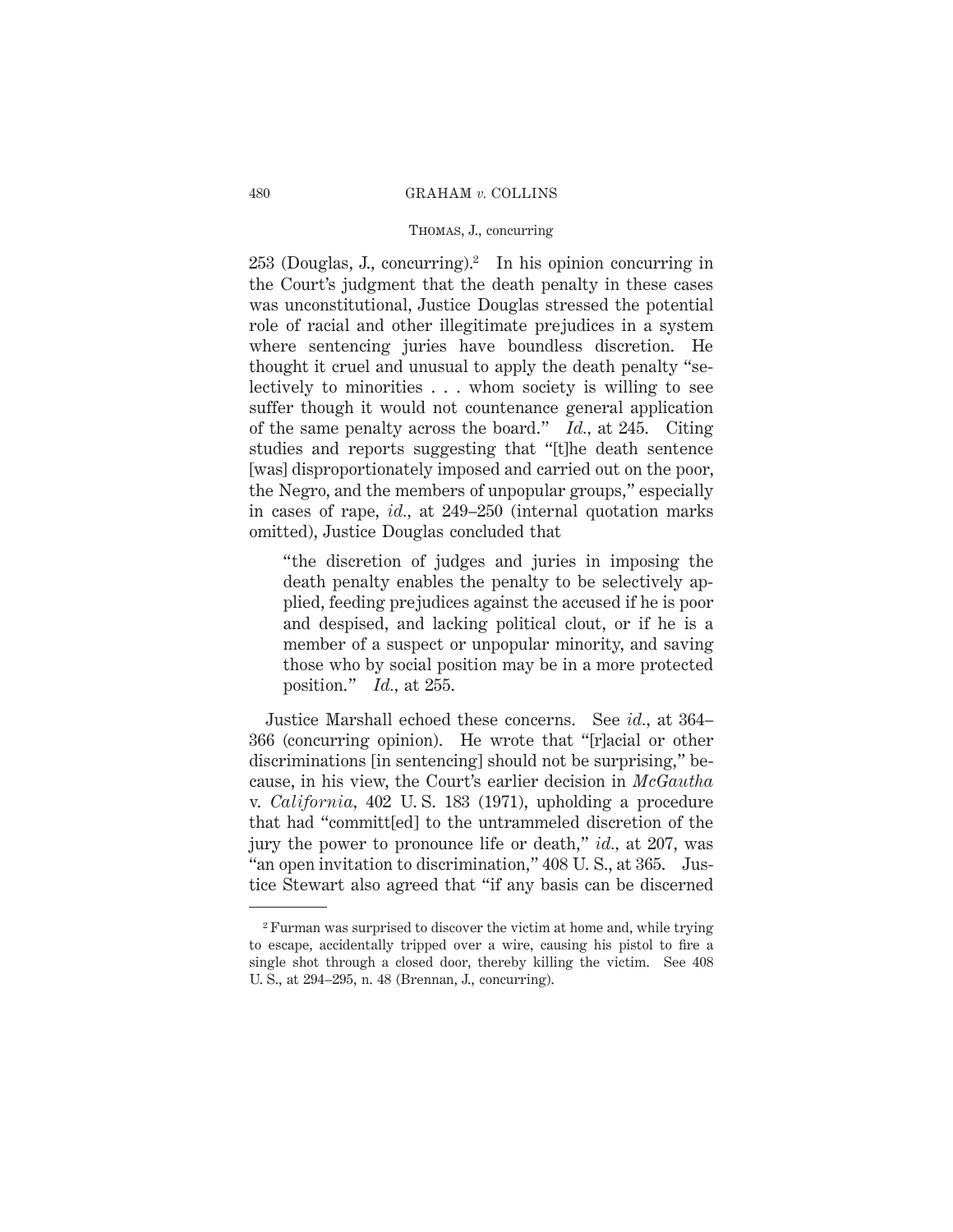253 (Douglas, J., concurring).[2] In his opinion concurring in the Court's judgment that the death penalty in these cases was unconstitutional, Justice Douglas stressed the potential role of racial and other illegitimate prejudices in a system where sentencing juries have boundless discretion. He thought it cruel and unusual to apply the death penalty "selectively to minorities . . . whom society is willing to see suffer though it would not countenance general application of the same penalty across the board." *Id.*, at 245. Citing studies and reports suggesting that "[t]he death sentence [was] disproportionately imposed and carried out on the poor, the Negro, and the members of unpopular groups," especially in cases of rape, *id.*, at 249–250 (internal quotation marks omitted), Justice Douglas concluded that

> "the discretion of judges and juries in imposing the death penalty enables the penalty to be selectively applied, feeding prejudices against the accused if he is poor and despised, and lacking political clout, or if he is a member of a suspect or unpopular minority, and saving those who by social position may be in a more protected position." *Id.*, at 255.

Justice Marshall echoed these concerns. See *id.*, at 364–366 (concurring opinion). He wrote that "[r]acial or other discriminations [in sentencing] should not be surprising," because, in his view, the Court's earlier decision in *McGautha* v. *California*, 402 U. S. 183 (1971), upholding a procedure that had "committ[ed] to the untrammeled discretion of the jury the power to pronounce life or death," *id.*, at 207, was "an open invitation to discrimination," 408 U. S., at 365. Justice Stewart also agreed that "if any basis can be discerned

---

[2] Furman was surprised to discover the victim at home and, while trying to escape, accidentally tripped over a wire, causing his pistol to fire a single shot through a closed door, thereby killing the victim. See 408 U. S., at 294–295, n. 48 (Brennan, J., concurring).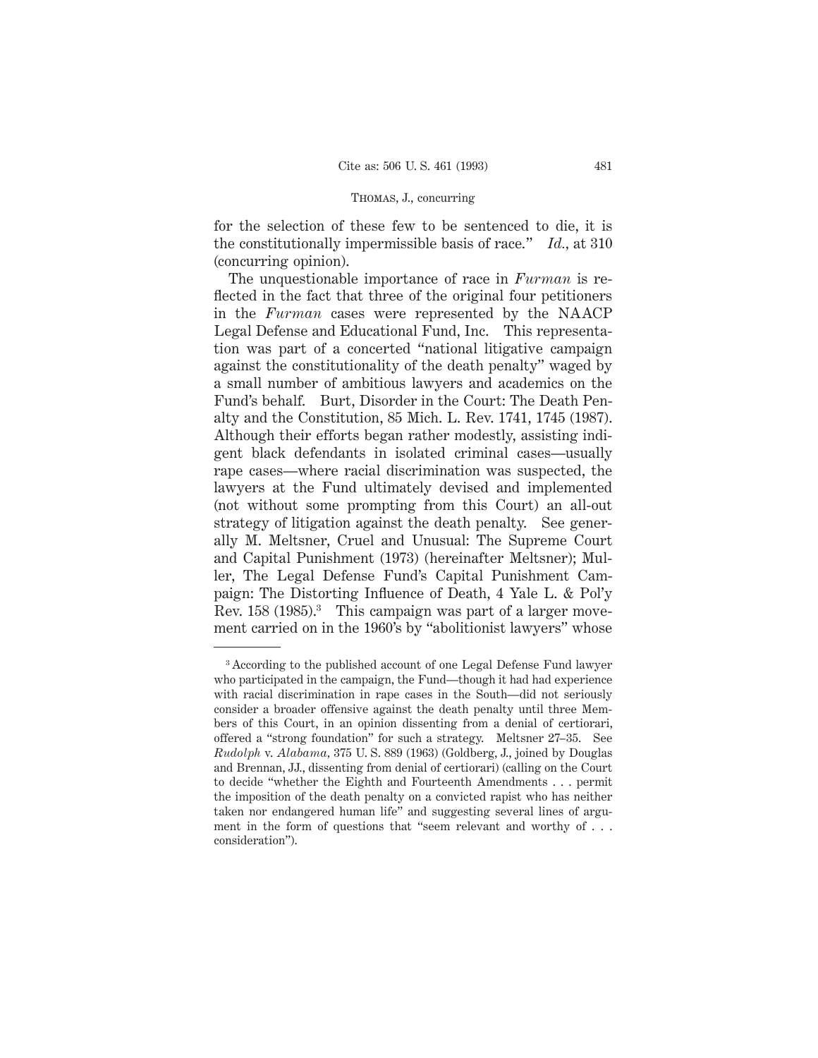for the selection of these few to be sentenced to die, it is the constitutionally impermissible basis of race." *Id.*, at 310 (concurring opinion).

The unquestionable importance of race in *Furman* is reflected in the fact that three of the original four petitioners in the *Furman* cases were represented by the NAACP Legal Defense and Educational Fund, Inc. This representation was part of a concerted "national litigative campaign against the constitutionality of the death penalty" waged by a small number of ambitious lawyers and academics on the Fund's behalf. Burt, Disorder in the Court: The Death Penalty and the Constitution, 85 Mich. L. Rev. 1741, 1745 (1987). Although their efforts began rather modestly, assisting indigent black defendants in isolated criminal cases—usually rape cases—where racial discrimination was suspected, the lawyers at the Fund ultimately devised and implemented (not without some prompting from this Court) an all-out strategy of litigation against the death penalty. See generally M. Meltsner, Cruel and Unusual: The Supreme Court and Capital Punishment (1973) (hereinafter Meltsner); Muller, The Legal Defense Fund's Capital Punishment Campaign: The Distorting Influence of Death, 4 Yale L. & Pol'y Rev. 158 (1985).[3] This campaign was part of a larger movement carried on in the 1960's by "abolitionist lawyers" whose

---

[3] According to the published account of one Legal Defense Fund lawyer who participated in the campaign, the Fund—though it had had experience with racial discrimination in rape cases in the South—did not seriously consider a broader offensive against the death penalty until three Members of this Court, in an opinion dissenting from a denial of certiorari, offered a "strong foundation" for such a strategy. Meltsner 27–35. See *Rudolph* v. *Alabama*, 375 U. S. 889 (1963) (Goldberg, J., joined by Douglas and Brennan, JJ., dissenting from denial of certiorari) (calling on the Court to decide "whether the Eighth and Fourteenth Amendments . . . permit the imposition of the death penalty on a convicted rapist who has neither taken nor endangered human life" and suggesting several lines of argument in the form of questions that "seem relevant and worthy of . . . consideration").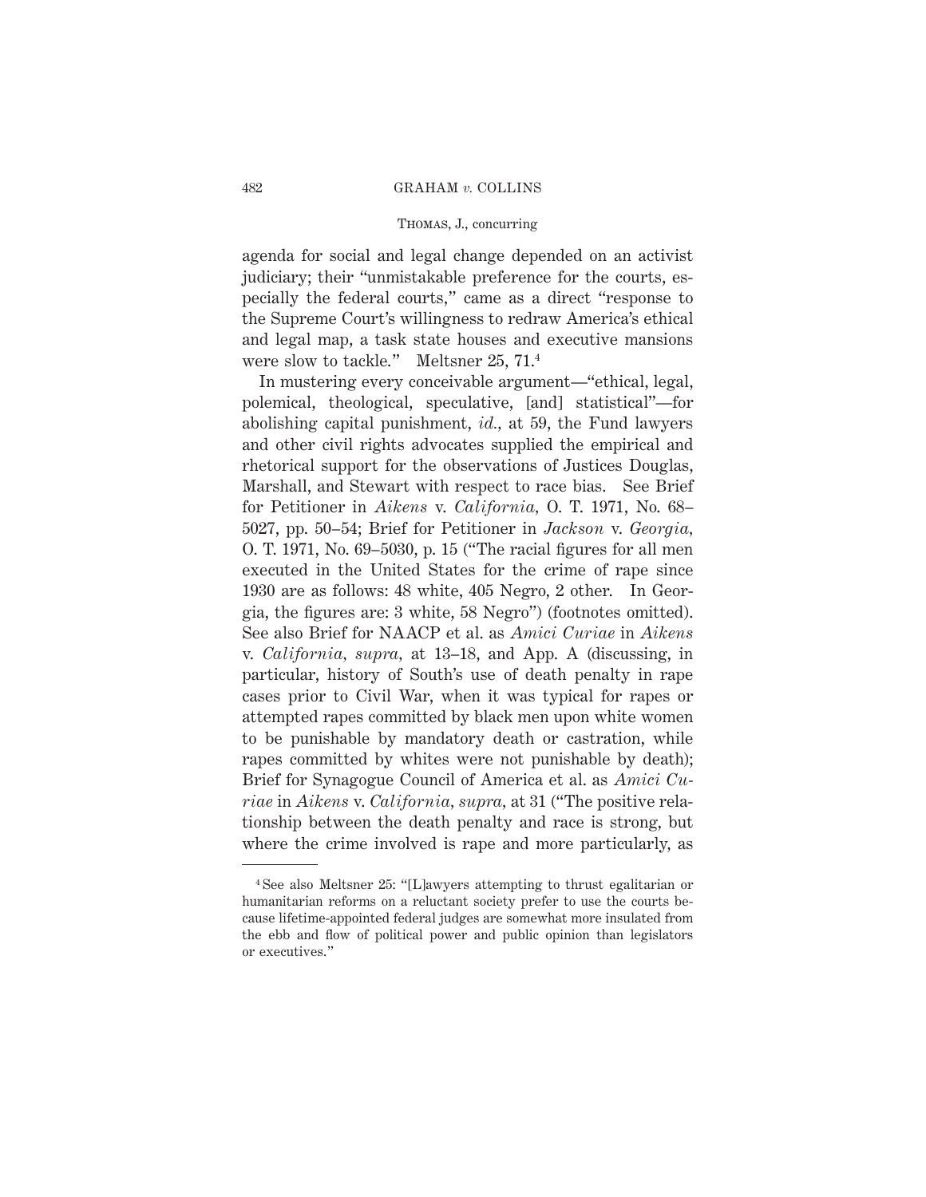agenda for social and legal change depended on an activist judiciary; their "unmistakable preference for the courts, especially the federal courts," came as a direct "response to the Supreme Court's willingness to redraw America's ethical and legal map, a task state houses and executive mansions were slow to tackle." Meltsner 25, 71.[4]

In mustering every conceivable argument—"ethical, legal, polemical, theological, speculative, [and] statistical"—for abolishing capital punishment, *id.*, at 59, the Fund lawyers and other civil rights advocates supplied the empirical and rhetorical support for the observations of Justices Douglas, Marshall, and Stewart with respect to race bias. See Brief for Petitioner in *Aikens* v. *California,* O. T. 1971, No. 68–5027, pp. 50–54; Brief for Petitioner in *Jackson* v. *Georgia,* O. T. 1971, No. 69–5030, p. 15 ("The racial figures for all men executed in the United States for the crime of rape since 1930 are as follows: 48 white, 405 Negro, 2 other. In Georgia, the figures are: 3 white, 58 Negro") (footnotes omitted). See also Brief for NAACP et al. as *Amici Curiae* in *Aikens* v. *California*, *supra*, at 13–18, and App. A (discussing, in particular, history of South's use of death penalty in rape cases prior to Civil War, when it was typical for rapes or attempted rapes committed by black men upon white women to be punishable by mandatory death or castration, while rapes committed by whites were not punishable by death); Brief for Synagogue Council of America et al. as *Amici Curiae* in *Aikens* v. *California*, *supra*, at 31 ("The positive relationship between the death penalty and race is strong, but where the crime involved is rape and more particularly, as

[4] See also Meltsner 25: "[L]awyers attempting to thrust egalitarian or humanitarian reforms on a reluctant society prefer to use the courts because lifetime-appointed federal judges are somewhat more insulated from the ebb and flow of political power and public opinion than legislators or executives."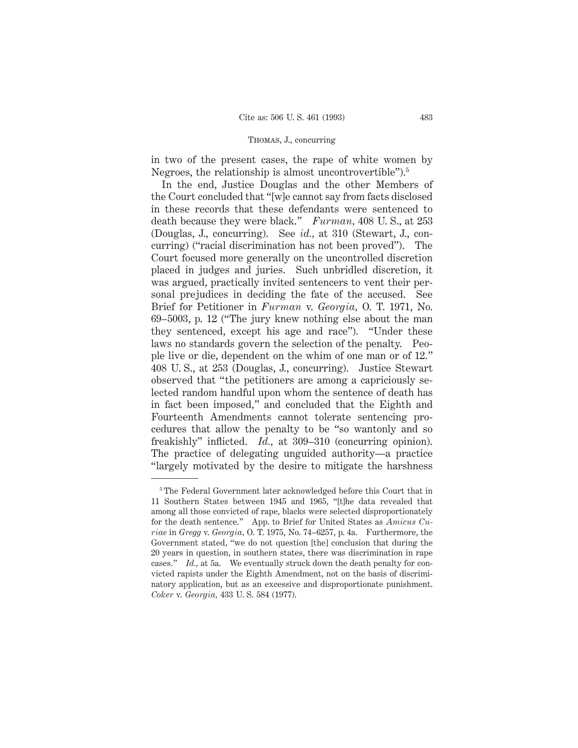in two of the present cases, the rape of white women by Negroes, the relationship is almost uncontrovertible").[5]

In the end, Justice Douglas and the other Members of the Court concluded that "[w]e cannot say from facts disclosed in these records that these defendants were sentenced to death because they were black." *Furman*, 408 U. S., at 253 (Douglas, J., concurring). See *id.*, at 310 (Stewart, J., concurring) ("racial discrimination has not been proved"). The Court focused more generally on the uncontrolled discretion placed in judges and juries. Such unbridled discretion, it was argued, practically invited sentencers to vent their personal prejudices in deciding the fate of the accused. See Brief for Petitioner in *Furman* v. *Georgia*, O. T. 1971, No. 69–5003, p. 12 ("The jury knew nothing else about the man they sentenced, except his age and race"). "Under these laws no standards govern the selection of the penalty. People live or die, dependent on the whim of one man or of 12." 408 U. S., at 253 (Douglas, J., concurring). Justice Stewart observed that "the petitioners are among a capriciously selected random handful upon whom the sentence of death has in fact been imposed," and concluded that the Eighth and Fourteenth Amendments cannot tolerate sentencing procedures that allow the penalty to be "so wantonly and so freakishly" inflicted. *Id.*, at 309–310 (concurring opinion). The practice of delegating unguided authority—a practice "largely motivated by the desire to mitigate the harshness

---

[5] The Federal Government later acknowledged before this Court that in 11 Southern States between 1945 and 1965, "[t]he data revealed that among all those convicted of rape, blacks were selected disproportionately for the death sentence." App. to Brief for United States as *Amicus Curiae* in *Gregg* v. *Georgia*, O. T. 1975, No. 74–6257, p. 4a. Furthermore, the Government stated, "we do not question [the] conclusion that during the 20 years in question, in southern states, there was discrimination in rape cases." *Id.*, at 5a. We eventually struck down the death penalty for convicted rapists under the Eighth Amendment, not on the basis of discriminatory application, but as an excessive and disproportionate punishment. *Coker* v. *Georgia*, 433 U. S. 584 (1977).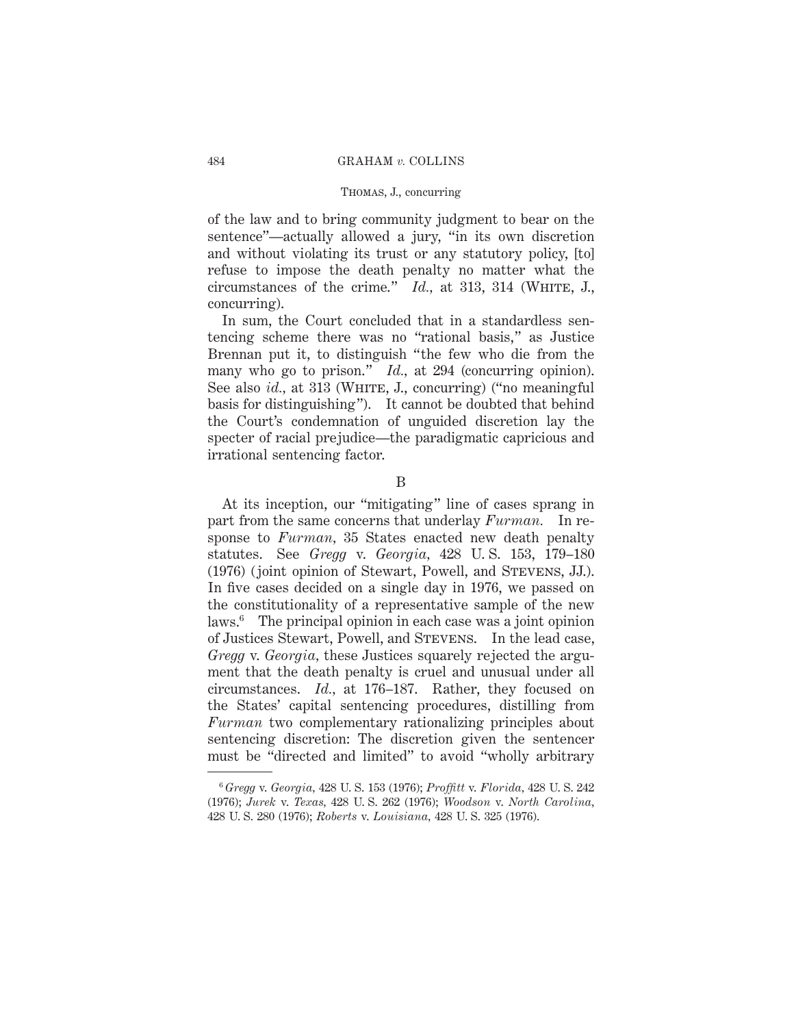of the law and to bring community judgment to bear on the sentence"—actually allowed a jury, "in its own discretion and without violating its trust or any statutory policy, [to] refuse to impose the death penalty no matter what the circumstances of the crime." *Id.*, at 313, 314 (WHITE, J., concurring).

In sum, the Court concluded that in a standardless sentencing scheme there was no "rational basis," as Justice Brennan put it, to distinguish "the few who die from the many who go to prison." *Id.*, at 294 (concurring opinion). See also *id.*, at 313 (WHITE, J., concurring) ("no meaningful basis for distinguishing"). It cannot be doubted that behind the Court's condemnation of unguided discretion lay the specter of racial prejudice—the paradigmatic capricious and irrational sentencing factor.

B

At its inception, our "mitigating" line of cases sprang in part from the same concerns that underlay *Furman*. In response to *Furman*, 35 States enacted new death penalty statutes. See *Gregg* v. *Georgia*, 428 U. S. 153, 179–180 (1976) (joint opinion of Stewart, Powell, and STEVENS, JJ.). In five cases decided on a single day in 1976, we passed on the constitutionality of a representative sample of the new laws.[6] The principal opinion in each case was a joint opinion of Justices Stewart, Powell, and STEVENS. In the lead case, *Gregg* v. *Georgia*, these Justices squarely rejected the argument that the death penalty is cruel and unusual under all circumstances. *Id.*, at 176–187. Rather, they focused on the States' capital sentencing procedures, distilling from *Furman* two complementary rationalizing principles about sentencing discretion: The discretion given the sentencer must be "directed and limited" to avoid "wholly arbitrary

[6] *Gregg* v. *Georgia*, 428 U. S. 153 (1976); *Proffitt* v. *Florida*, 428 U. S. 242 (1976); *Jurek* v. *Texas*, 428 U. S. 262 (1976); *Woodson* v. *North Carolina*, 428 U. S. 280 (1976); *Roberts* v. *Louisiana*, 428 U. S. 325 (1976).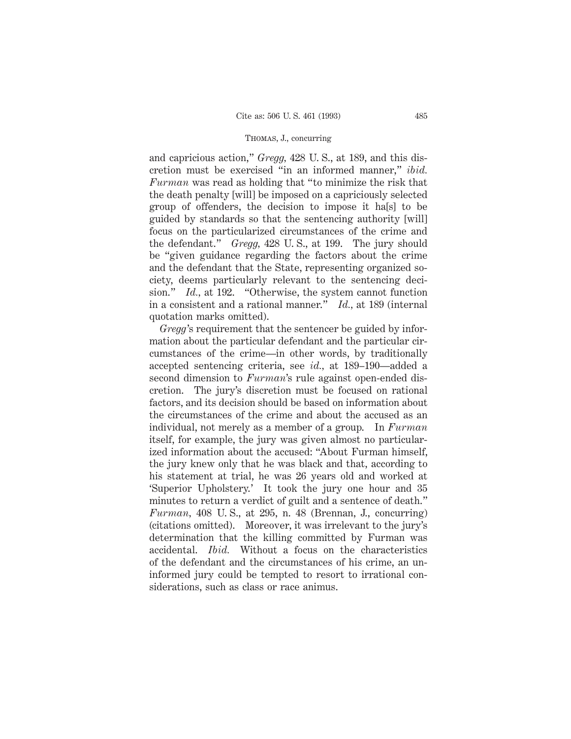and capricious action," *Gregg,* 428 U. S., at 189, and this discretion must be exercised "in an informed manner," *ibid. Furman* was read as holding that "to minimize the risk that the death penalty [will] be imposed on a capriciously selected group of offenders, the decision to impose it ha[s] to be guided by standards so that the sentencing authority [will] focus on the particularized circumstances of the crime and the defendant." *Gregg,* 428 U. S., at 199. The jury should be "given guidance regarding the factors about the crime and the defendant that the State, representing organized society, deems particularly relevant to the sentencing decision." *Id.,* at 192. "Otherwise, the system cannot function in a consistent and a rational manner." *Id.,* at 189 (internal quotation marks omitted).

*Gregg*'s requirement that the sentencer be guided by information about the particular defendant and the particular circumstances of the crime—in other words, by traditionally accepted sentencing criteria, see *id.,* at 189–190—added a second dimension to *Furman*'s rule against open-ended discretion. The jury's discretion must be focused on rational factors, and its decision should be based on information about the circumstances of the crime and about the accused as an individual, not merely as a member of a group. In *Furman* itself, for example, the jury was given almost no particularized information about the accused: "About Furman himself, the jury knew only that he was black and that, according to his statement at trial, he was 26 years old and worked at 'Superior Upholstery.' It took the jury one hour and 35 minutes to return a verdict of guilt and a sentence of death." *Furman,* 408 U. S., at 295, n. 48 (Brennan, J., concurring) (citations omitted). Moreover, it was irrelevant to the jury's determination that the killing committed by Furman was accidental. *Ibid.* Without a focus on the characteristics of the defendant and the circumstances of his crime, an uninformed jury could be tempted to resort to irrational considerations, such as class or race animus.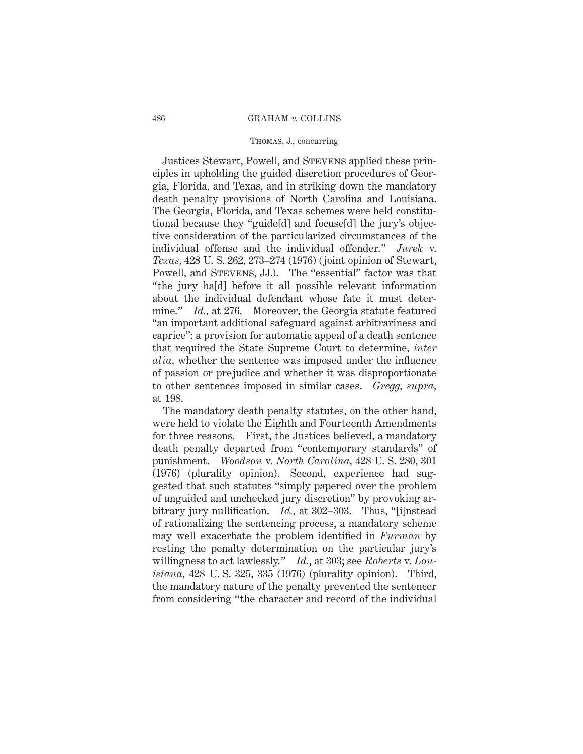Justices Stewart, Powell, and Stevens applied these principles in upholding the guided discretion procedures of Georgia, Florida, and Texas, and in striking down the mandatory death penalty provisions of North Carolina and Louisiana. The Georgia, Florida, and Texas schemes were held constitutional because they "guide[d] and focuse[d] the jury's objective consideration of the particularized circumstances of the individual offense and the individual offender." *Jurek* v. *Texas,* 428 U. S. 262, 273–274 (1976) (joint opinion of Stewart, Powell, and Stevens, JJ.). The "essential" factor was that "the jury ha[d] before it all possible relevant information about the individual defendant whose fate it must determine." *Id.,* at 276. Moreover, the Georgia statute featured "an important additional safeguard against arbitrariness and caprice": a provision for automatic appeal of a death sentence that required the State Supreme Court to determine, *inter alia,* whether the sentence was imposed under the influence of passion or prejudice and whether it was disproportionate to other sentences imposed in similar cases. *Gregg, supra,* at 198.

The mandatory death penalty statutes, on the other hand, were held to violate the Eighth and Fourteenth Amendments for three reasons. First, the Justices believed, a mandatory death penalty departed from "contemporary standards" of punishment. *Woodson* v. *North Carolina,* 428 U. S. 280, 301 (1976) (plurality opinion). Second, experience had suggested that such statutes "simply papered over the problem of unguided and unchecked jury discretion" by provoking arbitrary jury nullification. *Id.,* at 302–303. Thus, "[i]nstead of rationalizing the sentencing process, a mandatory scheme may well exacerbate the problem identified in *Furman* by resting the penalty determination on the particular jury's willingness to act lawlessly." *Id.,* at 303; see *Roberts* v. *Louisiana,* 428 U. S. 325, 335 (1976) (plurality opinion). Third, the mandatory nature of the penalty prevented the sentencer from considering "the character and record of the individual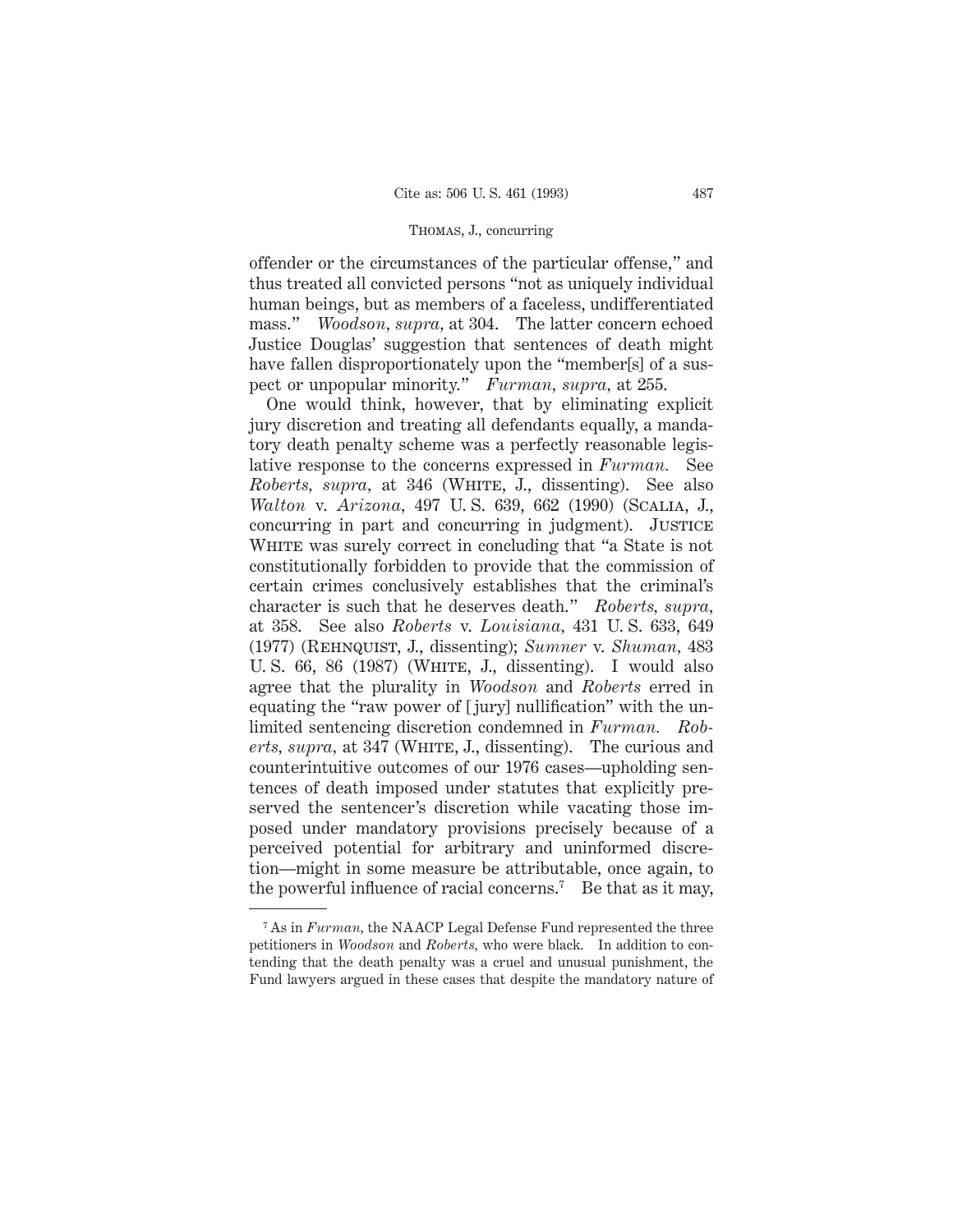offender or the circumstances of the particular offense," and thus treated all convicted persons "not as uniquely individual human beings, but as members of a faceless, undifferentiated mass." *Woodson*, *supra*, at 304. The latter concern echoed Justice Douglas' suggestion that sentences of death might have fallen disproportionately upon the "member[s] of a suspect or unpopular minority." *Furman*, *supra*, at 255.

One would think, however, that by eliminating explicit jury discretion and treating all defendants equally, a mandatory death penalty scheme was a perfectly reasonable legislative response to the concerns expressed in *Furman.* See *Roberts*, *supra*, at 346 (White, J., dissenting). See also *Walton* v. *Arizona*, 497 U. S. 639, 662 (1990) (Scalia, J., concurring in part and concurring in judgment). Justice White was surely correct in concluding that "a State is not constitutionally forbidden to provide that the commission of certain crimes conclusively establishes that the criminal's character is such that he deserves death." *Roberts*, *supra*, at 358. See also *Roberts* v. *Louisiana*, 431 U. S. 633, 649 (1977) (Rehnquist, J., dissenting); *Sumner* v. *Shuman*, 483 U. S. 66, 86 (1987) (White, J., dissenting). I would also agree that the plurality in *Woodson* and *Roberts* erred in equating the "raw power of [jury] nullification" with the unlimited sentencing discretion condemned in *Furman. Roberts*, *supra*, at 347 (White, J., dissenting). The curious and counterintuitive outcomes of our 1976 cases—upholding sentences of death imposed under statutes that explicitly preserved the sentencer's discretion while vacating those imposed under mandatory provisions precisely because of a perceived potential for arbitrary and uninformed discretion—might in some measure be attributable, once again, to the powerful influence of racial concerns.[7] Be that as it may,

[7] As in *Furman*, the NAACP Legal Defense Fund represented the three petitioners in *Woodson* and *Roberts*, who were black. In addition to contending that the death penalty was a cruel and unusual punishment, the Fund lawyers argued in these cases that despite the mandatory nature of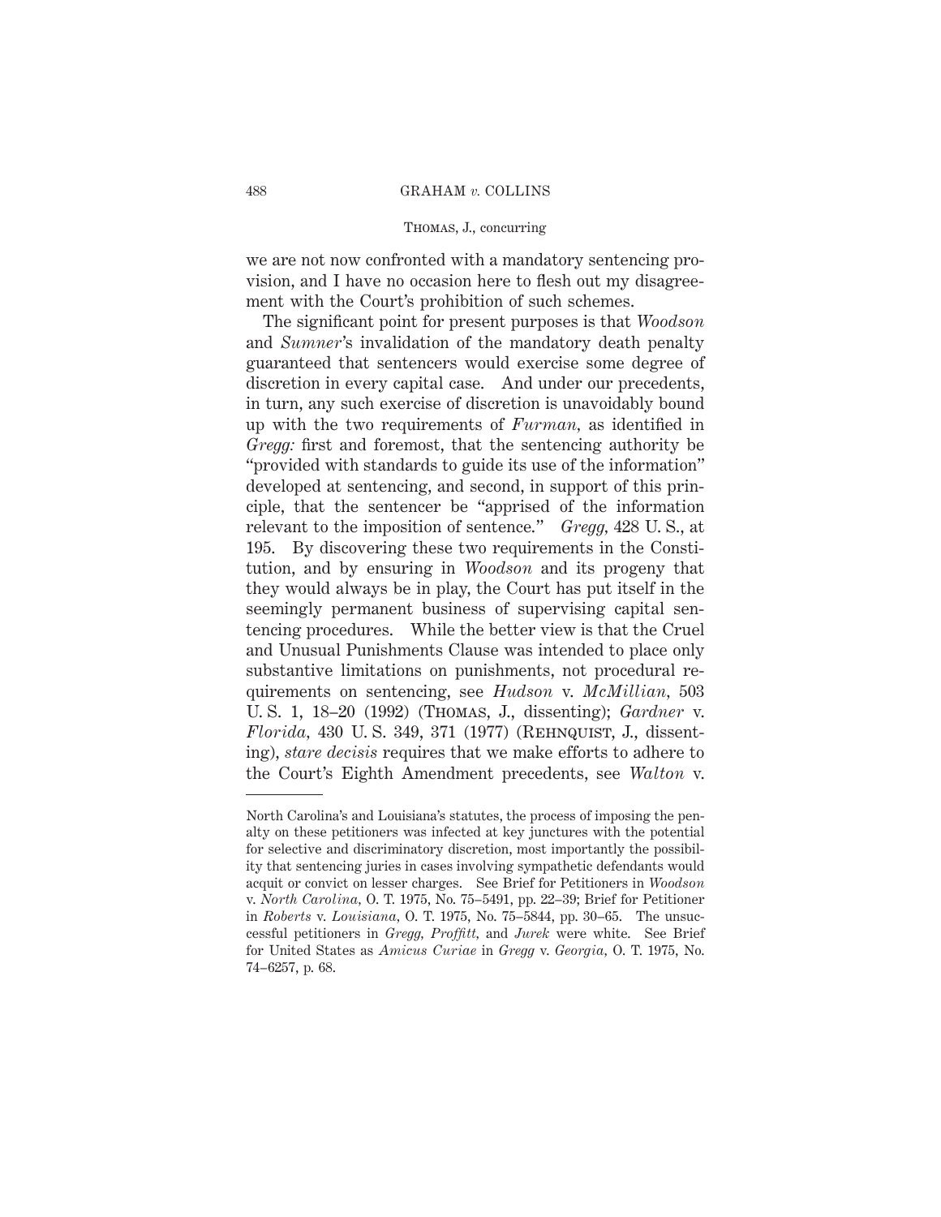we are not now confronted with a mandatory sentencing provision, and I have no occasion here to flesh out my disagreement with the Court's prohibition of such schemes.

The significant point for present purposes is that *Woodson* and *Sumner*'s invalidation of the mandatory death penalty guaranteed that sentencers would exercise some degree of discretion in every capital case. And under our precedents, in turn, any such exercise of discretion is unavoidably bound up with the two requirements of *Furman,* as identified in *Gregg:* first and foremost, that the sentencing authority be "provided with standards to guide its use of the information" developed at sentencing, and second, in support of this principle, that the sentencer be "apprised of the information relevant to the imposition of sentence." *Gregg,* 428 U. S., at 195. By discovering these two requirements in the Constitution, and by ensuring in *Woodson* and its progeny that they would always be in play, the Court has put itself in the seemingly permanent business of supervising capital sentencing procedures. While the better view is that the Cruel and Unusual Punishments Clause was intended to place only substantive limitations on punishments, not procedural requirements on sentencing, see *Hudson* v. *McMillian,* 503 U. S. 1, 18–20 (1992) (THOMAS, J., dissenting); *Gardner* v. *Florida,* 430 U. S. 349, 371 (1977) (REHNQUIST, J., dissenting), *stare decisis* requires that we make efforts to adhere to the Court's Eighth Amendment precedents, see *Walton* v.

---

North Carolina's and Louisiana's statutes, the process of imposing the penalty on these petitioners was infected at key junctures with the potential for selective and discriminatory discretion, most importantly the possibility that sentencing juries in cases involving sympathetic defendants would acquit or convict on lesser charges. See Brief for Petitioners in *Woodson* v. *North Carolina,* O. T. 1975, No. 75–5491, pp. 22–39; Brief for Petitioner in *Roberts* v. *Louisiana,* O. T. 1975, No. 75–5844, pp. 30–65. The unsuccessful petitioners in *Gregg, Proffitt,* and *Jurek* were white. See Brief for United States as *Amicus Curiae* in *Gregg* v. *Georgia,* O. T. 1975, No. 74–6257, p. 68.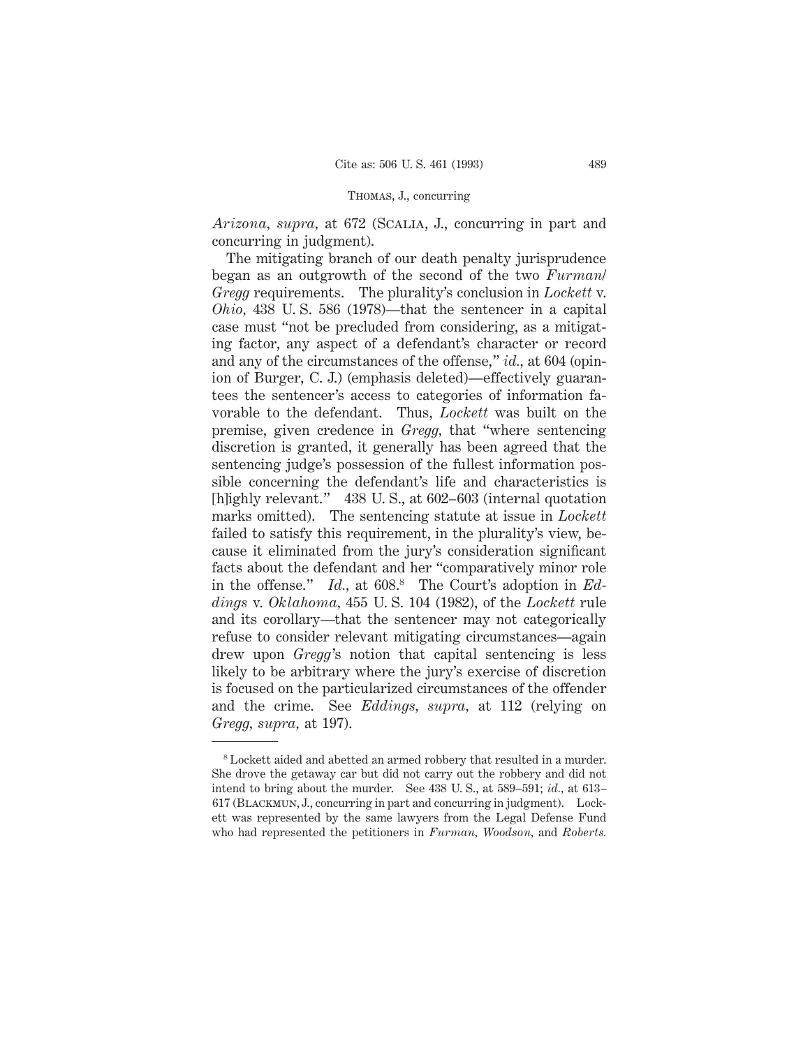*Arizona*, *supra*, at 672 (Scalia, J., concurring in part and concurring in judgment).

The mitigating branch of our death penalty jurisprudence began as an outgrowth of the second of the two *Furman*/*Gregg* requirements. The plurality's conclusion in *Lockett* v. *Ohio*, 438 U. S. 586 (1978)—that the sentencer in a capital case must "not be precluded from considering, as a mitigating factor, any aspect of a defendant's character or record and any of the circumstances of the offense," *id.*, at 604 (opinion of Burger, C. J.) (emphasis deleted)—effectively guarantees the sentencer's access to categories of information favorable to the defendant. Thus, *Lockett* was built on the premise, given credence in *Gregg*, that "where sentencing discretion is granted, it generally has been agreed that the sentencing judge's possession of the fullest information possible concerning the defendant's life and characteristics is [h]ighly relevant." 438 U. S., at 602–603 (internal quotation marks omitted). The sentencing statute at issue in *Lockett* failed to satisfy this requirement, in the plurality's view, because it eliminated from the jury's consideration significant facts about the defendant and her "comparatively minor role in the offense." *Id.*, at 608.[8] The Court's adoption in *Eddings* v. *Oklahoma*, 455 U. S. 104 (1982), of the *Lockett* rule and its corollary—that the sentencer may not categorically refuse to consider relevant mitigating circumstances—again drew upon *Gregg*'s notion that capital sentencing is less likely to be arbitrary where the jury's exercise of discretion is focused on the particularized circumstances of the offender and the crime. See *Eddings*, *supra*, at 112 (relying on *Gregg*, *supra*, at 197).

---

[8] Lockett aided and abetted an armed robbery that resulted in a murder. She drove the getaway car but did not carry out the robbery and did not intend to bring about the murder. See 438 U. S., at 589–591; *id.*, at 613–617 (Blackmun, J., concurring in part and concurring in judgment). Lockett was represented by the same lawyers from the Legal Defense Fund who had represented the petitioners in *Furman*, *Woodson*, and *Roberts*.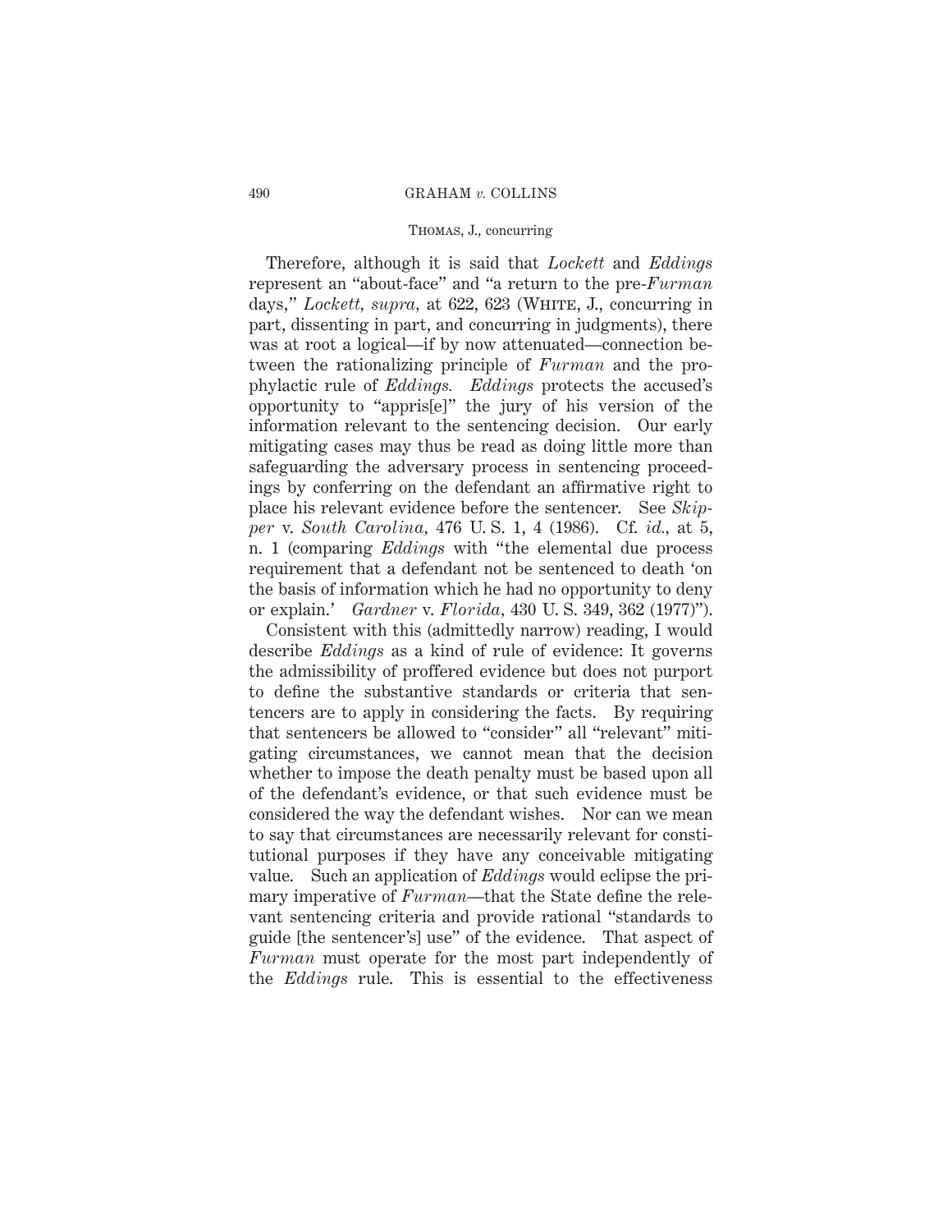Therefore, although it is said that *Lockett* and *Eddings* represent an "about-face" and "a return to the pre-*Furman* days," *Lockett, supra,* at 622, 623 (White, J., concurring in part, dissenting in part, and concurring in judgments), there was at root a logical—if by now attenuated—connection between the rationalizing principle of *Furman* and the prophylactic rule of *Eddings. Eddings* protects the accused's opportunity to "appris[e]" the jury of his version of the information relevant to the sentencing decision. Our early mitigating cases may thus be read as doing little more than safeguarding the adversary process in sentencing proceedings by conferring on the defendant an affirmative right to place his relevant evidence before the sentencer. See *Skipper* v. *South Carolina,* 476 U. S. 1, 4 (1986). Cf. *id.,* at 5, n. 1 (comparing *Eddings* with "the elemental due process requirement that a defendant not be sentenced to death 'on the basis of information which he had no opportunity to deny or explain.' *Gardner* v. *Florida,* 430 U. S. 349, 362 (1977)").

Consistent with this (admittedly narrow) reading, I would describe *Eddings* as a kind of rule of evidence: It governs the admissibility of proffered evidence but does not purport to define the substantive standards or criteria that sentencers are to apply in considering the facts. By requiring that sentencers be allowed to "consider" all "relevant" mitigating circumstances, we cannot mean that the decision whether to impose the death penalty must be based upon all of the defendant's evidence, or that such evidence must be considered the way the defendant wishes. Nor can we mean to say that circumstances are necessarily relevant for constitutional purposes if they have any conceivable mitigating value. Such an application of *Eddings* would eclipse the primary imperative of *Furman*—that the State define the relevant sentencing criteria and provide rational "standards to guide [the sentencer's] use" of the evidence. That aspect of *Furman* must operate for the most part independently of the *Eddings* rule. This is essential to the effectiveness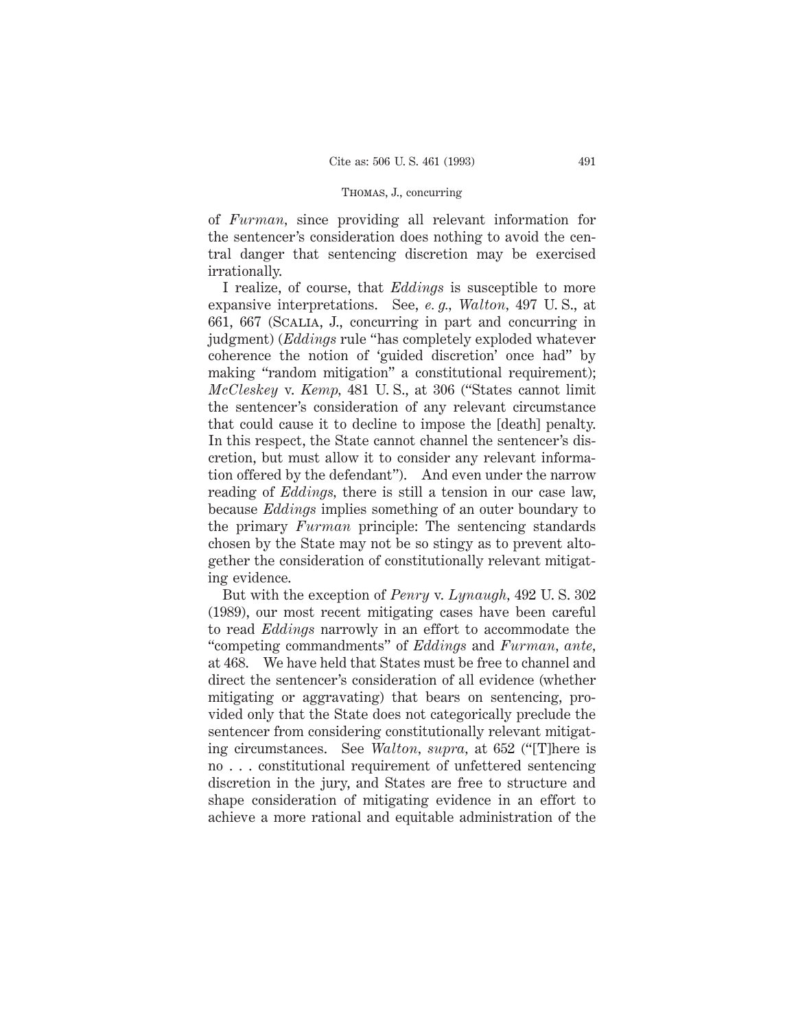of *Furman*, since providing all relevant information for the sentencer's consideration does nothing to avoid the central danger that sentencing discretion may be exercised irrationally.

I realize, of course, that *Eddings* is susceptible to more expansive interpretations. See, *e. g., Walton*, 497 U. S., at 661, 667 (Scalia, J., concurring in part and concurring in judgment) (*Eddings* rule "has completely exploded whatever coherence the notion of 'guided discretion' once had" by making "random mitigation" a constitutional requirement); *McCleskey* v. *Kemp*, 481 U. S., at 306 ("States cannot limit the sentencer's consideration of any relevant circumstance that could cause it to decline to impose the [death] penalty. In this respect, the State cannot channel the sentencer's discretion, but must allow it to consider any relevant information offered by the defendant"). And even under the narrow reading of *Eddings*, there is still a tension in our case law, because *Eddings* implies something of an outer boundary to the primary *Furman* principle: The sentencing standards chosen by the State may not be so stingy as to prevent altogether the consideration of constitutionally relevant mitigating evidence.

But with the exception of *Penry* v. *Lynaugh*, 492 U. S. 302 (1989), our most recent mitigating cases have been careful to read *Eddings* narrowly in an effort to accommodate the "competing commandments" of *Eddings* and *Furman*, *ante*, at 468. We have held that States must be free to channel and direct the sentencer's consideration of all evidence (whether mitigating or aggravating) that bears on sentencing, provided only that the State does not categorically preclude the sentencer from considering constitutionally relevant mitigating circumstances. See *Walton*, *supra*, at 652 ("[T]here is no . . . constitutional requirement of unfettered sentencing discretion in the jury, and States are free to structure and shape consideration of mitigating evidence in an effort to achieve a more rational and equitable administration of the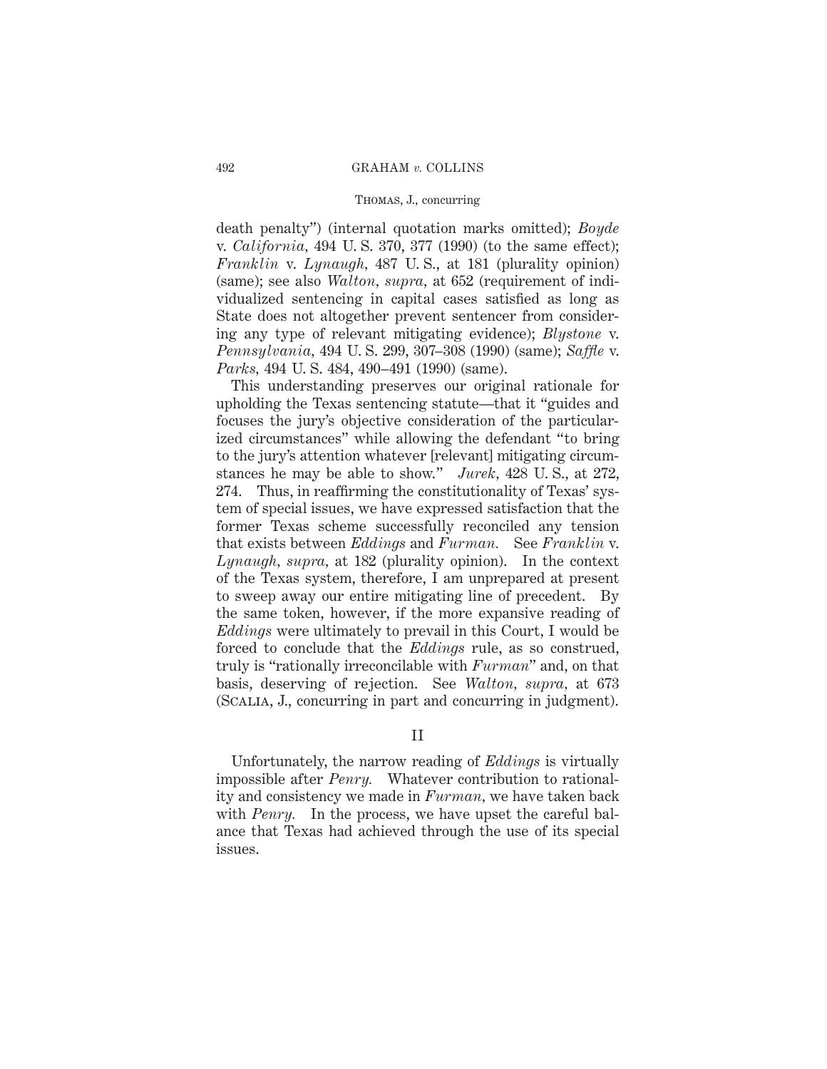death penalty") (internal quotation marks omitted); *Boyde* v. *California*, 494 U. S. 370, 377 (1990) (to the same effect); *Franklin* v. *Lynaugh*, 487 U. S., at 181 (plurality opinion) (same); see also *Walton*, *supra*, at 652 (requirement of individualized sentencing in capital cases satisfied as long as State does not altogether prevent sentencer from considering any type of relevant mitigating evidence); *Blystone* v. *Pennsylvania*, 494 U. S. 299, 307–308 (1990) (same); *Saffle* v. *Parks*, 494 U. S. 484, 490–491 (1990) (same).

This understanding preserves our original rationale for upholding the Texas sentencing statute—that it "guides and focuses the jury's objective consideration of the particularized circumstances" while allowing the defendant "to bring to the jury's attention whatever [relevant] mitigating circumstances he may be able to show." *Jurek*, 428 U. S., at 272, 274. Thus, in reaffirming the constitutionality of Texas' system of special issues, we have expressed satisfaction that the former Texas scheme successfully reconciled any tension that exists between *Eddings* and *Furman*. See *Franklin* v. *Lynaugh*, *supra*, at 182 (plurality opinion). In the context of the Texas system, therefore, I am unprepared at present to sweep away our entire mitigating line of precedent. By the same token, however, if the more expansive reading of *Eddings* were ultimately to prevail in this Court, I would be forced to conclude that the *Eddings* rule, as so construed, truly is "rationally irreconcilable with *Furman*" and, on that basis, deserving of rejection. See *Walton*, *supra*, at 673 (Scalia, J., concurring in part and concurring in judgment).

## II

Unfortunately, the narrow reading of *Eddings* is virtually impossible after *Penry*. Whatever contribution to rationality and consistency we made in *Furman*, we have taken back with *Penry*. In the process, we have upset the careful balance that Texas had achieved through the use of its special issues.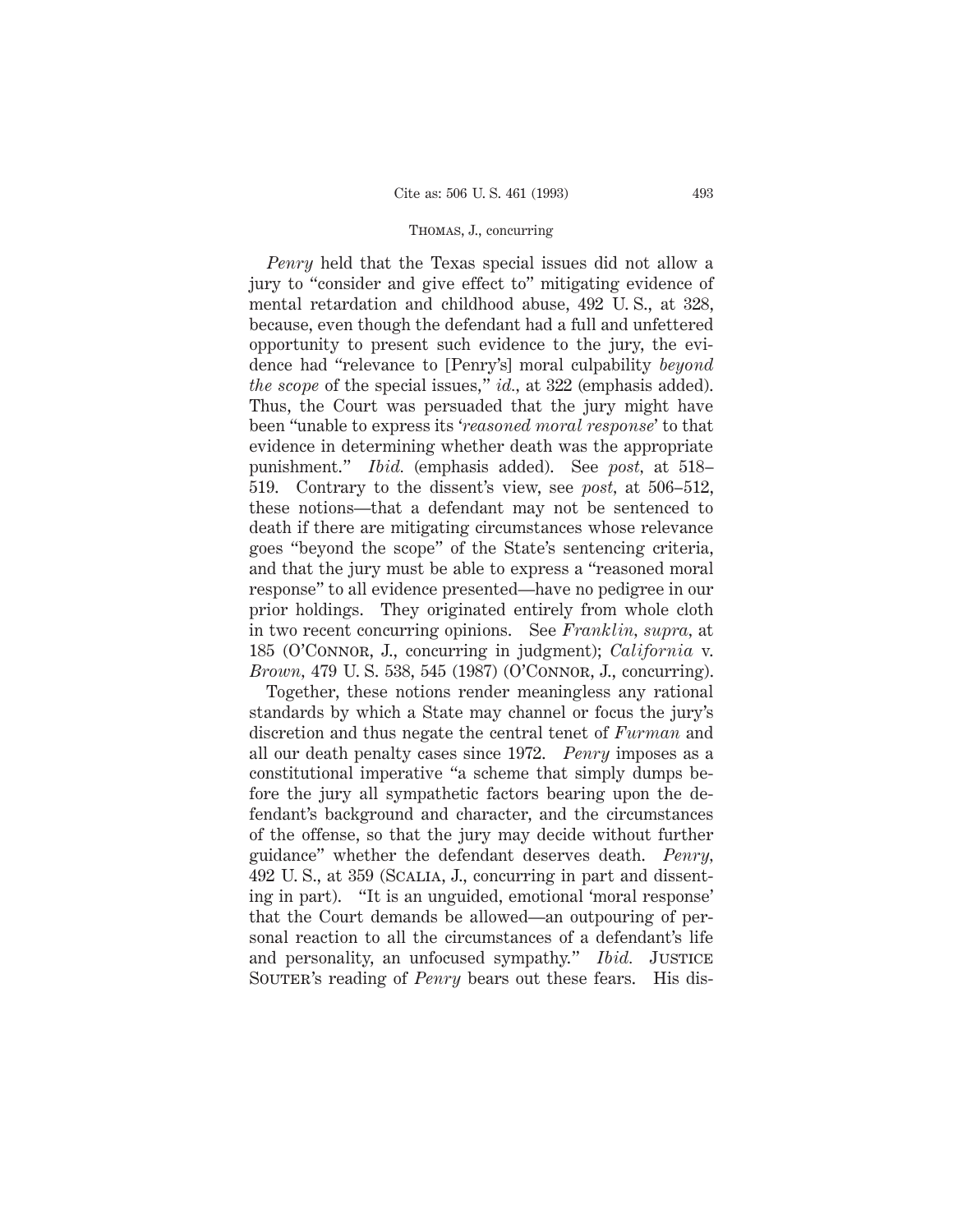*Penry* held that the Texas special issues did not allow a jury to "consider and give effect to" mitigating evidence of mental retardation and childhood abuse, 492 U. S., at 328, because, even though the defendant had a full and unfettered opportunity to present such evidence to the jury, the evidence had "relevance to [Penry's] moral culpability *beyond the scope* of the special issues," *id.,* at 322 (emphasis added). Thus, the Court was persuaded that the jury might have been "unable to express its '*reasoned moral response*' to that evidence in determining whether death was the appropriate punishment." *Ibid.* (emphasis added). See *post,* at 518–519. Contrary to the dissent's view, see *post,* at 506–512, these notions—that a defendant may not be sentenced to death if there are mitigating circumstances whose relevance goes "beyond the scope" of the State's sentencing criteria, and that the jury must be able to express a "reasoned moral response" to all evidence presented—have no pedigree in our prior holdings. They originated entirely from whole cloth in two recent concurring opinions. See *Franklin, supra,* at 185 (O'Connor, J., concurring in judgment); *California* v. *Brown,* 479 U. S. 538, 545 (1987) (O'Connor, J., concurring).

Together, these notions render meaningless any rational standards by which a State may channel or focus the jury's discretion and thus negate the central tenet of *Furman* and all our death penalty cases since 1972. *Penry* imposes as a constitutional imperative "a scheme that simply dumps before the jury all sympathetic factors bearing upon the defendant's background and character, and the circumstances of the offense, so that the jury may decide without further guidance" whether the defendant deserves death. *Penry,* 492 U. S., at 359 (Scalia, J., concurring in part and dissenting in part). "It is an unguided, emotional 'moral response' that the Court demands be allowed—an outpouring of personal reaction to all the circumstances of a defendant's life and personality, an unfocused sympathy." *Ibid.* Justice Souter's reading of *Penry* bears out these fears. His dis-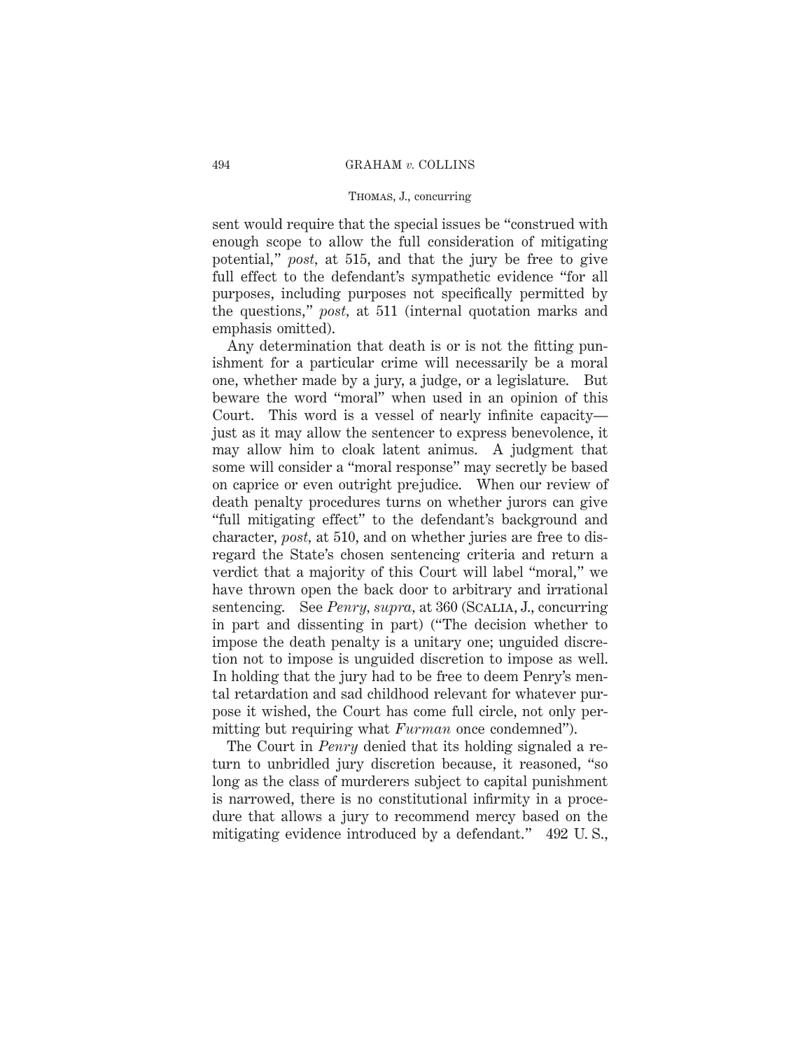sent would require that the special issues be "construed with enough scope to allow the full consideration of mitigating potential," *post,* at 515, and that the jury be free to give full effect to the defendant's sympathetic evidence "for all purposes, including purposes not specifically permitted by the questions," *post,* at 511 (internal quotation marks and emphasis omitted).

Any determination that death is or is not the fitting punishment for a particular crime will necessarily be a moral one, whether made by a jury, a judge, or a legislature. But beware the word "moral" when used in an opinion of this Court. This word is a vessel of nearly infinite capacity—just as it may allow the sentencer to express benevolence, it may allow him to cloak latent animus. A judgment that some will consider a "moral response" may secretly be based on caprice or even outright prejudice. When our review of death penalty procedures turns on whether jurors can give "full mitigating effect" to the defendant's background and character, *post,* at 510, and on whether juries are free to disregard the State's chosen sentencing criteria and return a verdict that a majority of this Court will label "moral," we have thrown open the back door to arbitrary and irrational sentencing. See *Penry, supra,* at 360 (SCALIA, J., concurring in part and dissenting in part) ("The decision whether to impose the death penalty is a unitary one; unguided discretion not to impose is unguided discretion to impose as well. In holding that the jury had to be free to deem Penry's mental retardation and sad childhood relevant for whatever purpose it wished, the Court has come full circle, not only permitting but requiring what *Furman* once condemned").

The Court in *Penry* denied that its holding signaled a return to unbridled jury discretion because, it reasoned, "so long as the class of murderers subject to capital punishment is narrowed, there is no constitutional infirmity in a procedure that allows a jury to recommend mercy based on the mitigating evidence introduced by a defendant." 492 U. S.,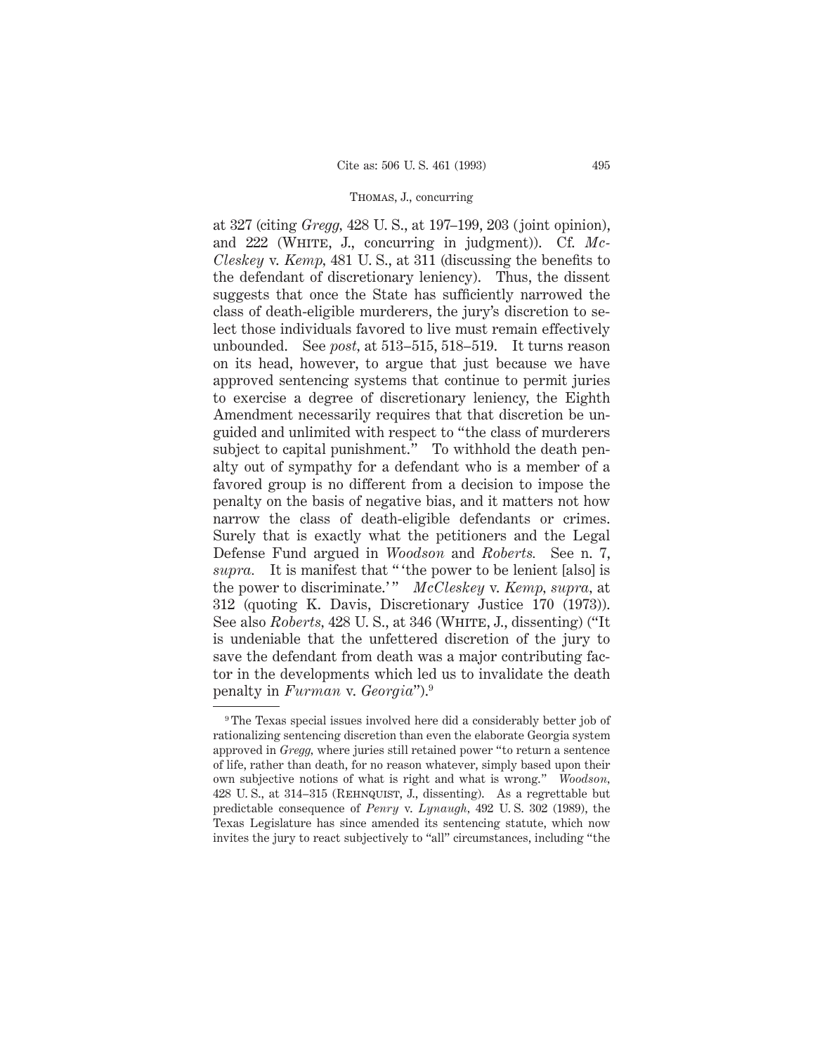at 327 (citing *Gregg,* 428 U. S., at 197–199, 203 (joint opinion), and 222 (White, J., concurring in judgment)). Cf. *McCleskey* v. *Kemp,* 481 U. S., at 311 (discussing the benefits to the defendant of discretionary leniency). Thus, the dissent suggests that once the State has sufficiently narrowed the class of death-eligible murderers, the jury's discretion to select those individuals favored to live must remain effectively unbounded. See *post,* at 513–515, 518–519. It turns reason on its head, however, to argue that just because we have approved sentencing systems that continue to permit juries to exercise a degree of discretionary leniency, the Eighth Amendment necessarily requires that that discretion be unguided and unlimited with respect to "the class of murderers subject to capital punishment." To withhold the death penalty out of sympathy for a defendant who is a member of a favored group is no different from a decision to impose the penalty on the basis of negative bias, and it matters not how narrow the class of death-eligible defendants or crimes. Surely that is exactly what the petitioners and the Legal Defense Fund argued in *Woodson* and *Roberts.* See n. 7, *supra.* It is manifest that " 'the power to be lenient [also] is the power to discriminate.' " *McCleskey* v. *Kemp, supra,* at 312 (quoting K. Davis, Discretionary Justice 170 (1973)). See also *Roberts,* 428 U. S., at 346 (White, J., dissenting) ("It is undeniable that the unfettered discretion of the jury to save the defendant from death was a major contributing factor in the developments which led us to invalidate the death penalty in *Furman* v. *Georgia*").[9]

[9] The Texas special issues involved here did a considerably better job of rationalizing sentencing discretion than even the elaborate Georgia system approved in *Gregg,* where juries still retained power "to return a sentence of life, rather than death, for no reason whatever, simply based upon their own subjective notions of what is right and what is wrong." *Woodson,* 428 U. S., at 314–315 (Rehnquist, J., dissenting). As a regrettable but predictable consequence of *Penry* v. *Lynaugh,* 492 U. S. 302 (1989), the Texas Legislature has since amended its sentencing statute, which now invites the jury to react subjectively to "all" circumstances, including "the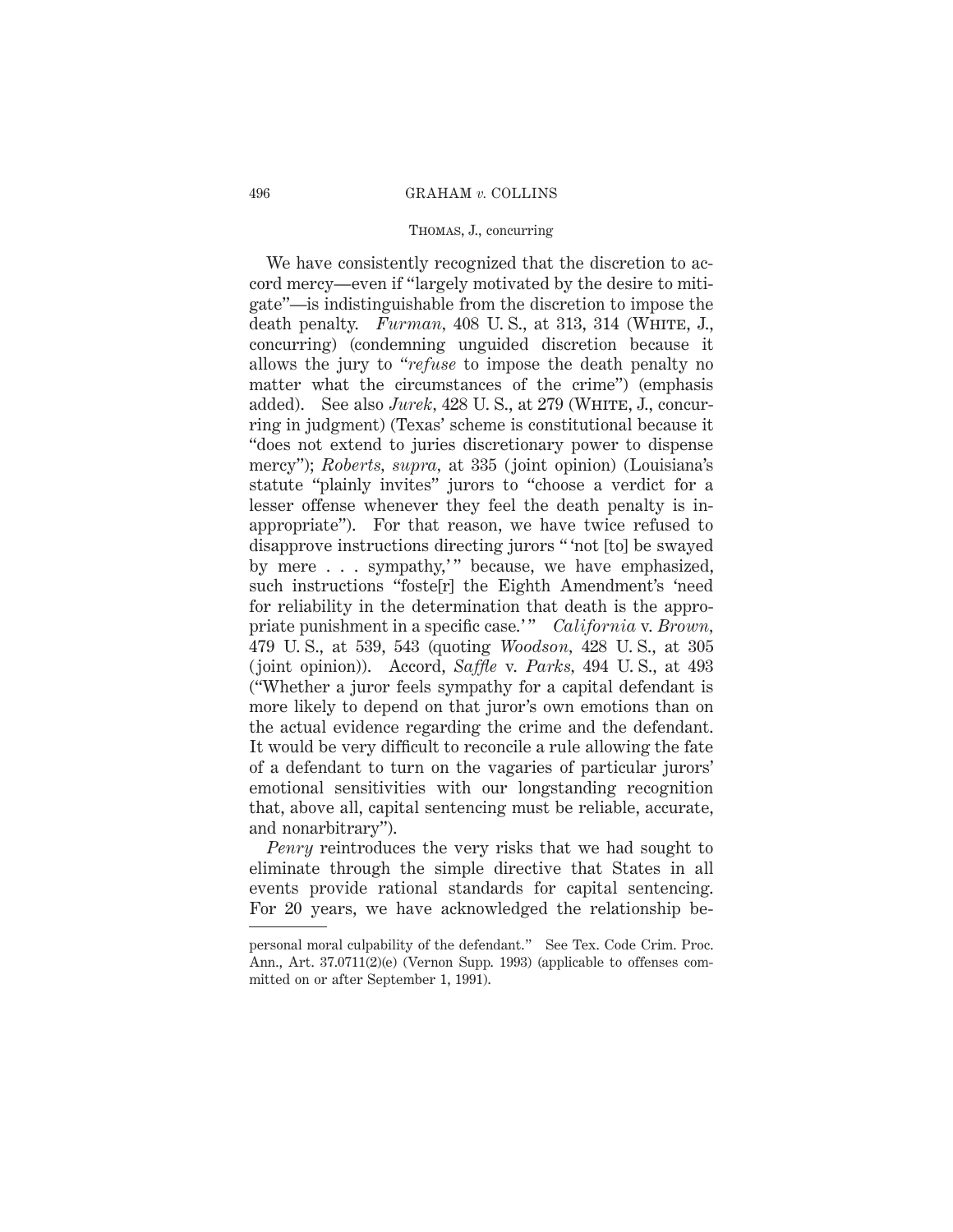We have consistently recognized that the discretion to accord mercy—even if "largely motivated by the desire to mitigate"—is indistinguishable from the discretion to impose the death penalty. *Furman*, 408 U. S., at 313, 314 (White, J., concurring) (condemning unguided discretion because it allows the jury to "*refuse* to impose the death penalty no matter what the circumstances of the crime") (emphasis added). See also *Jurek*, 428 U. S., at 279 (White, J., concurring in judgment) (Texas' scheme is constitutional because it "does not extend to juries discretionary power to dispense mercy"); *Roberts*, *supra*, at 335 (joint opinion) (Louisiana's statute "plainly invites" jurors to "choose a verdict for a lesser offense whenever they feel the death penalty is inappropriate"). For that reason, we have twice refused to disapprove instructions directing jurors " 'not [to] be swayed by mere . . . sympathy,' " because, we have emphasized, such instructions "foste[r] the Eighth Amendment's 'need for reliability in the determination that death is the appropriate punishment in a specific case.' " *California* v. *Brown*, 479 U. S., at 539, 543 (quoting *Woodson*, 428 U. S., at 305 (joint opinion)). Accord, *Saffle* v. *Parks*, 494 U. S., at 493 ("Whether a juror feels sympathy for a capital defendant is more likely to depend on that juror's own emotions than on the actual evidence regarding the crime and the defendant. It would be very difficult to reconcile a rule allowing the fate of a defendant to turn on the vagaries of particular jurors' emotional sensitivities with our longstanding recognition that, above all, capital sentencing must be reliable, accurate, and nonarbitrary").

*Penry* reintroduces the very risks that we had sought to eliminate through the simple directive that States in all events provide rational standards for capital sentencing. For 20 years, we have acknowledged the relationship be-

---

personal moral culpability of the defendant." See Tex. Code Crim. Proc. Ann., Art. 37.0711(2)(e) (Vernon Supp. 1993) (applicable to offenses committed on or after September 1, 1991).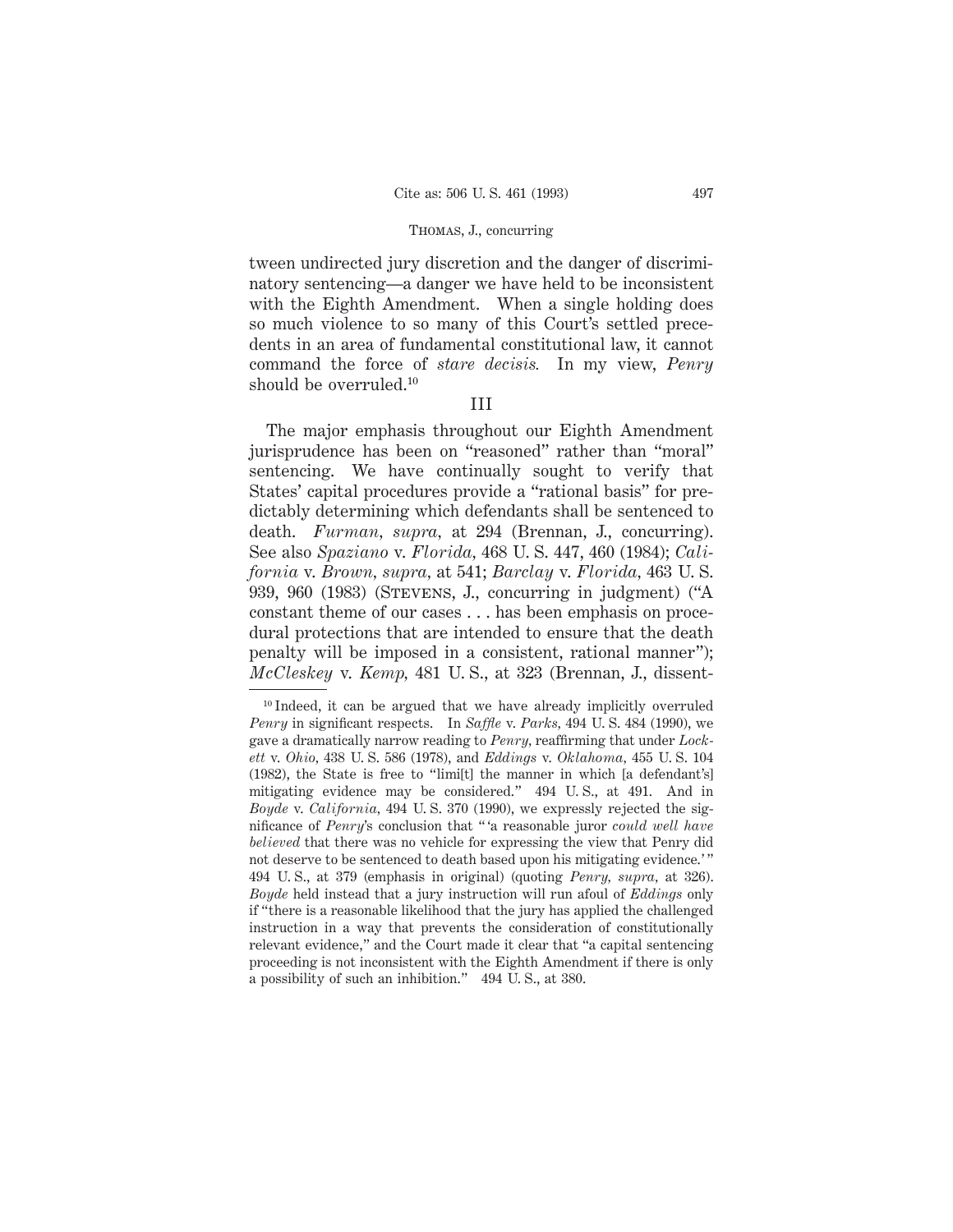tween undirected jury discretion and the danger of discriminatory sentencing—a danger we have held to be inconsistent with the Eighth Amendment. When a single holding does so much violence to so many of this Court's settled precedents in an area of fundamental constitutional law, it cannot command the force of *stare decisis.* In my view, *Penry* should be overruled.[10]

### III

The major emphasis throughout our Eighth Amendment jurisprudence has been on "reasoned" rather than "moral" sentencing. We have continually sought to verify that States' capital procedures provide a "rational basis" for predictably determining which defendants shall be sentenced to death. *Furman, supra,* at 294 (Brennan, J., concurring). See also *Spaziano* v. *Florida,* 468 U. S. 447, 460 (1984); *California* v. *Brown, supra,* at 541; *Barclay* v. *Florida,* 463 U. S. 939, 960 (1983) (Stevens, J., concurring in judgment) ("A constant theme of our cases . . . has been emphasis on procedural protections that are intended to ensure that the death penalty will be imposed in a consistent, rational manner"); *McCleskey* v. *Kemp,* 481 U. S., at 323 (Brennan, J., dissent-

---

[10] Indeed, it can be argued that we have already implicitly overruled *Penry* in significant respects. In *Saffle* v. *Parks,* 494 U. S. 484 (1990), we gave a dramatically narrow reading to *Penry,* reaffirming that under *Lockett* v. *Ohio,* 438 U. S. 586 (1978), and *Eddings* v. *Oklahoma,* 455 U. S. 104 (1982), the State is free to "limi[t] the manner in which [a defendant's] mitigating evidence may be considered." 494 U. S., at 491. And in *Boyde* v. *California,* 494 U. S. 370 (1990), we expressly rejected the significance of *Penry*'s conclusion that " 'a reasonable juror *could well have believed* that there was no vehicle for expressing the view that Penry did not deserve to be sentenced to death based upon his mitigating evidence.' " 494 U. S., at 379 (emphasis in original) (quoting *Penry, supra,* at 326). *Boyde* held instead that a jury instruction will run afoul of *Eddings* only if "there is a reasonable likelihood that the jury has applied the challenged instruction in a way that prevents the consideration of constitutionally relevant evidence," and the Court made it clear that "a capital sentencing proceeding is not inconsistent with the Eighth Amendment if there is only a possibility of such an inhibition." 494 U. S., at 380.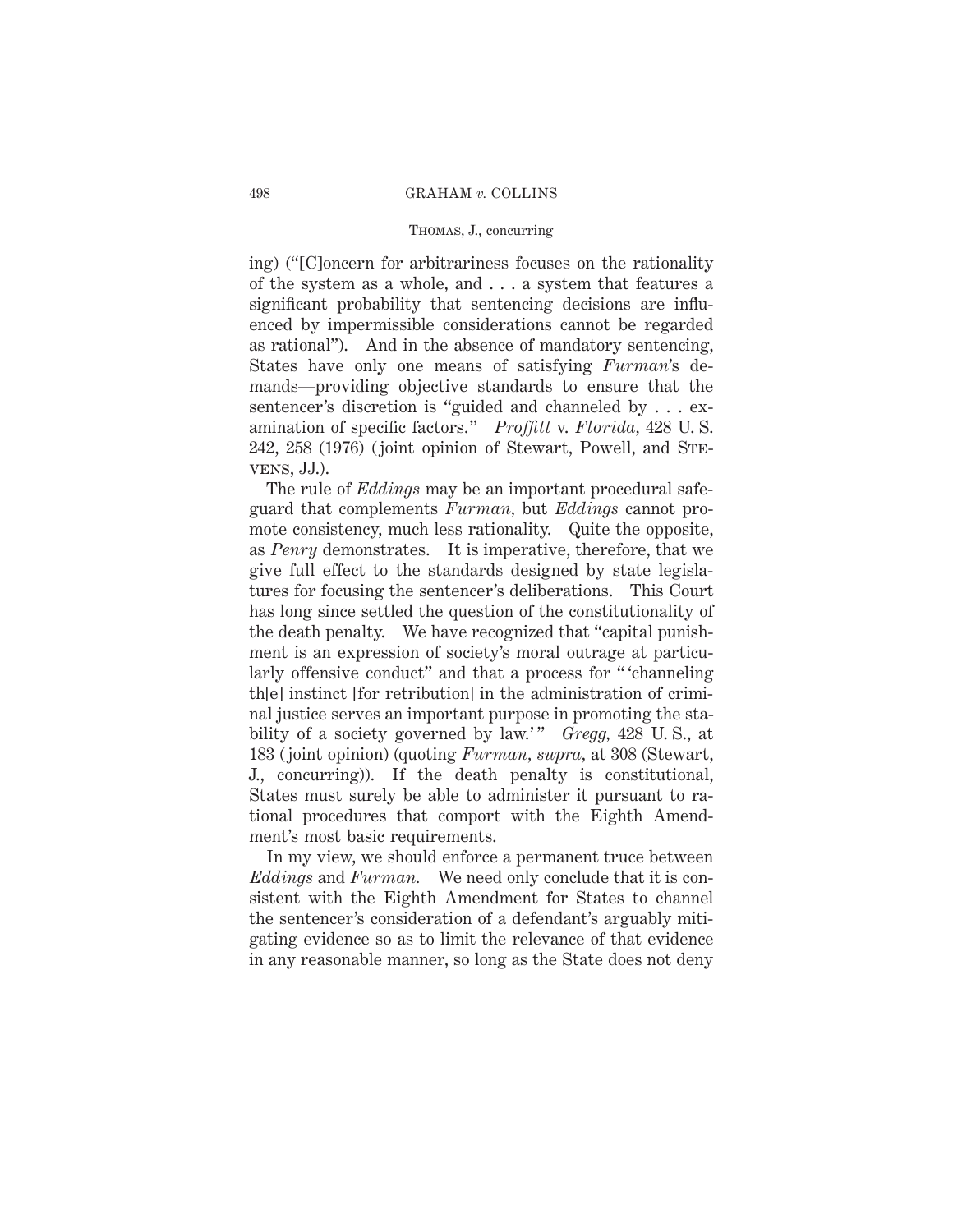ing) ("[C]oncern for arbitrariness focuses on the rationality of the system as a whole, and . . . a system that features a significant probability that sentencing decisions are influenced by impermissible considerations cannot be regarded as rational"). And in the absence of mandatory sentencing, States have only one means of satisfying *Furman*'s demands—providing objective standards to ensure that the sentencer's discretion is "guided and channeled by . . . examination of specific factors." *Proffitt* v. *Florida*, 428 U. S. 242, 258 (1976) (joint opinion of Stewart, Powell, and STEVENS, JJ.).

The rule of *Eddings* may be an important procedural safeguard that complements *Furman*, but *Eddings* cannot promote consistency, much less rationality. Quite the opposite, as *Penry* demonstrates. It is imperative, therefore, that we give full effect to the standards designed by state legislatures for focusing the sentencer's deliberations. This Court has long since settled the question of the constitutionality of the death penalty. We have recognized that "capital punishment is an expression of society's moral outrage at particularly offensive conduct" and that a process for " 'channeling th[e] instinct [for retribution] in the administration of criminal justice serves an important purpose in promoting the stability of a society governed by law.' " *Gregg*, 428 U. S., at 183 (joint opinion) (quoting *Furman*, *supra*, at 308 (Stewart, J., concurring)). If the death penalty is constitutional, States must surely be able to administer it pursuant to rational procedures that comport with the Eighth Amendment's most basic requirements.

In my view, we should enforce a permanent truce between *Eddings* and *Furman*. We need only conclude that it is consistent with the Eighth Amendment for States to channel the sentencer's consideration of a defendant's arguably mitigating evidence so as to limit the relevance of that evidence in any reasonable manner, so long as the State does not deny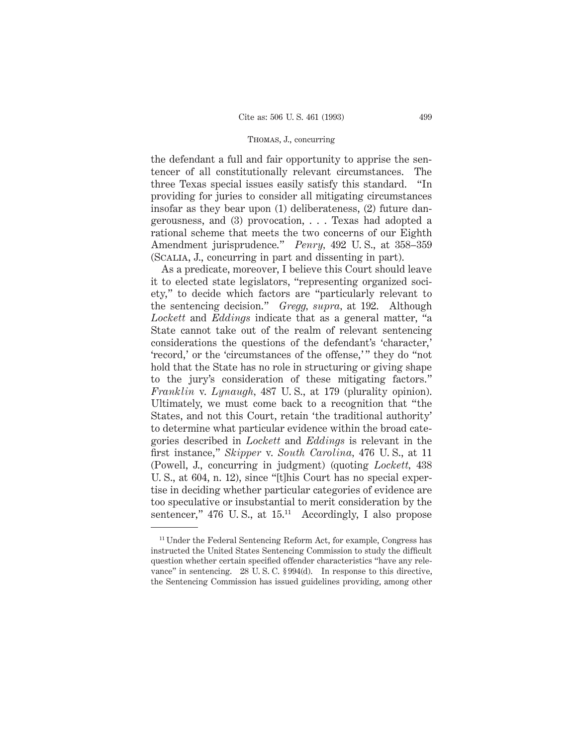the defendant a full and fair opportunity to apprise the sentencer of all constitutionally relevant circumstances. The three Texas special issues easily satisfy this standard. "In providing for juries to consider all mitigating circumstances insofar as they bear upon (1) deliberateness, (2) future dangerousness, and (3) provocation, . . . Texas had adopted a rational scheme that meets the two concerns of our Eighth Amendment jurisprudence." *Penry*, 492 U. S., at 358–359 (Scalia, J., concurring in part and dissenting in part).

As a predicate, moreover, I believe this Court should leave it to elected state legislators, "representing organized society," to decide which factors are "particularly relevant to the sentencing decision." *Gregg, supra*, at 192. Although *Lockett* and *Eddings* indicate that as a general matter, "a State cannot take out of the realm of relevant sentencing considerations the questions of the defendant's 'character,' 'record,' or the 'circumstances of the offense,'" they do "not hold that the State has no role in structuring or giving shape to the jury's consideration of these mitigating factors." *Franklin* v. *Lynaugh*, 487 U. S., at 179 (plurality opinion). Ultimately, we must come back to a recognition that "the States, and not this Court, retain 'the traditional authority' to determine what particular evidence within the broad categories described in *Lockett* and *Eddings* is relevant in the first instance," *Skipper* v. *South Carolina*, 476 U. S., at 11 (Powell, J., concurring in judgment) (quoting *Lockett*, 438 U. S., at 604, n. 12), since "[t]his Court has no special expertise in deciding whether particular categories of evidence are too speculative or insubstantial to merit consideration by the sentencer," 476 U. S., at 15.[11] Accordingly, I also propose

[11] Under the Federal Sentencing Reform Act, for example, Congress has instructed the United States Sentencing Commission to study the difficult question whether certain specified offender characteristics "have any relevance" in sentencing. 28 U. S. C. § 994(d). In response to this directive, the Sentencing Commission has issued guidelines providing, among other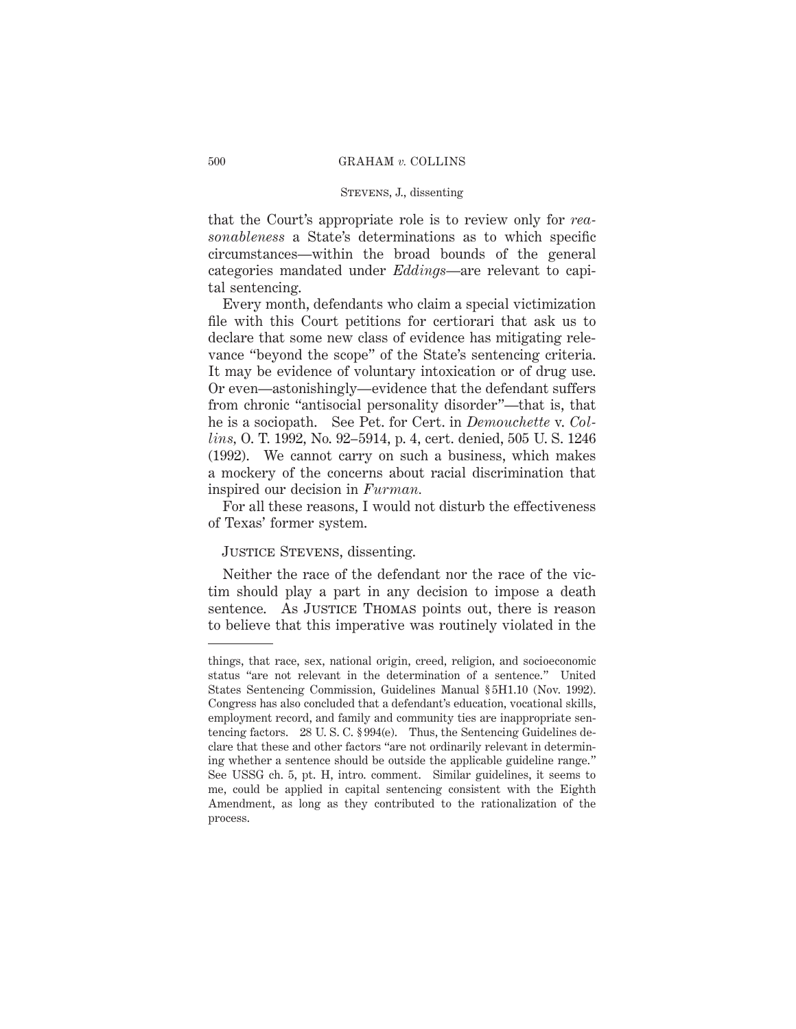that the Court's appropriate role is to review only for *reasonableness* a State's determinations as to which specific circumstances—within the broad bounds of the general categories mandated under *Eddings*—are relevant to capital sentencing.

Every month, defendants who claim a special victimization file with this Court petitions for certiorari that ask us to declare that some new class of evidence has mitigating relevance "beyond the scope" of the State's sentencing criteria. It may be evidence of voluntary intoxication or of drug use. Or even—astonishingly—evidence that the defendant suffers from chronic "antisocial personality disorder"—that is, that he is a sociopath. See Pet. for Cert. in *Demouchette* v. *Collins*, O. T. 1992, No. 92–5914, p. 4, cert. denied, 505 U. S. 1246 (1992). We cannot carry on such a business, which makes a mockery of the concerns about racial discrimination that inspired our decision in *Furman*.

For all these reasons, I would not disturb the effectiveness of Texas' former system.

Justice Stevens, dissenting.

Neither the race of the defendant nor the race of the victim should play a part in any decision to impose a death sentence. As Justice Thomas points out, there is reason to believe that this imperative was routinely violated in the

---

things, that race, sex, national origin, creed, religion, and socioeconomic status "are not relevant in the determination of a sentence." United States Sentencing Commission, Guidelines Manual § 5H1.10 (Nov. 1992). Congress has also concluded that a defendant's education, vocational skills, employment record, and family and community ties are inappropriate sentencing factors. 28 U. S. C. § 994(e). Thus, the Sentencing Guidelines declare that these and other factors "are not ordinarily relevant in determining whether a sentence should be outside the applicable guideline range." See USSG ch. 5, pt. H, intro. comment. Similar guidelines, it seems to me, could be applied in capital sentencing consistent with the Eighth Amendment, as long as they contributed to the rationalization of the process.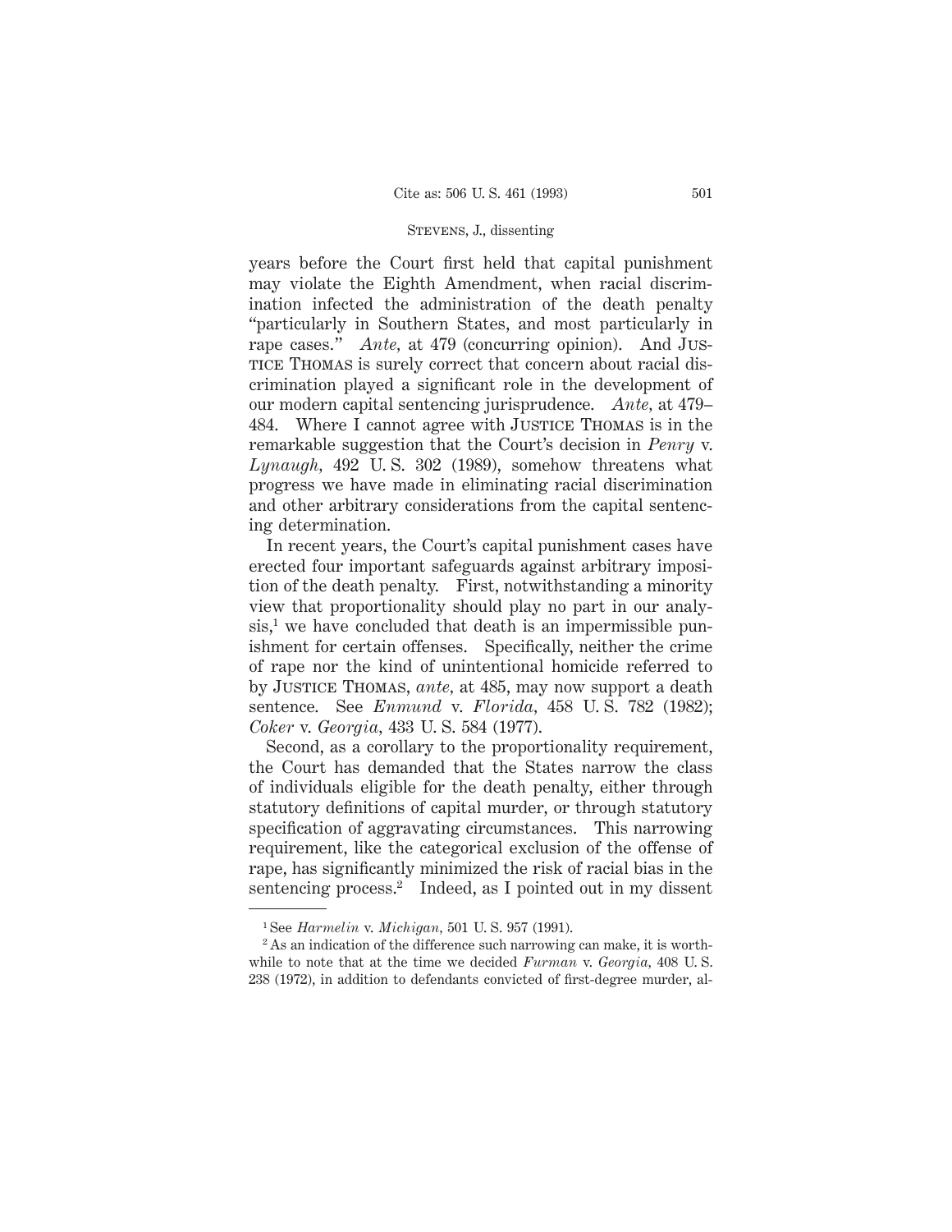years before the Court first held that capital punishment may violate the Eighth Amendment, when racial discrimination infected the administration of the death penalty "particularly in Southern States, and most particularly in rape cases." *Ante*, at 479 (concurring opinion). And Justice Thomas is surely correct that concern about racial discrimination played a significant role in the development of our modern capital sentencing jurisprudence. *Ante*, at 479–484. Where I cannot agree with Justice Thomas is in the remarkable suggestion that the Court's decision in *Penry* v. *Lynaugh*, 492 U. S. 302 (1989), somehow threatens what progress we have made in eliminating racial discrimination and other arbitrary considerations from the capital sentencing determination.

In recent years, the Court's capital punishment cases have erected four important safeguards against arbitrary imposition of the death penalty. First, notwithstanding a minority view that proportionality should play no part in our analysis,[1] we have concluded that death is an impermissible punishment for certain offenses. Specifically, neither the crime of rape nor the kind of unintentional homicide referred to by Justice Thomas, *ante*, at 485, may now support a death sentence. See *Enmund* v. *Florida*, 458 U. S. 782 (1982); *Coker* v. *Georgia*, 433 U. S. 584 (1977).

Second, as a corollary to the proportionality requirement, the Court has demanded that the States narrow the class of individuals eligible for the death penalty, either through statutory definitions of capital murder, or through statutory specification of aggravating circumstances. This narrowing requirement, like the categorical exclusion of the offense of rape, has significantly minimized the risk of racial bias in the sentencing process.[2] Indeed, as I pointed out in my dissent

---

[1] See *Harmelin* v. *Michigan*, 501 U. S. 957 (1991).

[2] As an indication of the difference such narrowing can make, it is worthwhile to note that at the time we decided *Furman* v. *Georgia*, 408 U. S. 238 (1972), in addition to defendants convicted of first-degree murder, al-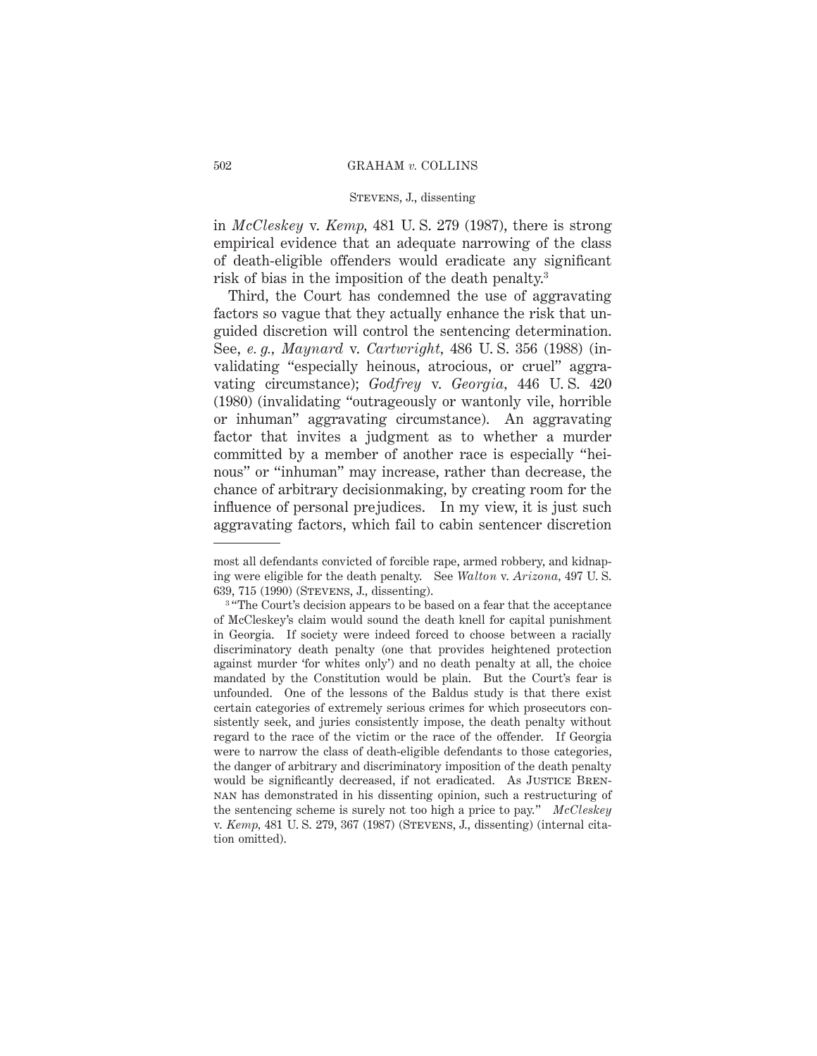in *McCleskey* v. *Kemp,* 481 U. S. 279 (1987), there is strong empirical evidence that an adequate narrowing of the class of death-eligible offenders would eradicate any significant risk of bias in the imposition of the death penalty.[3]

Third, the Court has condemned the use of aggravating factors so vague that they actually enhance the risk that unguided discretion will control the sentencing determination. See, *e. g., Maynard* v. *Cartwright,* 486 U. S. 356 (1988) (invalidating "especially heinous, atrocious, or cruel" aggravating circumstance); *Godfrey* v. *Georgia,* 446 U. S. 420 (1980) (invalidating "outrageously or wantonly vile, horrible or inhuman" aggravating circumstance). An aggravating factor that invites a judgment as to whether a murder committed by a member of another race is especially "heinous" or "inhuman" may increase, rather than decrease, the chance of arbitrary decisionmaking, by creating room for the influence of personal prejudices. In my view, it is just such aggravating factors, which fail to cabin sentencer discretion

---

most all defendants convicted of forcible rape, armed robbery, and kidnaping were eligible for the death penalty. See *Walton* v. *Arizona,* 497 U. S. 639, 715 (1990) (Stevens, J., dissenting).

[3] "The Court's decision appears to be based on a fear that the acceptance of McCleskey's claim would sound the death knell for capital punishment in Georgia. If society were indeed forced to choose between a racially discriminatory death penalty (one that provides heightened protection against murder 'for whites only') and no death penalty at all, the choice mandated by the Constitution would be plain. But the Court's fear is unfounded. One of the lessons of the Baldus study is that there exist certain categories of extremely serious crimes for which prosecutors consistently seek, and juries consistently impose, the death penalty without regard to the race of the victim or the race of the offender. If Georgia were to narrow the class of death-eligible defendants to those categories, the danger of arbitrary and discriminatory imposition of the death penalty would be significantly decreased, if not eradicated. As Justice Brennan has demonstrated in his dissenting opinion, such a restructuring of the sentencing scheme is surely not too high a price to pay." *McCleskey* v. *Kemp,* 481 U. S. 279, 367 (1987) (Stevens, J., dissenting) (internal citation omitted).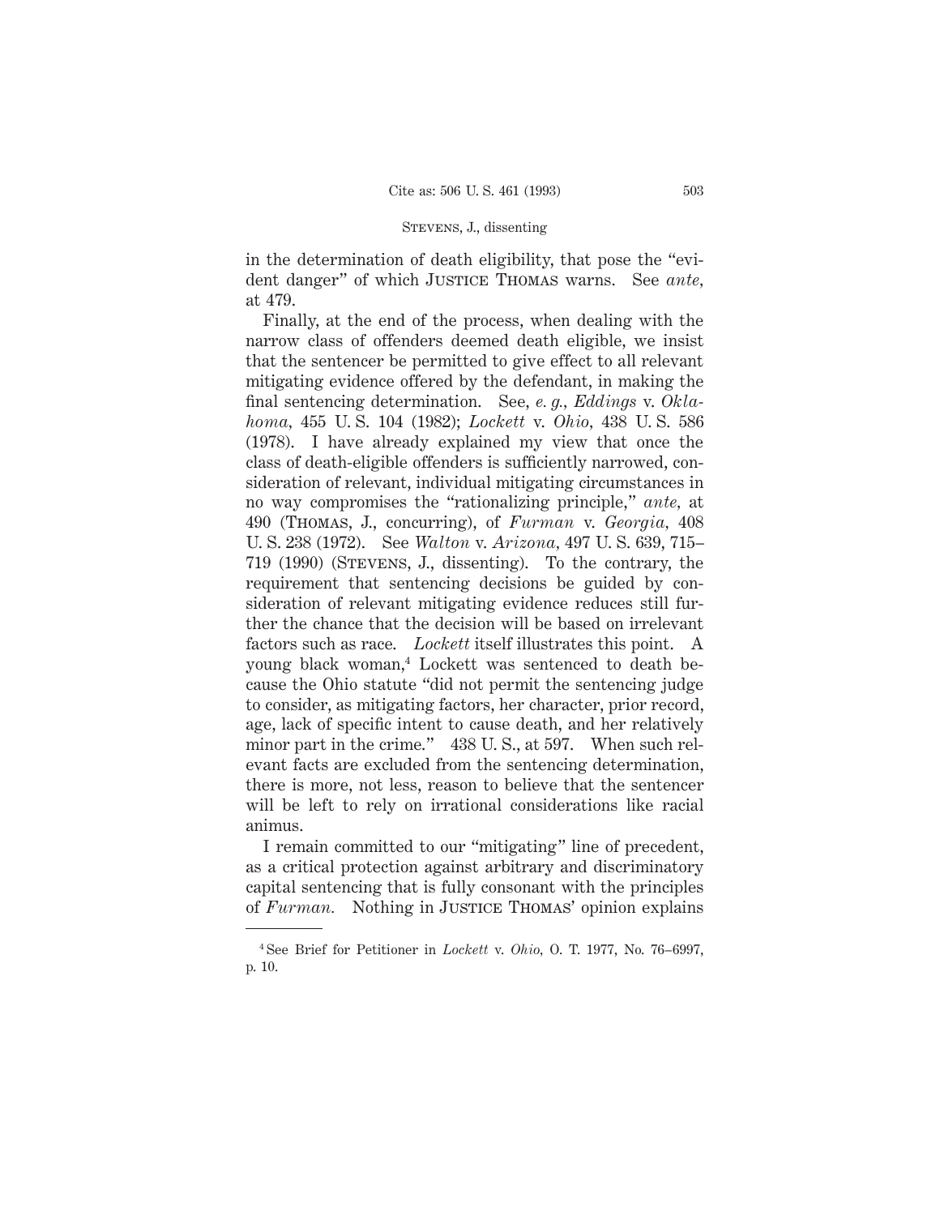in the determination of death eligibility, that pose the "evident danger" of which JUSTICE THOMAS warns. See *ante*, at 479.

Finally, at the end of the process, when dealing with the narrow class of offenders deemed death eligible, we insist that the sentencer be permitted to give effect to all relevant mitigating evidence offered by the defendant, in making the final sentencing determination. See, *e. g.*, *Eddings* v. *Oklahoma*, 455 U. S. 104 (1982); *Lockett* v. *Ohio*, 438 U. S. 586 (1978). I have already explained my view that once the class of death-eligible offenders is sufficiently narrowed, consideration of relevant, individual mitigating circumstances in no way compromises the "rationalizing principle," *ante*, at 490 (THOMAS, J., concurring), of *Furman* v. *Georgia*, 408 U. S. 238 (1972). See *Walton* v. *Arizona*, 497 U. S. 639, 715–719 (1990) (STEVENS, J., dissenting). To the contrary, the requirement that sentencing decisions be guided by consideration of relevant mitigating evidence reduces still further the chance that the decision will be based on irrelevant factors such as race. *Lockett* itself illustrates this point. A young black woman,[4] Lockett was sentenced to death because the Ohio statute "did not permit the sentencing judge to consider, as mitigating factors, her character, prior record, age, lack of specific intent to cause death, and her relatively minor part in the crime." 438 U. S., at 597. When such relevant facts are excluded from the sentencing determination, there is more, not less, reason to believe that the sentencer will be left to rely on irrational considerations like racial animus.

I remain committed to our "mitigating" line of precedent, as a critical protection against arbitrary and discriminatory capital sentencing that is fully consonant with the principles of *Furman*. Nothing in JUSTICE THOMAS' opinion explains

[4] See Brief for Petitioner in *Lockett* v. *Ohio*, O. T. 1977, No. 76–6997, p. 10.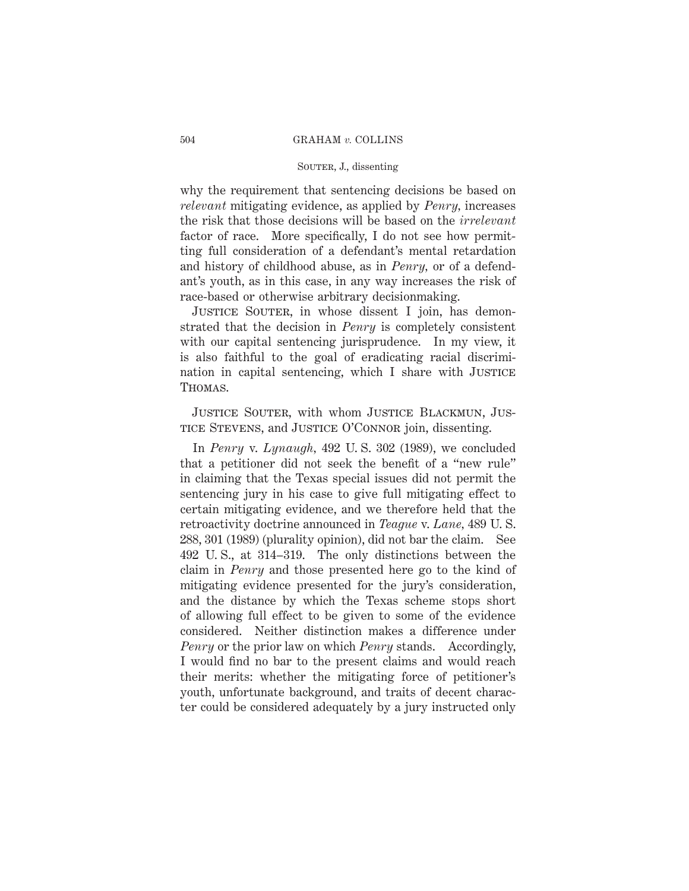why the requirement that sentencing decisions be based on *relevant* mitigating evidence, as applied by *Penry*, increases the risk that those decisions will be based on the *irrelevant* factor of race. More specifically, I do not see how permitting full consideration of a defendant's mental retardation and history of childhood abuse, as in *Penry*, or of a defendant's youth, as in this case, in any way increases the risk of race-based or otherwise arbitrary decisionmaking.

Justice Souter, in whose dissent I join, has demonstrated that the decision in *Penry* is completely consistent with our capital sentencing jurisprudence. In my view, it is also faithful to the goal of eradicating racial discrimination in capital sentencing, which I share with Justice Thomas.

Justice Souter, with whom Justice Blackmun, Justice Stevens, and Justice O'Connor join, dissenting.

In *Penry* v. *Lynaugh*, 492 U. S. 302 (1989), we concluded that a petitioner did not seek the benefit of a "new rule" in claiming that the Texas special issues did not permit the sentencing jury in his case to give full mitigating effect to certain mitigating evidence, and we therefore held that the retroactivity doctrine announced in *Teague* v. *Lane*, 489 U. S. 288, 301 (1989) (plurality opinion), did not bar the claim. See 492 U. S., at 314–319. The only distinctions between the claim in *Penry* and those presented here go to the kind of mitigating evidence presented for the jury's consideration, and the distance by which the Texas scheme stops short of allowing full effect to be given to some of the evidence considered. Neither distinction makes a difference under *Penry* or the prior law on which *Penry* stands. Accordingly, I would find no bar to the present claims and would reach their merits: whether the mitigating force of petitioner's youth, unfortunate background, and traits of decent character could be considered adequately by a jury instructed only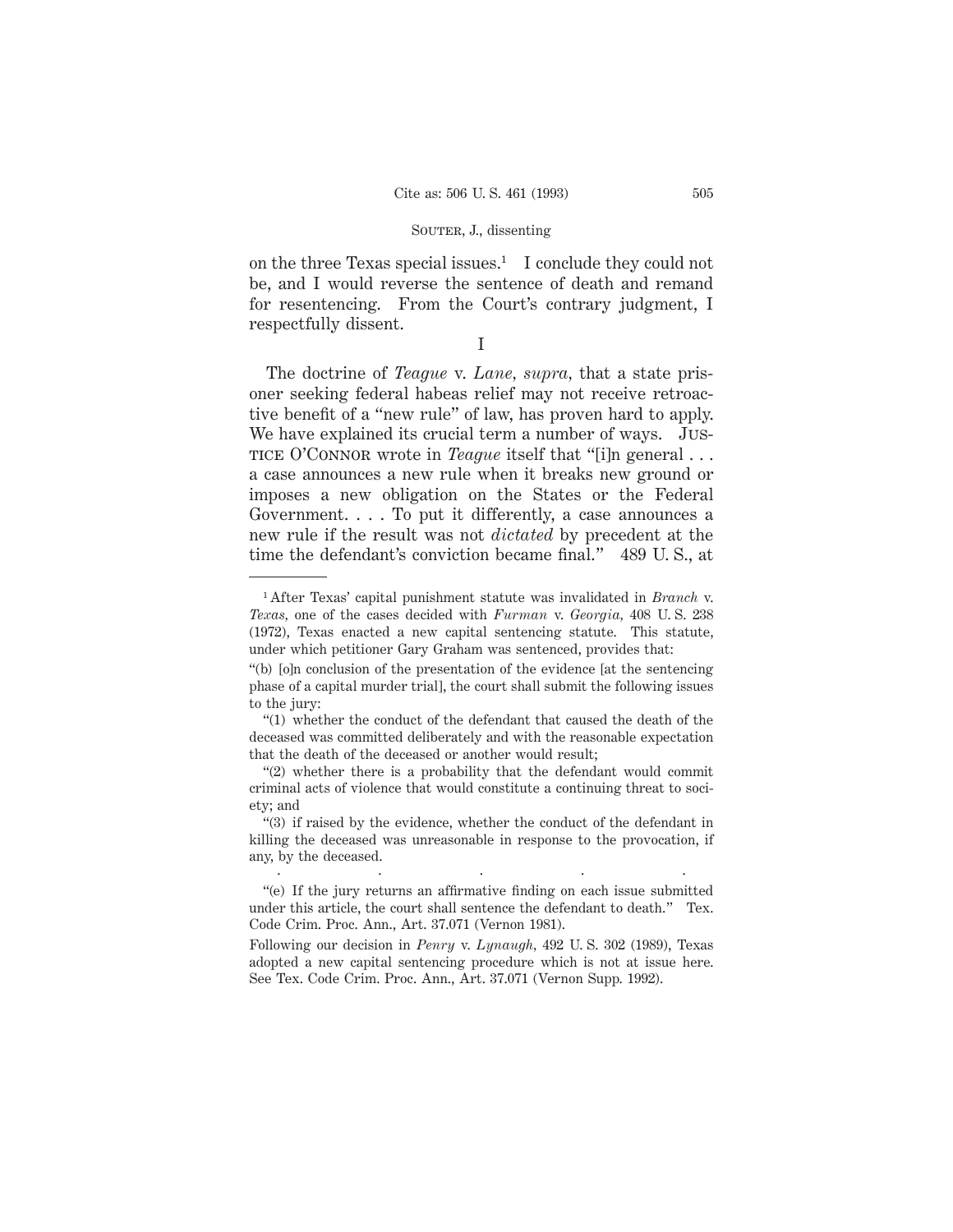on the three Texas special issues.[1] I conclude they could not be, and I would reverse the sentence of death and remand for resentencing. From the Court's contrary judgment, I respectfully dissent.

I

The doctrine of *Teague* v. *Lane*, *supra*, that a state prisoner seeking federal habeas relief may not receive retroactive benefit of a "new rule" of law, has proven hard to apply. We have explained its crucial term a number of ways. Justice O'Connor wrote in *Teague* itself that "[i]n general . . . a case announces a new rule when it breaks new ground or imposes a new obligation on the States or the Federal Government. . . . To put it differently, a case announces a new rule if the result was not *dictated* by precedent at the time the defendant's conviction became final." 489 U. S., at

---

[1] After Texas' capital punishment statute was invalidated in *Branch* v. *Texas*, one of the cases decided with *Furman* v. *Georgia*, 408 U. S. 238 (1972), Texas enacted a new capital sentencing statute. This statute, under which petitioner Gary Graham was sentenced, provides that:

"(b) [o]n conclusion of the presentation of the evidence [at the sentencing phase of a capital murder trial], the court shall submit the following issues to the jury:

"(1) whether the conduct of the defendant that caused the death of the deceased was committed deliberately and with the reasonable expectation that the death of the deceased or another would result;

"(2) whether there is a probability that the defendant would commit criminal acts of violence that would constitute a continuing threat to society; and

"(3) if raised by the evidence, whether the conduct of the defendant in killing the deceased was unreasonable in response to the provocation, if any, by the deceased.

. . . . .

"(e) If the jury returns an affirmative finding on each issue submitted under this article, the court shall sentence the defendant to death." Tex. Code Crim. Proc. Ann., Art. 37.071 (Vernon 1981).

Following our decision in *Penry* v. *Lynaugh*, 492 U. S. 302 (1989), Texas adopted a new capital sentencing procedure which is not at issue here. See Tex. Code Crim. Proc. Ann., Art. 37.071 (Vernon Supp. 1992).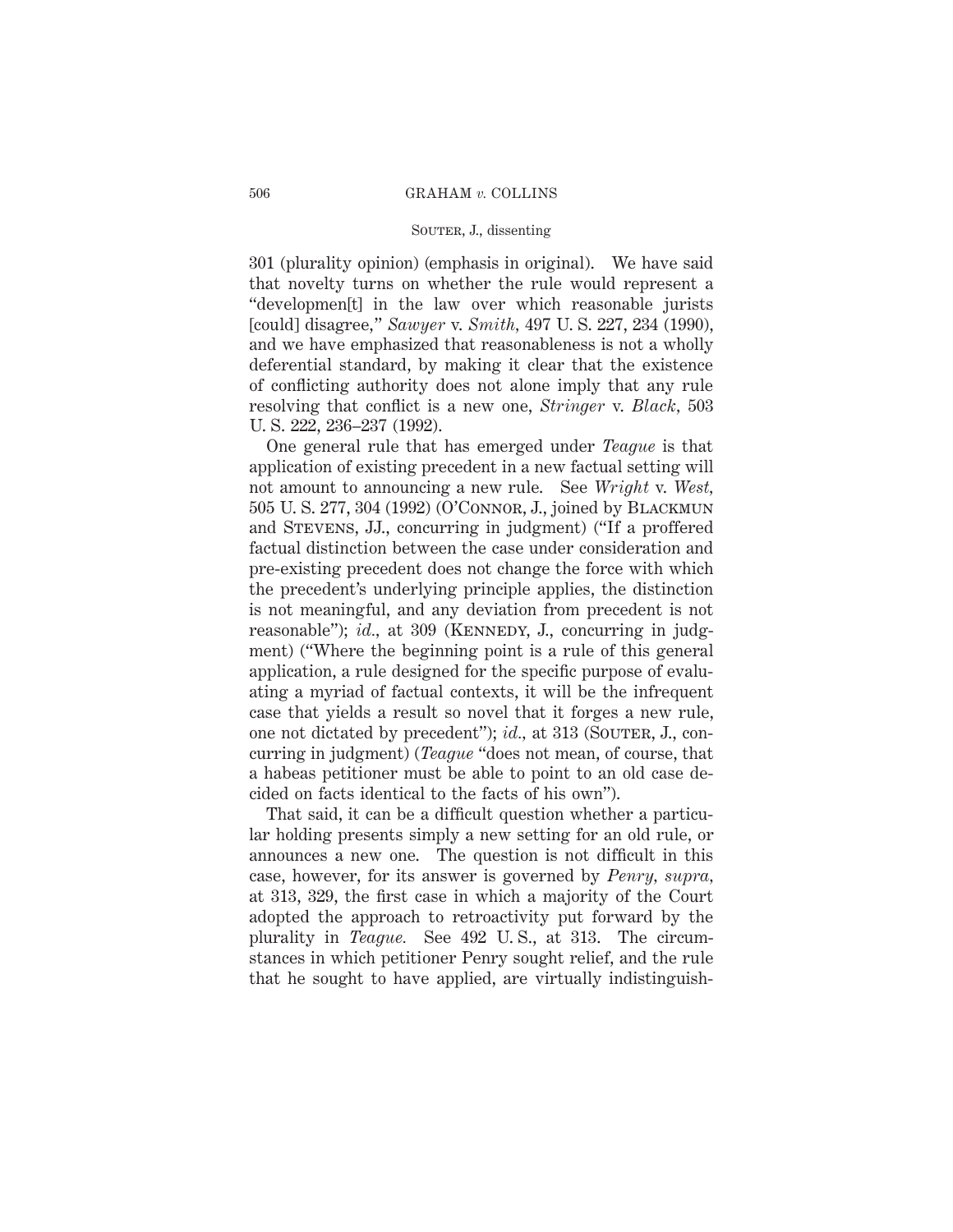301 (plurality opinion) (emphasis in original). We have said that novelty turns on whether the rule would represent a "developmen[t] in the law over which reasonable jurists [could] disagree," *Sawyer* v. *Smith*, 497 U. S. 227, 234 (1990), and we have emphasized that reasonableness is not a wholly deferential standard, by making it clear that the existence of conflicting authority does not alone imply that any rule resolving that conflict is a new one, *Stringer* v. *Black*, 503 U. S. 222, 236–237 (1992).

One general rule that has emerged under *Teague* is that application of existing precedent in a new factual setting will not amount to announcing a new rule. See *Wright* v. *West*, 505 U. S. 277, 304 (1992) (O'Connor, J., joined by Blackmun and Stevens, JJ., concurring in judgment) ("If a proffered factual distinction between the case under consideration and pre-existing precedent does not change the force with which the precedent's underlying principle applies, the distinction is not meaningful, and any deviation from precedent is not reasonable"); *id.*, at 309 (Kennedy, J., concurring in judgment) ("Where the beginning point is a rule of this general application, a rule designed for the specific purpose of evaluating a myriad of factual contexts, it will be the infrequent case that yields a result so novel that it forges a new rule, one not dictated by precedent"); *id.*, at 313 (Souter, J., concurring in judgment) (*Teague* "does not mean, of course, that a habeas petitioner must be able to point to an old case decided on facts identical to the facts of his own").

That said, it can be a difficult question whether a particular holding presents simply a new setting for an old rule, or announces a new one. The question is not difficult in this case, however, for its answer is governed by *Penry, supra*, at 313, 329, the first case in which a majority of the Court adopted the approach to retroactivity put forward by the plurality in *Teague*. See 492 U. S., at 313. The circumstances in which petitioner Penry sought relief, and the rule that he sought to have applied, are virtually indistinguish-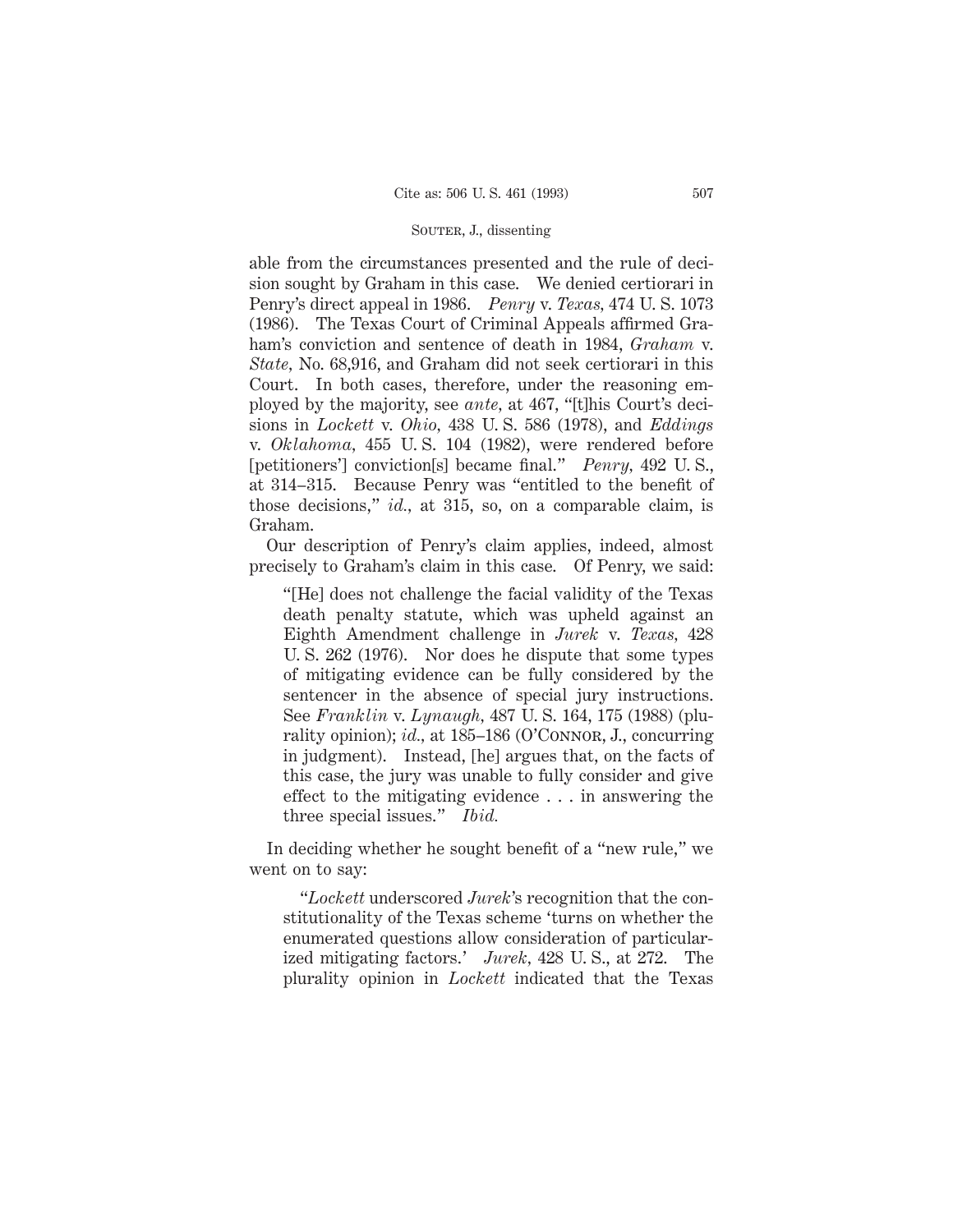able from the circumstances presented and the rule of decision sought by Graham in this case. We denied certiorari in Penry's direct appeal in 1986. *Penry* v. *Texas*, 474 U. S. 1073 (1986). The Texas Court of Criminal Appeals affirmed Graham's conviction and sentence of death in 1984, *Graham* v. *State*, No. 68,916, and Graham did not seek certiorari in this Court. In both cases, therefore, under the reasoning employed by the majority, see *ante*, at 467, "[t]his Court's decisions in *Lockett* v. *Ohio*, 438 U. S. 586 (1978), and *Eddings* v. *Oklahoma*, 455 U. S. 104 (1982), were rendered before [petitioners'] conviction[s] became final." *Penry*, 492 U. S., at 314–315. Because Penry was "entitled to the benefit of those decisions," *id.*, at 315, so, on a comparable claim, is Graham.

Our description of Penry's claim applies, indeed, almost precisely to Graham's claim in this case. Of Penry, we said:

> "[He] does not challenge the facial validity of the Texas death penalty statute, which was upheld against an Eighth Amendment challenge in *Jurek* v. *Texas*, 428 U. S. 262 (1976). Nor does he dispute that some types of mitigating evidence can be fully considered by the sentencer in the absence of special jury instructions. See *Franklin* v. *Lynaugh*, 487 U. S. 164, 175 (1988) (plurality opinion); *id.*, at 185–186 (O'Connor, J., concurring in judgment). Instead, [he] argues that, on the facts of this case, the jury was unable to fully consider and give effect to the mitigating evidence . . . in answering the three special issues." *Ibid.*

In deciding whether he sought benefit of a "new rule," we went on to say:

> "*Lockett* underscored *Jurek*'s recognition that the constitutionality of the Texas scheme 'turns on whether the enumerated questions allow consideration of particularized mitigating factors.' *Jurek*, 428 U. S., at 272. The plurality opinion in *Lockett* indicated that the Texas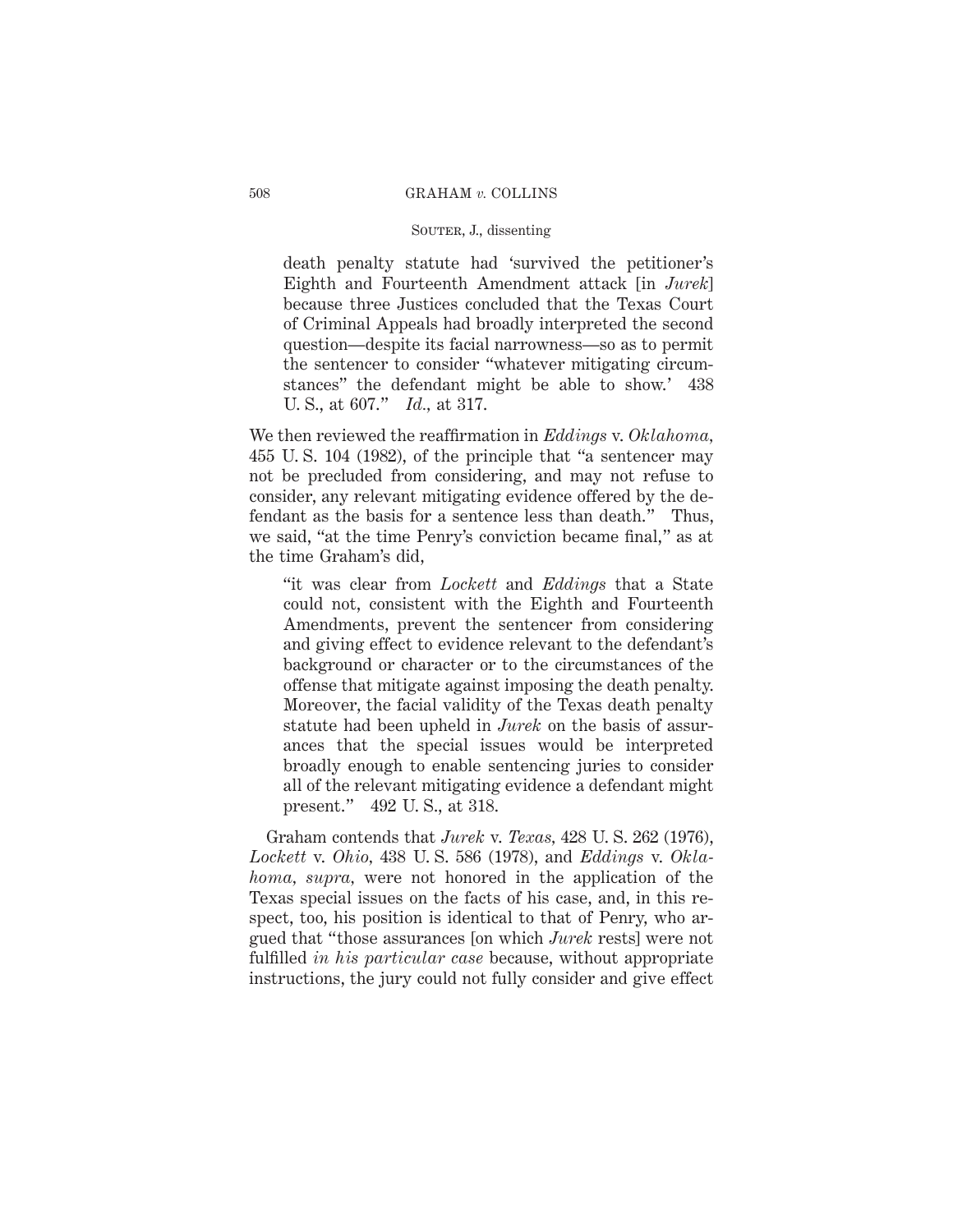death penalty statute had 'survived the petitioner's Eighth and Fourteenth Amendment attack [in *Jurek*] because three Justices concluded that the Texas Court of Criminal Appeals had broadly interpreted the second question—despite its facial narrowness—so as to permit the sentencer to consider "whatever mitigating circumstances" the defendant might be able to show.' 438 U. S., at 607." *Id.*, at 317.

We then reviewed the reaffirmation in *Eddings* v. *Oklahoma,* 455 U. S. 104 (1982), of the principle that "a sentencer may not be precluded from considering, and may not refuse to consider, any relevant mitigating evidence offered by the defendant as the basis for a sentence less than death." Thus, we said, "at the time Penry's conviction became final," as at the time Graham's did,

> "it was clear from *Lockett* and *Eddings* that a State could not, consistent with the Eighth and Fourteenth Amendments, prevent the sentencer from considering and giving effect to evidence relevant to the defendant's background or character or to the circumstances of the offense that mitigate against imposing the death penalty. Moreover, the facial validity of the Texas death penalty statute had been upheld in *Jurek* on the basis of assurances that the special issues would be interpreted broadly enough to enable sentencing juries to consider all of the relevant mitigating evidence a defendant might present." 492 U. S., at 318.

Graham contends that *Jurek* v. *Texas*, 428 U. S. 262 (1976), *Lockett* v. *Ohio*, 438 U. S. 586 (1978), and *Eddings* v. *Oklahoma, supra*, were not honored in the application of the Texas special issues on the facts of his case, and, in this respect, too, his position is identical to that of Penry, who argued that "those assurances [on which *Jurek* rests] were not fulfilled *in his particular case* because, without appropriate instructions, the jury could not fully consider and give effect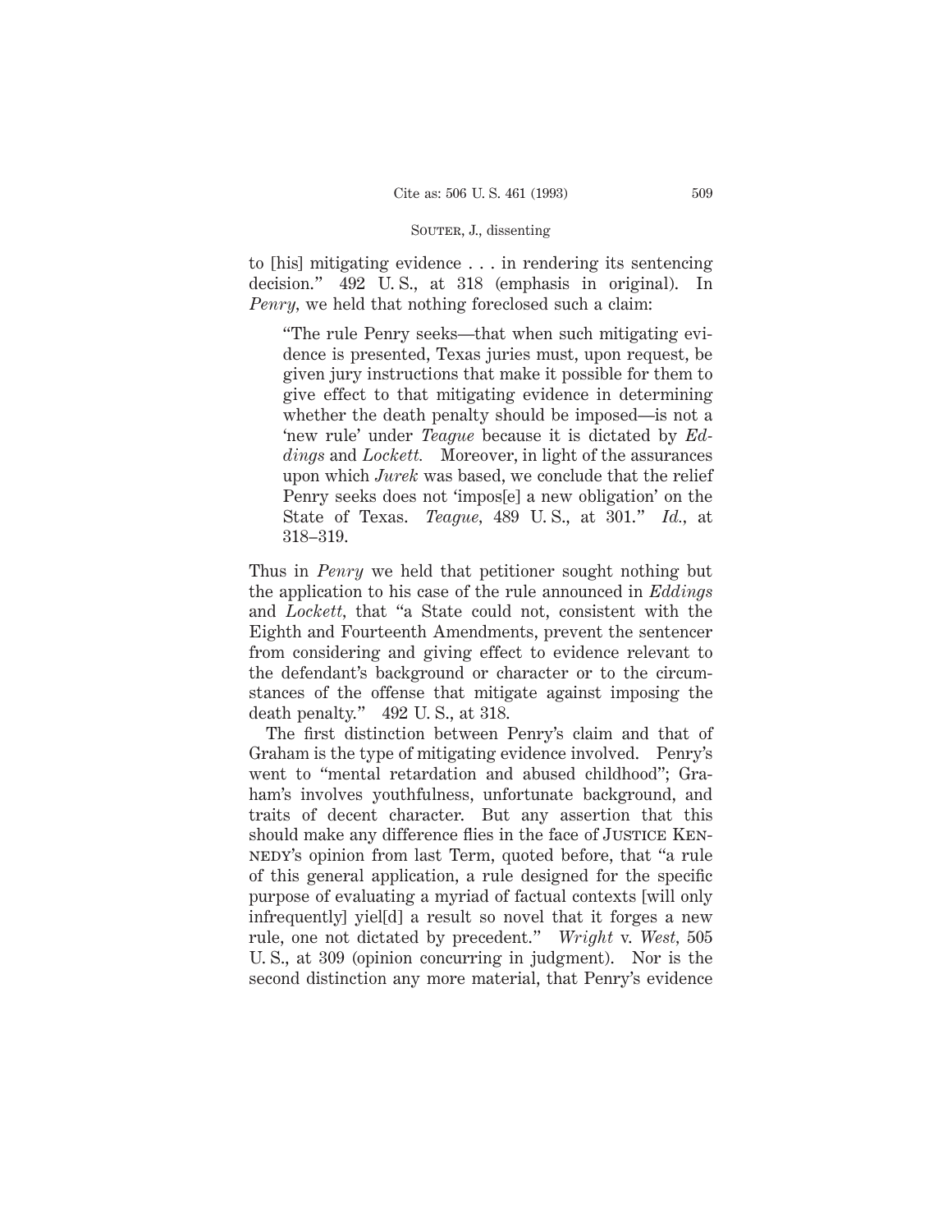to [his] mitigating evidence . . . in rendering its sentencing decision." 492 U. S., at 318 (emphasis in original). In *Penry,* we held that nothing foreclosed such a claim:

> "The rule Penry seeks—that when such mitigating evidence is presented, Texas juries must, upon request, be given jury instructions that make it possible for them to give effect to that mitigating evidence in determining whether the death penalty should be imposed—is not a 'new rule' under *Teague* because it is dictated by *Eddings* and *Lockett.* Moreover, in light of the assurances upon which *Jurek* was based, we conclude that the relief Penry seeks does not 'impos[e] a new obligation' on the State of Texas. *Teague,* 489 U. S., at 301." *Id.,* at 318–319.

Thus in *Penry* we held that petitioner sought nothing but the application to his case of the rule announced in *Eddings* and *Lockett,* that "a State could not, consistent with the Eighth and Fourteenth Amendments, prevent the sentencer from considering and giving effect to evidence relevant to the defendant's background or character or to the circumstances of the offense that mitigate against imposing the death penalty." 492 U. S., at 318.

The first distinction between Penry's claim and that of Graham is the type of mitigating evidence involved. Penry's went to "mental retardation and abused childhood"; Graham's involves youthfulness, unfortunate background, and traits of decent character. But any assertion that this should make any difference flies in the face of Justice Kennedy's opinion from last Term, quoted before, that "a rule of this general application, a rule designed for the specific purpose of evaluating a myriad of factual contexts [will only infrequently] yiel[d] a result so novel that it forges a new rule, one not dictated by precedent." *Wright* v. *West,* 505 U. S., at 309 (opinion concurring in judgment). Nor is the second distinction any more material, that Penry's evidence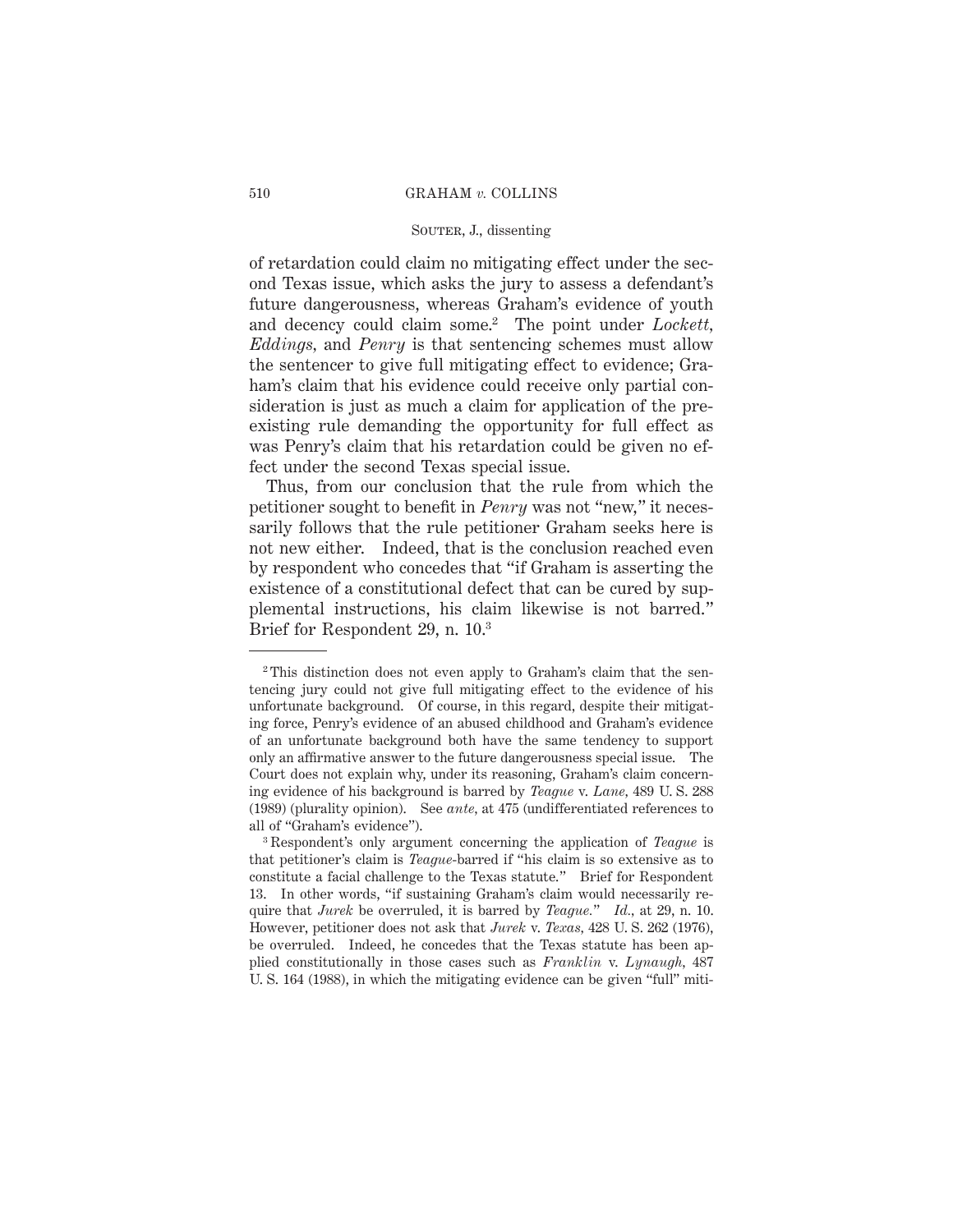of retardation could claim no mitigating effect under the second Texas issue, which asks the jury to assess a defendant's future dangerousness, whereas Graham's evidence of youth and decency could claim some.[2] The point under *Lockett*, *Eddings*, and *Penry* is that sentencing schemes must allow the sentencer to give full mitigating effect to evidence; Graham's claim that his evidence could receive only partial consideration is just as much a claim for application of the preexisting rule demanding the opportunity for full effect as was Penry's claim that his retardation could be given no effect under the second Texas special issue.

Thus, from our conclusion that the rule from which the petitioner sought to benefit in *Penry* was not "new," it necessarily follows that the rule petitioner Graham seeks here is not new either. Indeed, that is the conclusion reached even by respondent who concedes that "if Graham is asserting the existence of a constitutional defect that can be cured by supplemental instructions, his claim likewise is not barred." Brief for Respondent 29, n. 10.[3]

---

[2] This distinction does not even apply to Graham's claim that the sentencing jury could not give full mitigating effect to the evidence of his unfortunate background. Of course, in this regard, despite their mitigating force, Penry's evidence of an abused childhood and Graham's evidence of an unfortunate background both have the same tendency to support only an affirmative answer to the future dangerousness special issue. The Court does not explain why, under its reasoning, Graham's claim concerning evidence of his background is barred by *Teague* v. *Lane*, 489 U. S. 288 (1989) (plurality opinion). See *ante*, at 475 (undifferentiated references to all of "Graham's evidence").

[3] Respondent's only argument concerning the application of *Teague* is that petitioner's claim is *Teague*-barred if "his claim is so extensive as to constitute a facial challenge to the Texas statute." Brief for Respondent 13. In other words, "if sustaining Graham's claim would necessarily require that *Jurek* be overruled, it is barred by *Teague*." *Id.*, at 29, n. 10. However, petitioner does not ask that *Jurek* v. *Texas*, 428 U. S. 262 (1976), be overruled. Indeed, he concedes that the Texas statute has been applied constitutionally in those cases such as *Franklin* v. *Lynaugh*, 487 U. S. 164 (1988), in which the mitigating evidence can be given "full" miti-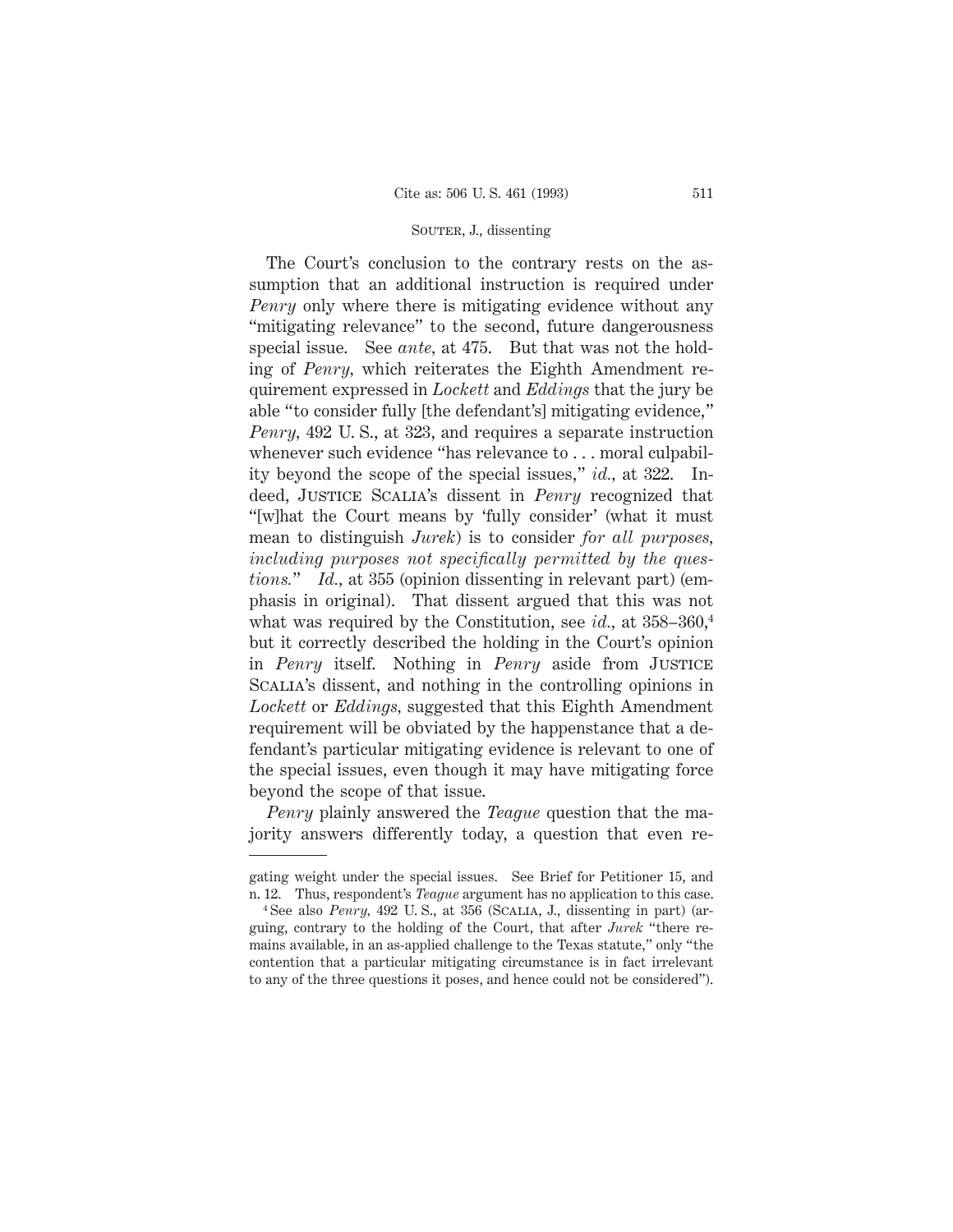The Court's conclusion to the contrary rests on the assumption that an additional instruction is required under *Penry* only where there is mitigating evidence without any "mitigating relevance" to the second, future dangerousness special issue. See *ante*, at 475. But that was not the holding of *Penry*, which reiterates the Eighth Amendment requirement expressed in *Lockett* and *Eddings* that the jury be able "to consider fully [the defendant's] mitigating evidence," *Penry*, 492 U. S., at 323, and requires a separate instruction whenever such evidence "has relevance to . . . moral culpability beyond the scope of the special issues," *id.*, at 322. Indeed, JUSTICE SCALIA's dissent in *Penry* recognized that "[w]hat the Court means by 'fully consider' (what it must mean to distinguish *Jurek*) is to consider *for all purposes, including purposes not specifically permitted by the questions.*" *Id.*, at 355 (opinion dissenting in relevant part) (emphasis in original). That dissent argued that this was not what was required by the Constitution, see *id.*, at 358–360,[4] but it correctly described the holding in the Court's opinion in *Penry* itself. Nothing in *Penry* aside from JUSTICE SCALIA's dissent, and nothing in the controlling opinions in *Lockett* or *Eddings*, suggested that this Eighth Amendment requirement will be obviated by the happenstance that a defendant's particular mitigating evidence is relevant to one of the special issues, even though it may have mitigating force beyond the scope of that issue.

*Penry* plainly answered the *Teague* question that the majority answers differently today, a question that even re-

---

gating weight under the special issues. See Brief for Petitioner 15, and n. 12. Thus, respondent's *Teague* argument has no application to this case.

[4] See also *Penry*, 492 U. S., at 356 (SCALIA, J., dissenting in part) (arguing, contrary to the holding of the Court, that after *Jurek* "there remains available, in an as-applied challenge to the Texas statute," only "the contention that a particular mitigating circumstance is in fact irrelevant to any of the three questions it poses, and hence could not be considered").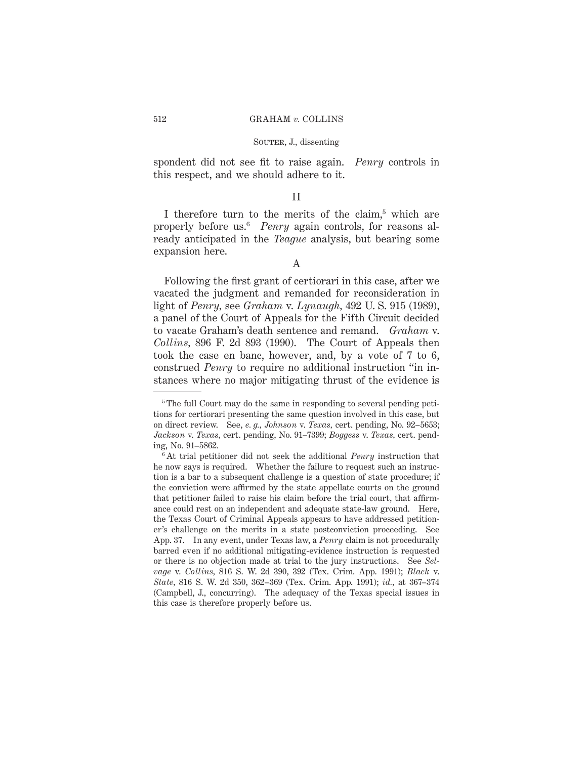spondent did not see fit to raise again. *Penry* controls in this respect, and we should adhere to it.

## II

I therefore turn to the merits of the claim,[5] which are properly before us.[6] *Penry* again controls, for reasons already anticipated in the *Teague* analysis, but bearing some expansion here.

### A

Following the first grant of certiorari in this case, after we vacated the judgment and remanded for reconsideration in light of *Penry*, see *Graham* v. *Lynaugh*, 492 U. S. 915 (1989), a panel of the Court of Appeals for the Fifth Circuit decided to vacate Graham's death sentence and remand. *Graham* v. *Collins*, 896 F. 2d 893 (1990). The Court of Appeals then took the case en banc, however, and, by a vote of 7 to 6, construed *Penry* to require no additional instruction "in instances where no major mitigating thrust of the evidence is

---

[5] The full Court may do the same in responding to several pending petitions for certiorari presenting the same question involved in this case, but on direct review. See, *e. g.*, *Johnson* v. *Texas*, cert. pending, No. 92–5653; *Jackson* v. *Texas*, cert. pending, No. 91–7399; *Boggess* v. *Texas*, cert. pending, No. 91–5862.

[6] At trial petitioner did not seek the additional *Penry* instruction that he now says is required. Whether the failure to request such an instruction is a bar to a subsequent challenge is a question of state procedure; if the conviction were affirmed by the state appellate courts on the ground that petitioner failed to raise his claim before the trial court, that affirmance could rest on an independent and adequate state-law ground. Here, the Texas Court of Criminal Appeals appears to have addressed petitioner's challenge on the merits in a state postconviction proceeding. See App. 37. In any event, under Texas law, a *Penry* claim is not procedurally barred even if no additional mitigating-evidence instruction is requested or there is no objection made at trial to the jury instructions. See *Selvage* v. *Collins*, 816 S. W. 2d 390, 392 (Tex. Crim. App. 1991); *Black* v. *State*, 816 S. W. 2d 350, 362–369 (Tex. Crim. App. 1991); *id.*, at 367–374 (Campbell, J., concurring). The adequacy of the Texas special issues in this case is therefore properly before us.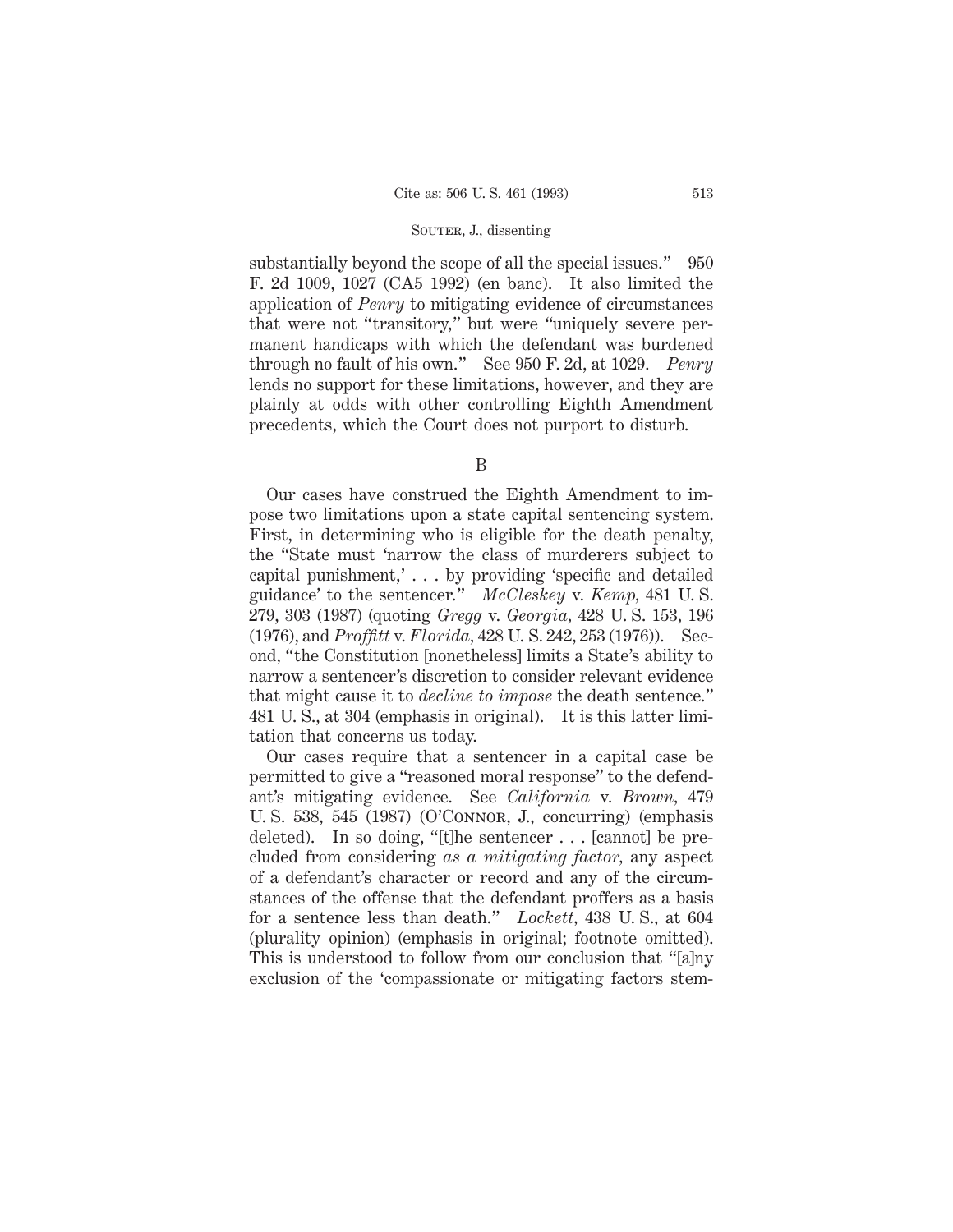substantially beyond the scope of all the special issues." 950 F. 2d 1009, 1027 (CA5 1992) (en banc). It also limited the application of *Penry* to mitigating evidence of circumstances that were not "transitory," but were "uniquely severe permanent handicaps with which the defendant was burdened through no fault of his own." See 950 F. 2d, at 1029. *Penry* lends no support for these limitations, however, and they are plainly at odds with other controlling Eighth Amendment precedents, which the Court does not purport to disturb.

B

Our cases have construed the Eighth Amendment to impose two limitations upon a state capital sentencing system. First, in determining who is eligible for the death penalty, the "State must 'narrow the class of murderers subject to capital punishment,' . . . by providing 'specific and detailed guidance' to the sentencer." *McCleskey* v. *Kemp*, 481 U. S. 279, 303 (1987) (quoting *Gregg* v. *Georgia*, 428 U. S. 153, 196 (1976), and *Proffitt* v. *Florida*, 428 U. S. 242, 253 (1976)). Second, "the Constitution [nonetheless] limits a State's ability to narrow a sentencer's discretion to consider relevant evidence that might cause it to *decline to impose* the death sentence." 481 U. S., at 304 (emphasis in original). It is this latter limitation that concerns us today.

Our cases require that a sentencer in a capital case be permitted to give a "reasoned moral response" to the defendant's mitigating evidence. See *California* v. *Brown*, 479 U. S. 538, 545 (1987) (O'Connor, J., concurring) (emphasis deleted). In so doing, "[t]he sentencer . . . [cannot] be precluded from considering *as a mitigating factor*, any aspect of a defendant's character or record and any of the circumstances of the offense that the defendant proffers as a basis for a sentence less than death." *Lockett*, 438 U. S., at 604 (plurality opinion) (emphasis in original; footnote omitted). This is understood to follow from our conclusion that "[a]ny exclusion of the 'compassionate or mitigating factors stem-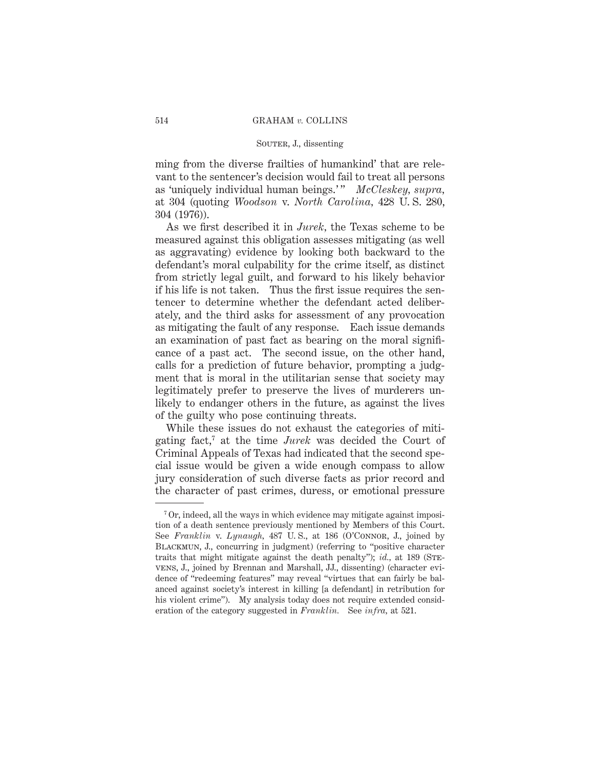ming from the diverse frailties of humankind' that are relevant to the sentencer's decision would fail to treat all persons as 'uniquely individual human beings.'" *McCleskey, supra,* at 304 (quoting *Woodson* v. *North Carolina,* 428 U. S. 280, 304 (1976)).

As we first described it in *Jurek,* the Texas scheme to be measured against this obligation assesses mitigating (as well as aggravating) evidence by looking both backward to the defendant's moral culpability for the crime itself, as distinct from strictly legal guilt, and forward to his likely behavior if his life is not taken. Thus the first issue requires the sentencer to determine whether the defendant acted deliberately, and the third asks for assessment of any provocation as mitigating the fault of any response. Each issue demands an examination of past fact as bearing on the moral significance of a past act. The second issue, on the other hand, calls for a prediction of future behavior, prompting a judgment that is moral in the utilitarian sense that society may legitimately prefer to preserve the lives of murderers unlikely to endanger others in the future, as against the lives of the guilty who pose continuing threats.

While these issues do not exhaust the categories of mitigating fact,[7] at the time *Jurek* was decided the Court of Criminal Appeals of Texas had indicated that the second special issue would be given a wide enough compass to allow jury consideration of such diverse facts as prior record and the character of past crimes, duress, or emotional pressure

---

[7] Or, indeed, all the ways in which evidence may mitigate against imposition of a death sentence previously mentioned by Members of this Court. See *Franklin* v. *Lynaugh,* 487 U. S., at 186 (O'Connor, J., joined by Blackmun, J., concurring in judgment) (referring to "positive character traits that might mitigate against the death penalty"); *id.,* at 189 (Stevens, J., joined by Brennan and Marshall, JJ., dissenting) (character evidence of "redeeming features" may reveal "virtues that can fairly be balanced against society's interest in killing [a defendant] in retribution for his violent crime"). My analysis today does not require extended consideration of the category suggested in *Franklin.* See *infra,* at 521.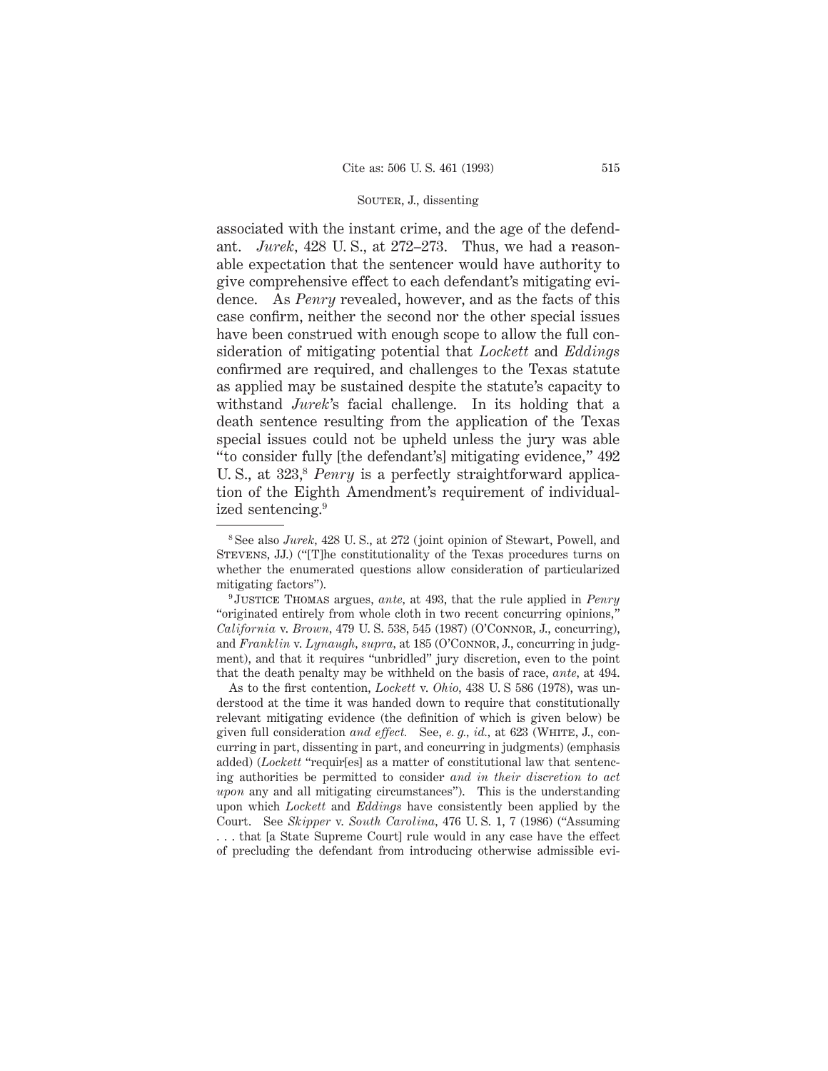associated with the instant crime, and the age of the defendant. *Jurek*, 428 U. S., at 272–273. Thus, we had a reasonable expectation that the sentencer would have authority to give comprehensive effect to each defendant's mitigating evidence. As *Penry* revealed, however, and as the facts of this case confirm, neither the second nor the other special issues have been construed with enough scope to allow the full consideration of mitigating potential that *Lockett* and *Eddings* confirmed are required, and challenges to the Texas statute as applied may be sustained despite the statute's capacity to withstand *Jurek*'s facial challenge. In its holding that a death sentence resulting from the application of the Texas special issues could not be upheld unless the jury was able "to consider fully [the defendant's] mitigating evidence," 492 U. S., at 323,[8] *Penry* is a perfectly straightforward application of the Eighth Amendment's requirement of individualized sentencing.[9]

---

[8] See also *Jurek*, 428 U. S., at 272 (joint opinion of Stewart, Powell, and Stevens, JJ.) ("[T]he constitutionality of the Texas procedures turns on whether the enumerated questions allow consideration of particularized mitigating factors").

[9] Justice Thomas argues, *ante*, at 493, that the rule applied in *Penry* "originated entirely from whole cloth in two recent concurring opinions," *California* v. *Brown*, 479 U. S. 538, 545 (1987) (O'Connor, J., concurring), and *Franklin* v. *Lynaugh*, *supra*, at 185 (O'Connor, J., concurring in judgment), and that it requires "unbridled" jury discretion, even to the point that the death penalty may be withheld on the basis of race, *ante*, at 494.

As to the first contention, *Lockett* v. *Ohio*, 438 U. S 586 (1978), was understood at the time it was handed down to require that constitutionally relevant mitigating evidence (the definition of which is given below) be given full consideration *and effect*. See, *e. g.*, *id.*, at 623 (White, J., concurring in part, dissenting in part, and concurring in judgments) (emphasis added) (*Lockett* "requir[es] as a matter of constitutional law that sentencing authorities be permitted to consider *and in their discretion to act upon* any and all mitigating circumstances"). This is the understanding upon which *Lockett* and *Eddings* have consistently been applied by the Court. See *Skipper* v. *South Carolina*, 476 U. S. 1, 7 (1986) ("Assuming . . . that [a State Supreme Court] rule would in any case have the effect of precluding the defendant from introducing otherwise admissible evi-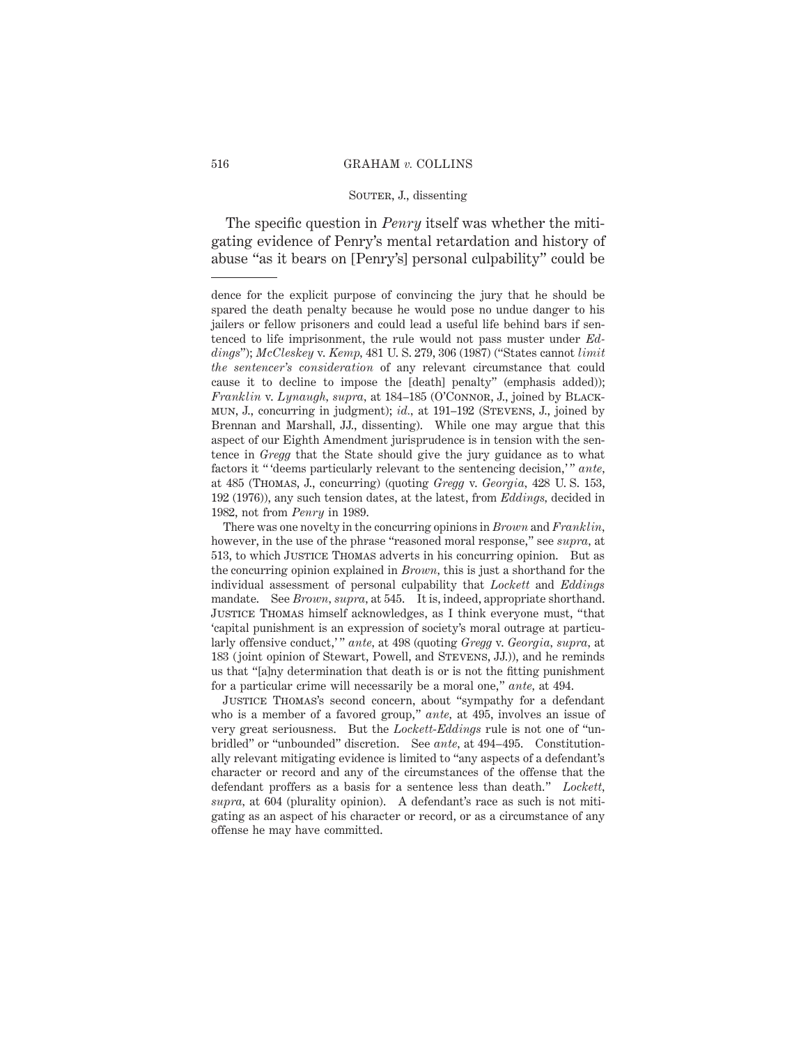The specific question in *Penry* itself was whether the mitigating evidence of Penry's mental retardation and history of abuse "as it bears on [Penry's] personal culpability" could be

---

dence for the explicit purpose of convincing the jury that he should be spared the death penalty because he would pose no undue danger to his jailers or fellow prisoners and could lead a useful life behind bars if sentenced to life imprisonment, the rule would not pass muster under *Eddings*"); *McCleskey* v. *Kemp,* 481 U. S. 279, 306 (1987) ("States cannot *limit the sentencer's consideration* of any relevant circumstance that could cause it to decline to impose the [death] penalty" (emphasis added)); *Franklin* v. *Lynaugh, supra,* at 184–185 (O'Connor, J., joined by Blackmun, J., concurring in judgment); *id.,* at 191–192 (Stevens, J., joined by Brennan and Marshall, JJ., dissenting). While one may argue that this aspect of our Eighth Amendment jurisprudence is in tension with the sentence in *Gregg* that the State should give the jury guidance as to what factors it " 'deems particularly relevant to the sentencing decision,' " *ante,* at 485 (Thomas, J., concurring) (quoting *Gregg* v. *Georgia,* 428 U. S. 153, 192 (1976)), any such tension dates, at the latest, from *Eddings,* decided in 1982, not from *Penry* in 1989.

There was one novelty in the concurring opinions in *Brown* and *Franklin,* however, in the use of the phrase "reasoned moral response," see *supra,* at 513, to which Justice Thomas adverts in his concurring opinion. But as the concurring opinion explained in *Brown,* this is just a shorthand for the individual assessment of personal culpability that *Lockett* and *Eddings* mandate. See *Brown, supra,* at 545. It is, indeed, appropriate shorthand. Justice Thomas himself acknowledges, as I think everyone must, "that 'capital punishment is an expression of society's moral outrage at particularly offensive conduct,' " *ante,* at 498 (quoting *Gregg* v. *Georgia, supra,* at 183 (joint opinion of Stewart, Powell, and Stevens, JJ.)), and he reminds us that "[a]ny determination that death is or is not the fitting punishment for a particular crime will necessarily be a moral one," *ante,* at 494.

Justice Thomas's second concern, about "sympathy for a defendant who is a member of a favored group," *ante,* at 495, involves an issue of very great seriousness. But the *Lockett-Eddings* rule is not one of "unbridled" or "unbounded" discretion. See *ante,* at 494–495. Constitutionally relevant mitigating evidence is limited to "any aspects of a defendant's character or record and any of the circumstances of the offense that the defendant proffers as a basis for a sentence less than death." *Lockett, supra,* at 604 (plurality opinion). A defendant's race as such is not mitigating as an aspect of his character or record, or as a circumstance of any offense he may have committed.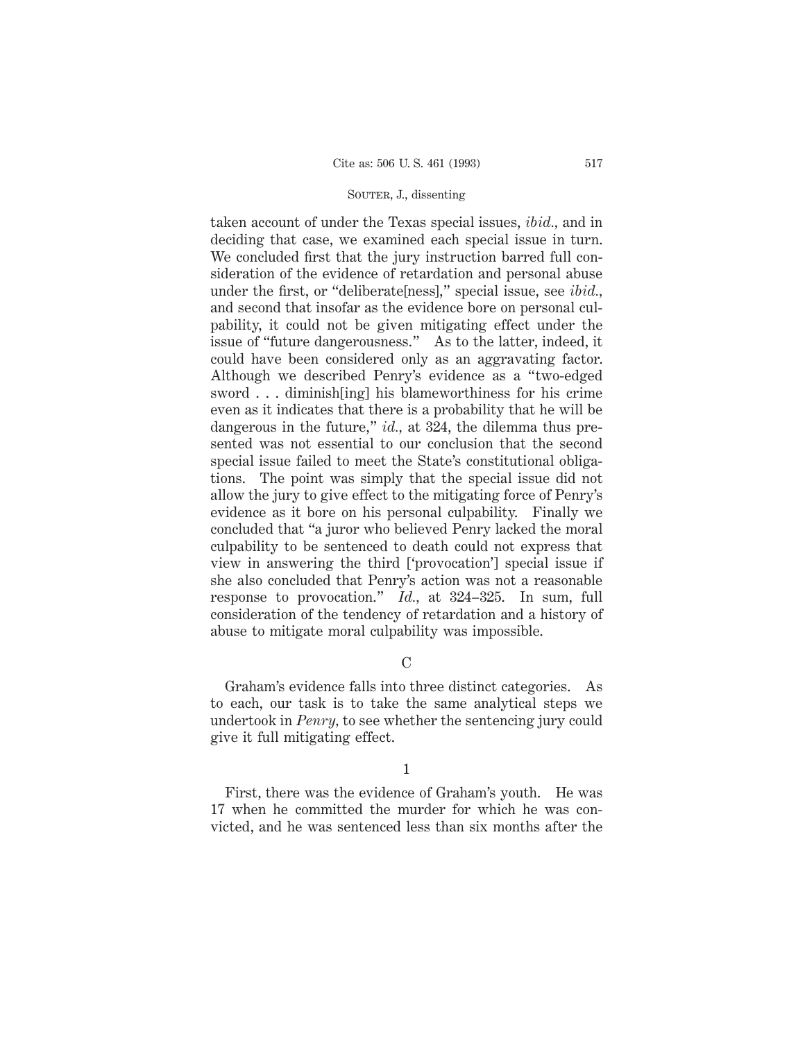taken account of under the Texas special issues, *ibid.*, and in deciding that case, we examined each special issue in turn. We concluded first that the jury instruction barred full consideration of the evidence of retardation and personal abuse under the first, or "deliberate[ness]," special issue, see *ibid.*, and second that insofar as the evidence bore on personal culpability, it could not be given mitigating effect under the issue of "future dangerousness." As to the latter, indeed, it could have been considered only as an aggravating factor. Although we described Penry's evidence as a "two-edged sword . . . diminish[ing] his blameworthiness for his crime even as it indicates that there is a probability that he will be dangerous in the future," *id.*, at 324, the dilemma thus presented was not essential to our conclusion that the second special issue failed to meet the State's constitutional obligations. The point was simply that the special issue did not allow the jury to give effect to the mitigating force of Penry's evidence as it bore on his personal culpability. Finally we concluded that "a juror who believed Penry lacked the moral culpability to be sentenced to death could not express that view in answering the third ['provocation'] special issue if she also concluded that Penry's action was not a reasonable response to provocation." *Id.*, at 324–325. In sum, full consideration of the tendency of retardation and a history of abuse to mitigate moral culpability was impossible.

### C

Graham's evidence falls into three distinct categories. As to each, our task is to take the same analytical steps we undertook in *Penry*, to see whether the sentencing jury could give it full mitigating effect.

#### 1

First, there was the evidence of Graham's youth. He was 17 when he committed the murder for which he was convicted, and he was sentenced less than six months after the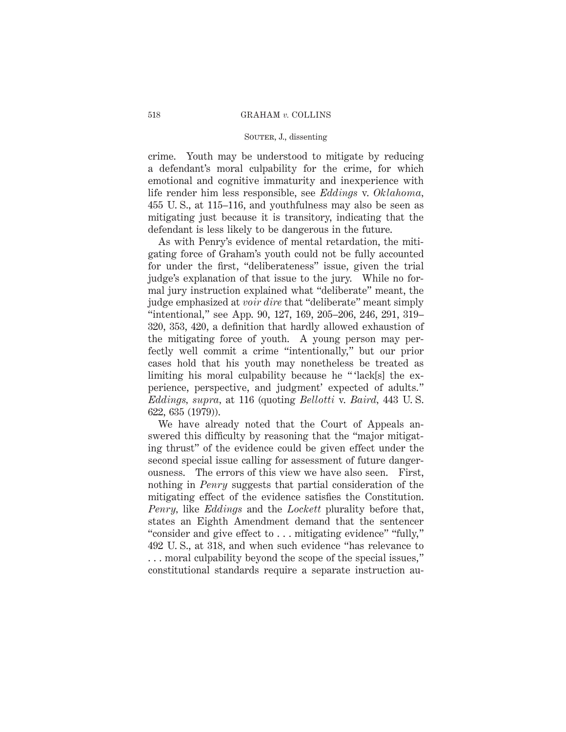crime. Youth may be understood to mitigate by reducing a defendant's moral culpability for the crime, for which emotional and cognitive immaturity and inexperience with life render him less responsible, see *Eddings* v. *Oklahoma*, 455 U. S., at 115–116, and youthfulness may also be seen as mitigating just because it is transitory, indicating that the defendant is less likely to be dangerous in the future.

As with Penry's evidence of mental retardation, the mitigating force of Graham's youth could not be fully accounted for under the first, "deliberateness" issue, given the trial judge's explanation of that issue to the jury. While no formal jury instruction explained what "deliberate" meant, the judge emphasized at *voir dire* that "deliberate" meant simply "intentional," see App. 90, 127, 169, 205–206, 246, 291, 319–320, 353, 420, a definition that hardly allowed exhaustion of the mitigating force of youth. A young person may perfectly well commit a crime "intentionally," but our prior cases hold that his youth may nonetheless be treated as limiting his moral culpability because he " 'lack[s] the experience, perspective, and judgment' expected of adults." *Eddings*, *supra*, at 116 (quoting *Bellotti* v. *Baird*, 443 U. S. 622, 635 (1979)).

We have already noted that the Court of Appeals answered this difficulty by reasoning that the "major mitigating thrust" of the evidence could be given effect under the second special issue calling for assessment of future dangerousness. The errors of this view we have also seen. First, nothing in *Penry* suggests that partial consideration of the mitigating effect of the evidence satisfies the Constitution. *Penry*, like *Eddings* and the *Lockett* plurality before that, states an Eighth Amendment demand that the sentencer "consider and give effect to . . . mitigating evidence" "fully," 492 U. S., at 318, and when such evidence "has relevance to . . . moral culpability beyond the scope of the special issues," constitutional standards require a separate instruction au-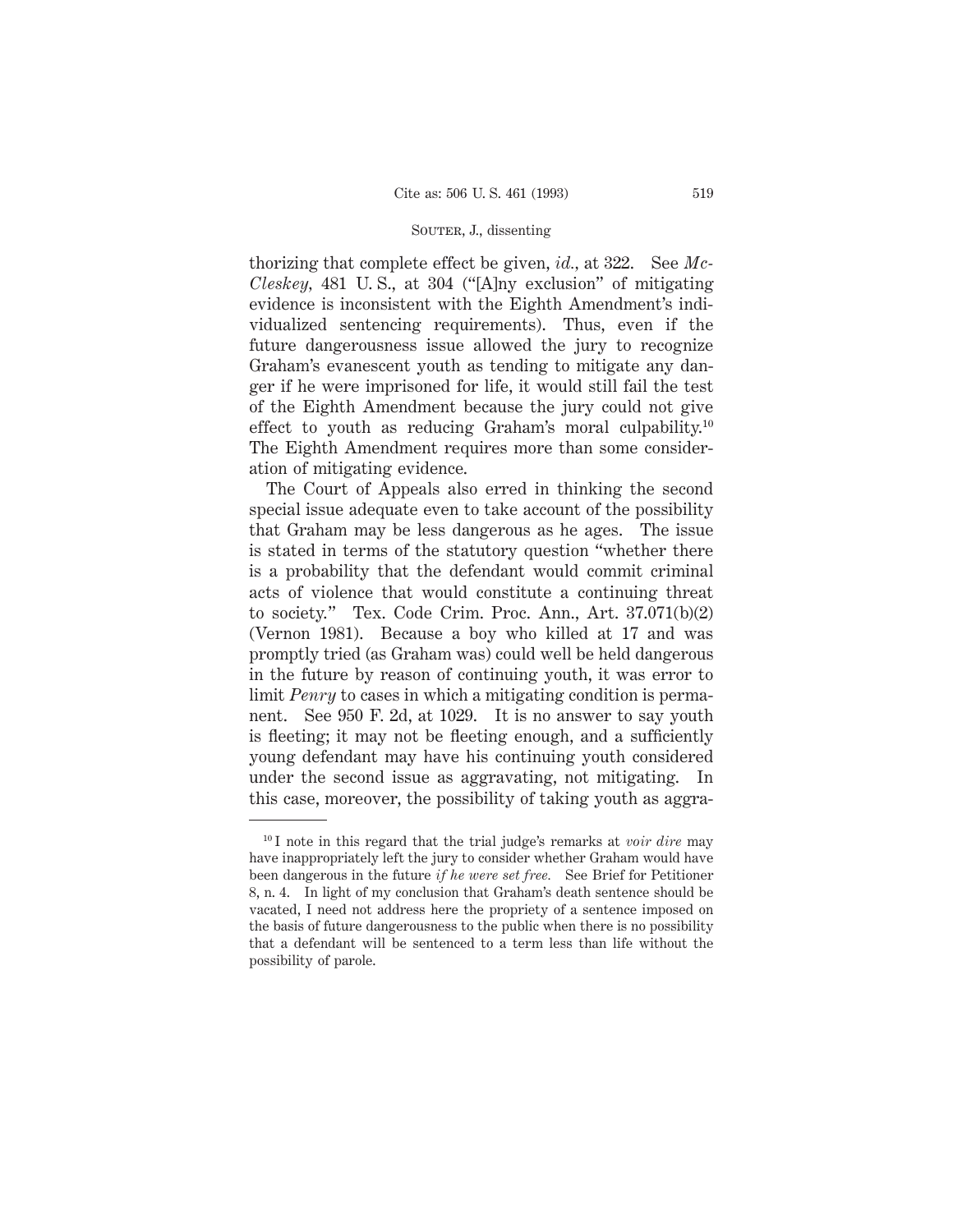thorizing that complete effect be given, *id.*, at 322. See *McCleskey*, 481 U. S., at 304 ("[A]ny exclusion" of mitigating evidence is inconsistent with the Eighth Amendment's individualized sentencing requirements). Thus, even if the future dangerousness issue allowed the jury to recognize Graham's evanescent youth as tending to mitigate any danger if he were imprisoned for life, it would still fail the test of the Eighth Amendment because the jury could not give effect to youth as reducing Graham's moral culpability.[10] The Eighth Amendment requires more than some consideration of mitigating evidence.

The Court of Appeals also erred in thinking the second special issue adequate even to take account of the possibility that Graham may be less dangerous as he ages. The issue is stated in terms of the statutory question "whether there is a probability that the defendant would commit criminal acts of violence that would constitute a continuing threat to society." Tex. Code Crim. Proc. Ann., Art. 37.071(b)(2) (Vernon 1981). Because a boy who killed at 17 and was promptly tried (as Graham was) could well be held dangerous in the future by reason of continuing youth, it was error to limit *Penry* to cases in which a mitigating condition is permanent. See 950 F. 2d, at 1029. It is no answer to say youth is fleeting; it may not be fleeting enough, and a sufficiently young defendant may have his continuing youth considered under the second issue as aggravating, not mitigating. In this case, moreover, the possibility of taking youth as aggra-

---

[10] I note in this regard that the trial judge's remarks at *voir dire* may have inappropriately left the jury to consider whether Graham would have been dangerous in the future *if he were set free.* See Brief for Petitioner 8, n. 4. In light of my conclusion that Graham's death sentence should be vacated, I need not address here the propriety of a sentence imposed on the basis of future dangerousness to the public when there is no possibility that a defendant will be sentenced to a term less than life without the possibility of parole.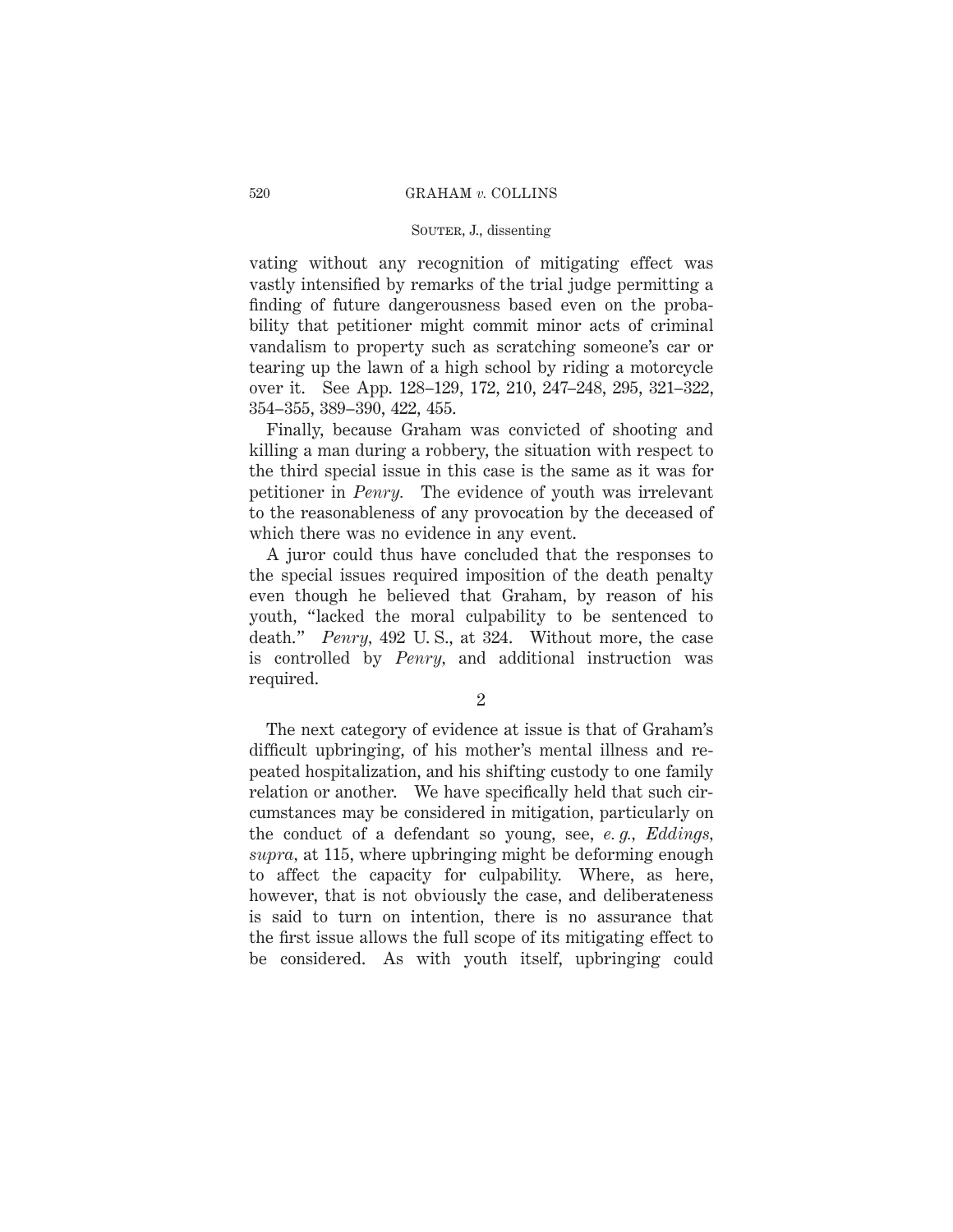vating without any recognition of mitigating effect was vastly intensified by remarks of the trial judge permitting a finding of future dangerousness based even on the probability that petitioner might commit minor acts of criminal vandalism to property such as scratching someone's car or tearing up the lawn of a high school by riding a motorcycle over it. See App. 128–129, 172, 210, 247–248, 295, 321–322, 354–355, 389–390, 422, 455.

Finally, because Graham was convicted of shooting and killing a man during a robbery, the situation with respect to the third special issue in this case is the same as it was for petitioner in *Penry.* The evidence of youth was irrelevant to the reasonableness of any provocation by the deceased of which there was no evidence in any event.

A juror could thus have concluded that the responses to the special issues required imposition of the death penalty even though he believed that Graham, by reason of his youth, "lacked the moral culpability to be sentenced to death." *Penry,* 492 U. S., at 324. Without more, the case is controlled by *Penry,* and additional instruction was required.

2

The next category of evidence at issue is that of Graham's difficult upbringing, of his mother's mental illness and repeated hospitalization, and his shifting custody to one family relation or another. We have specifically held that such circumstances may be considered in mitigation, particularly on the conduct of a defendant so young, see, *e. g., Eddings, supra,* at 115, where upbringing might be deforming enough to affect the capacity for culpability. Where, as here, however, that is not obviously the case, and deliberateness is said to turn on intention, there is no assurance that the first issue allows the full scope of its mitigating effect to be considered. As with youth itself, upbringing could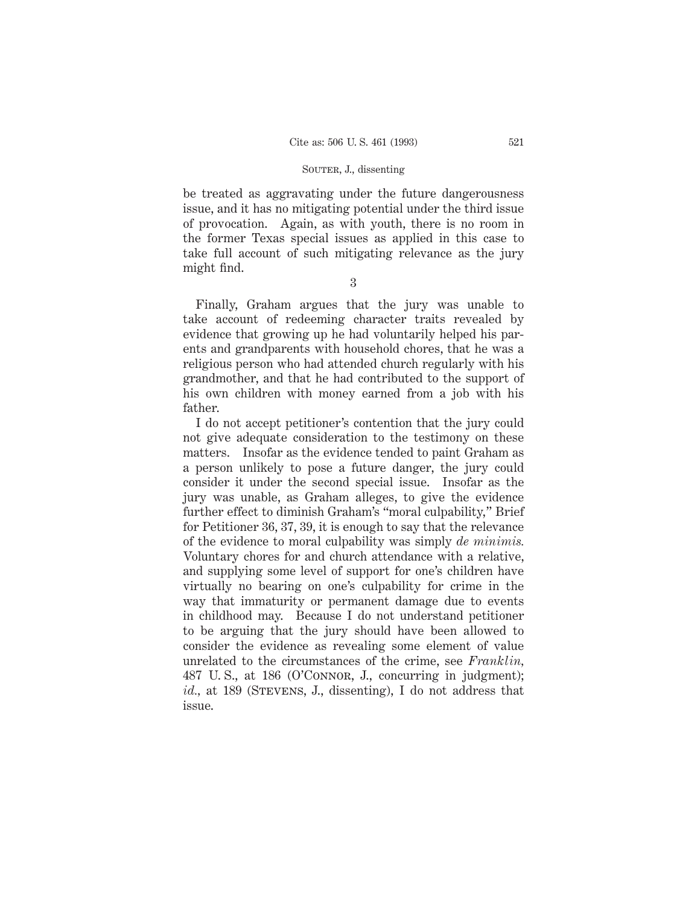be treated as aggravating under the future dangerousness issue, and it has no mitigating potential under the third issue of provocation. Again, as with youth, there is no room in the former Texas special issues as applied in this case to take full account of such mitigating relevance as the jury might find.

3

Finally, Graham argues that the jury was unable to take account of redeeming character traits revealed by evidence that growing up he had voluntarily helped his parents and grandparents with household chores, that he was a religious person who had attended church regularly with his grandmother, and that he had contributed to the support of his own children with money earned from a job with his father.

I do not accept petitioner's contention that the jury could not give adequate consideration to the testimony on these matters. Insofar as the evidence tended to paint Graham as a person unlikely to pose a future danger, the jury could consider it under the second special issue. Insofar as the jury was unable, as Graham alleges, to give the evidence further effect to diminish Graham's "moral culpability," Brief for Petitioner 36, 37, 39, it is enough to say that the relevance of the evidence to moral culpability was simply *de minimis.* Voluntary chores for and church attendance with a relative, and supplying some level of support for one's children have virtually no bearing on one's culpability for crime in the way that immaturity or permanent damage due to events in childhood may. Because I do not understand petitioner to be arguing that the jury should have been allowed to consider the evidence as revealing some element of value unrelated to the circumstances of the crime, see *Franklin,* 487 U. S., at 186 (O'Connor, J., concurring in judgment); *id.,* at 189 (Stevens, J., dissenting), I do not address that issue.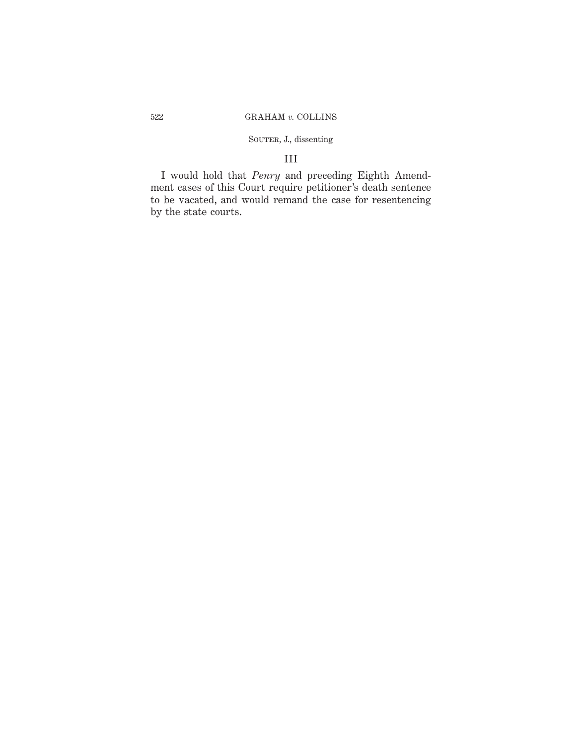### III

I would hold that *Penry* and preceding Eighth Amendment cases of this Court require petitioner's death sentence to be vacated, and would remand the case for resentencing by the state courts.